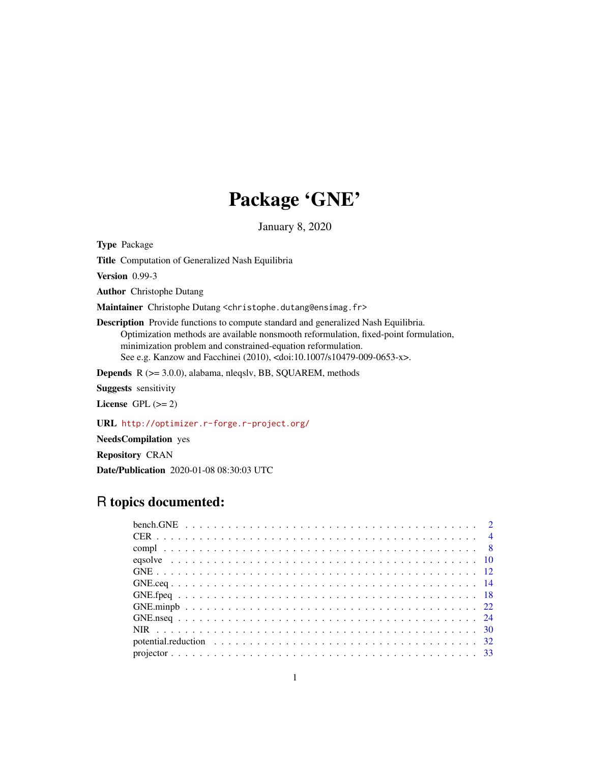# Package 'GNE'

January 8, 2020

**Type** Package

**Title** Computation of Generalized Nash Equilibria

**Version** 0.99-3

**Author** Christophe Dutang

**Maintainer** Christophe Dutang <christophe.dutang@ensimag.fr>

**Description** Provide functions to compute standard and generalized Nash Equilibria.
Optimization methods are available nonsmooth reformulation, fixed-point formulation, minimization problem and constrained-equation reformulation.
See e.g. Kanzow and Facchinei (2010), <doi:10.1007/s10479-009-0653-x>.

**Depends** R (>= 3.0.0), alabama, nleqslv, BB, SQUAREM, methods

**Suggests** sensitivity

**License** GPL (>= 2)

**URL** http://optimizer.r-forge.r-project.org/

**NeedsCompilation** yes

**Repository** CRAN

**Date/Publication** 2020-01-08 08:30:03 UTC

## R topics documented:

| | |
|---|---|
| bench.GNE | 2 |
| CER | 4 |
| compl | 8 |
| eqsolve | 10 |
| GNE | 12 |
| GNE.ceq | 14 |
| GNE.fpeq | 18 |
| GNE.minpb | 22 |
| GNE.nseq | 24 |
| NIR | 30 |
| potential.reduction | 32 |
| projector | 33 |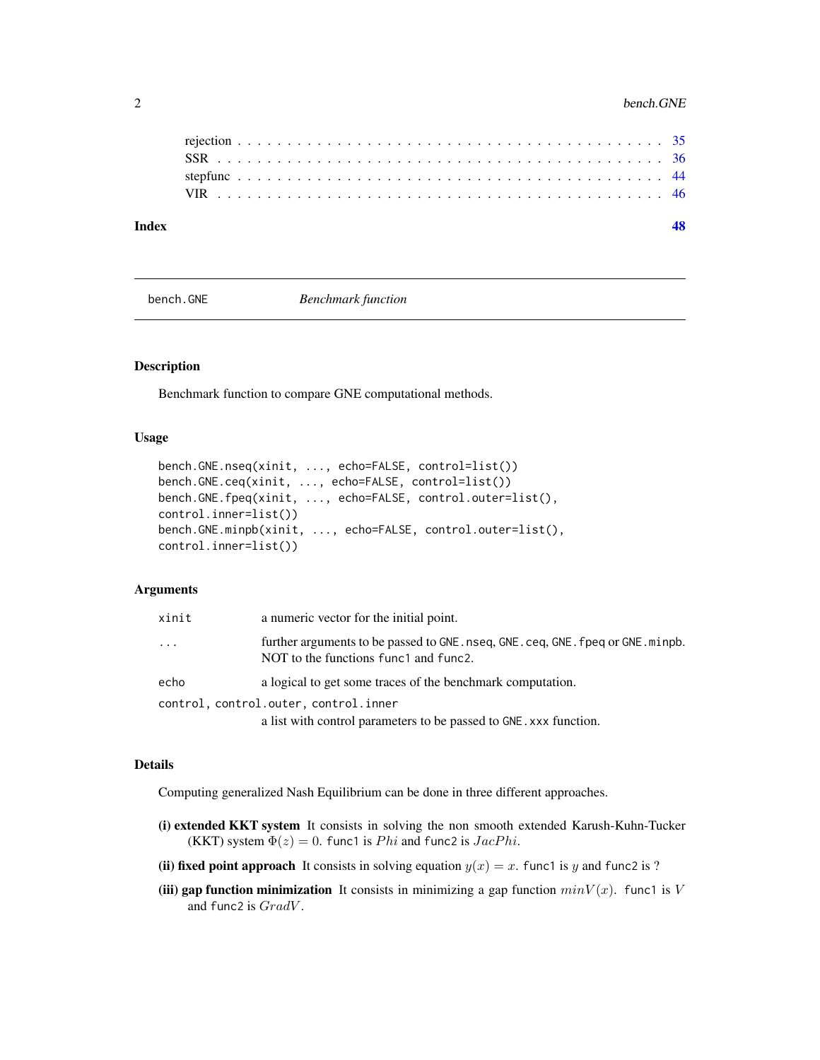rejection . . . . . . . . . . . . . . . . . . . . . . . . . . . . . . . . . . . . . . . . . . 35
SSR . . . . . . . . . . . . . . . . . . . . . . . . . . . . . . . . . . . . . . . . . . . . . 36
stepfunc . . . . . . . . . . . . . . . . . . . . . . . . . . . . . . . . . . . . . . . . . . . 44
VIR . . . . . . . . . . . . . . . . . . . . . . . . . . . . . . . . . . . . . . . . . . . . . 46

**Index** 48

---

## bench.GNE — *Benchmark function*

### Description

Benchmark function to compare GNE computational methods.

### Usage

```
bench.GNE.nseq(xinit, ..., echo=FALSE, control=list())
bench.GNE.ceq(xinit, ..., echo=FALSE, control=list())
bench.GNE.fpeq(xinit, ..., echo=FALSE, control.outer=list(),
control.inner=list())
bench.GNE.minpb(xinit, ..., echo=FALSE, control.outer=list(),
control.inner=list())
```

### Arguments

| | |
|---|---|
| `xinit` | a numeric vector for the initial point. |
| `...` | further arguments to be passed to `GNE.nseq`, `GNE.ceq`, `GNE.fpeq` or `GNE.minpb`. NOT to the functions `func1` and `func2`. |
| `echo` | a logical to get some traces of the benchmark computation. |
| `control, control.outer, control.inner` | a list with control parameters to be passed to `GNE.xxx` function. |

### Details

Computing generalized Nash Equilibrium can be done in three different approaches.

- **(i) extended KKT system** It consists in solving the non smooth extended Karush-Kuhn-Tucker (KKT) system $\Phi(z) = 0$. `func1` is $Phi$ and `func2` is $JacPhi$.
- **(ii) fixed point approach** It consists in solving equation $y(x) = x$. `func1` is $y$ and `func2` is ?
- **(iii) gap function minimization** It consists in minimizing a gap function $minV(x)$. `func1` is $V$ and `func2` is $GradV$.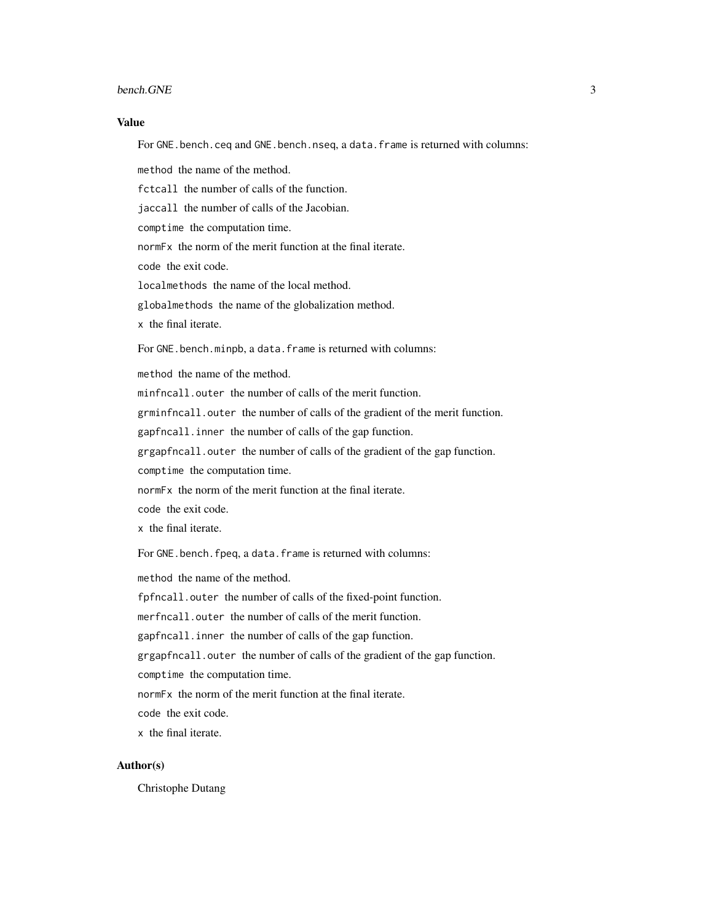## Value

For `GNE.bench.ceq` and `GNE.bench.nseq`, a `data.frame` is returned with columns:

- `method` the name of the method.
- `fctcall` the number of calls of the function.
- `jaccall` the number of calls of the Jacobian.
- `comptime` the computation time.
- `normFx` the norm of the merit function at the final iterate.
- `code` the exit code.
- `localmethods` the name of the local method.
- `globalmethods` the name of the globalization method.
- `x` the final iterate.

For `GNE.bench.minpb`, a `data.frame` is returned with columns:

- `method` the name of the method.
- `minfncall.outer` the number of calls of the merit function.
- `grminfncall.outer` the number of calls of the gradient of the merit function.
- `gapfncall.inner` the number of calls of the gap function.
- `grgapfncall.outer` the number of calls of the gradient of the gap function.
- `comptime` the computation time.
- `normFx` the norm of the merit function at the final iterate.
- `code` the exit code.
- `x` the final iterate.

For `GNE.bench.fpeq`, a `data.frame` is returned with columns:

- `method` the name of the method.
- `fpfncall.outer` the number of calls of the fixed-point function.
- `merfncall.outer` the number of calls of the merit function.
- `gapfncall.inner` the number of calls of the gap function.
- `grgapfncall.outer` the number of calls of the gradient of the gap function.
- `comptime` the computation time.
- `normFx` the norm of the merit function at the final iterate.
- `code` the exit code.
- `x` the final iterate.

## Author(s)

Christophe Dutang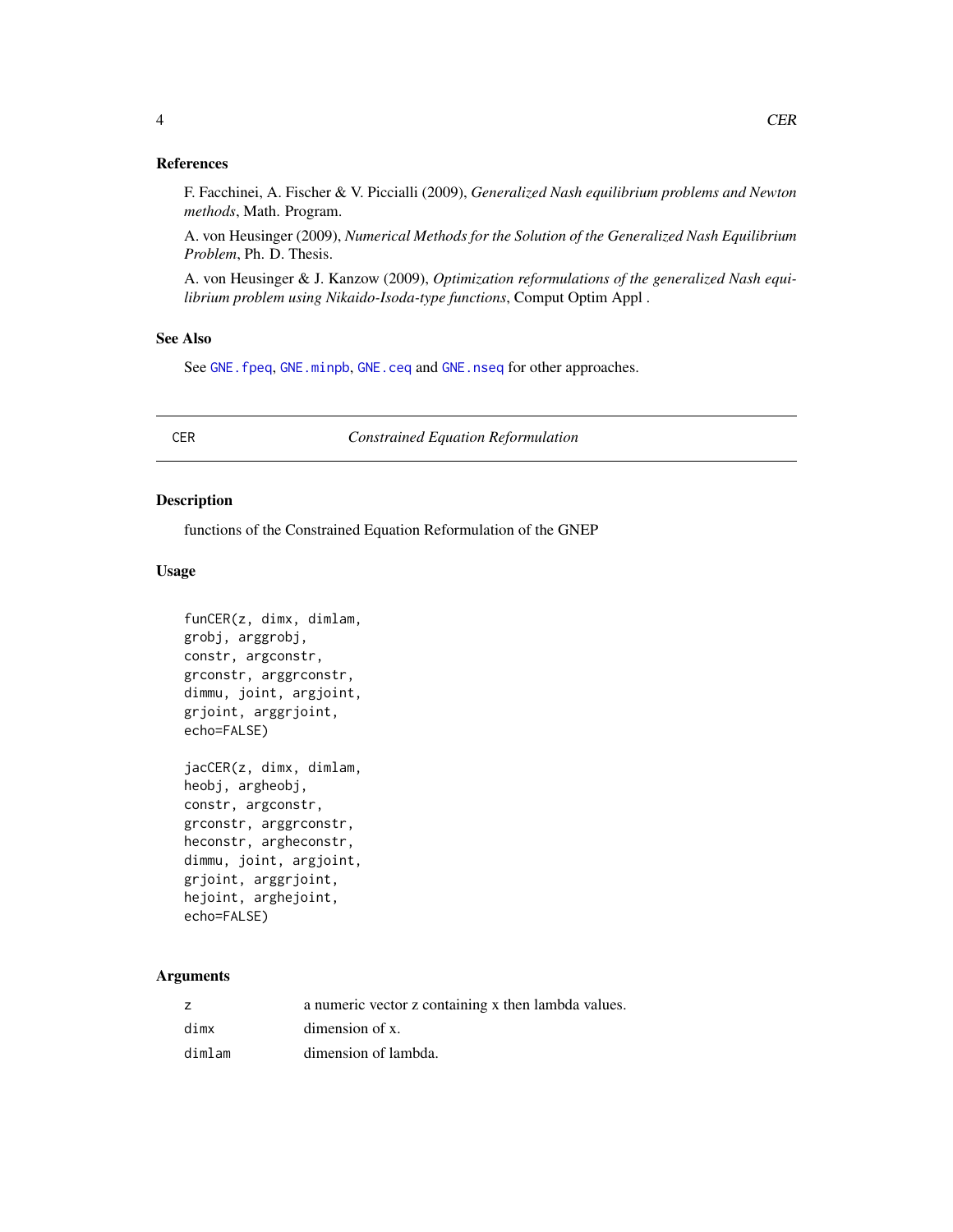## References

F. Facchinei, A. Fischer & V. Piccialli (2009), *Generalized Nash equilibrium problems and Newton methods*, Math. Program.

A. von Heusinger (2009), *Numerical Methods for the Solution of the Generalized Nash Equilibrium Problem*, Ph. D. Thesis.

A. von Heusinger & J. Kanzow (2009), *Optimization reformulations of the generalized Nash equilibrium problem using Nikaido-Isoda-type functions*, Comput Optim Appl .

## See Also

See `GNE.fpeq`, `GNE.minpb`, `GNE.ceq` and `GNE.nseq` for other approaches.

---

# CER — *Constrained Equation Reformulation*

## Description

functions of the Constrained Equation Reformulation of the GNEP

## Usage

```
funCER(z, dimx, dimlam,
grobj, arggrobj,
constr, argconstr,
grconstr, arggrconstr,
dimmu, joint, argjoint,
grjoint, arggrjoint,
echo=FALSE)

jacCER(z, dimx, dimlam,
heobj, argheobj,
constr, argconstr,
grconstr, arggrconstr,
heconstr, argheconstr,
dimmu, joint, argjoint,
grjoint, arggrjoint,
hejoint, arghejoint,
echo=FALSE)
```

## Arguments

| | |
|---|---|
| z | a numeric vector z containing x then lambda values. |
| dimx | dimension of x. |
| dimlam | dimension of lambda. |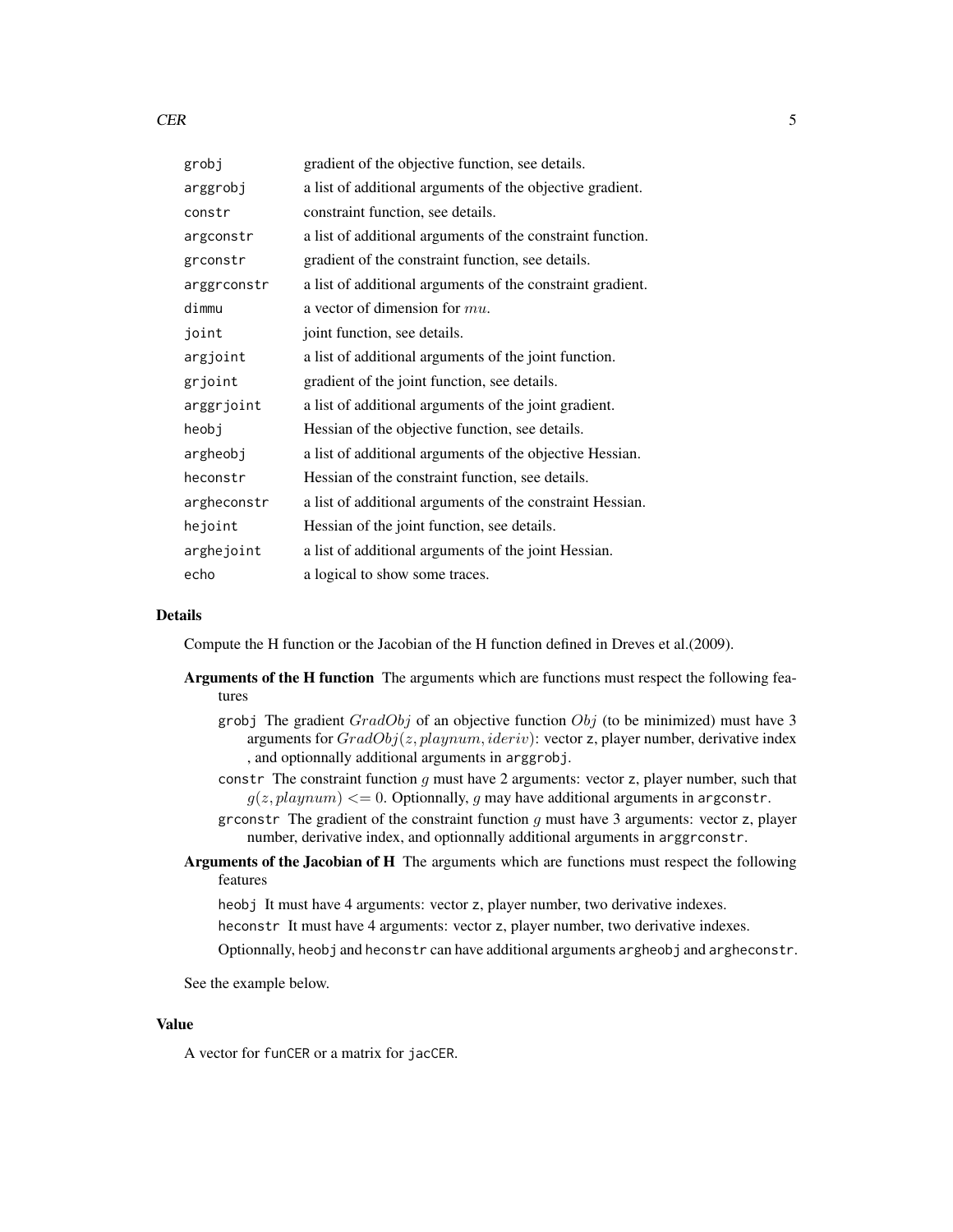| | |
|---|---|
| grobj | gradient of the objective function, see details. |
| arggrobj | a list of additional arguments of the objective gradient. |
| constr | constraint function, see details. |
| argconstr | a list of additional arguments of the constraint function. |
| grconstr | gradient of the constraint function, see details. |
| arggrconstr | a list of additional arguments of the constraint gradient. |
| dimmu | a vector of dimension for $mu$. |
| joint | joint function, see details. |
| argjoint | a list of additional arguments of the joint function. |
| grjoint | gradient of the joint function, see details. |
| arggrjoint | a list of additional arguments of the joint gradient. |
| heobj | Hessian of the objective function, see details. |
| argheobj | a list of additional arguments of the objective Hessian. |
| heconstr | Hessian of the constraint function, see details. |
| argheconstr | a list of additional arguments of the constraint Hessian. |
| hejoint | Hessian of the joint function, see details. |
| arghejoint | a list of additional arguments of the joint Hessian. |
| echo | a logical to show some traces. |

### Details

Compute the H function or the Jacobian of the H function defined in Dreves et al.(2009).

**Arguments of the H function** The arguments which are functions must respect the following features

- `grobj` The gradient $GradObj$ of an objective function $Obj$ (to be minimized) must have 3 arguments for $GradObj(z, playnum, ideriv)$: vector `z`, player number, derivative index , and optionnally additional arguments in `arggrobj`.
- `constr` The constraint function $g$ must have 2 arguments: vector `z`, player number, such that $g(z, playnum) <= 0$. Optionnally, $g$ may have additional arguments in `argconstr`.
- `grconstr` The gradient of the constraint function $g$ must have 3 arguments: vector `z`, player number, derivative index, and optionnally additional arguments in `arggrconstr`.

**Arguments of the Jacobian of H** The arguments which are functions must respect the following features

- `heobj` It must have 4 arguments: vector `z`, player number, two derivative indexes.
- `heconstr` It must have 4 arguments: vector `z`, player number, two derivative indexes.

Optionnally, `heobj` and `heconstr` can have additional arguments `argheobj` and `argheconstr`.

See the example below.

### Value

A vector for `funCER` or a matrix for `jacCER`.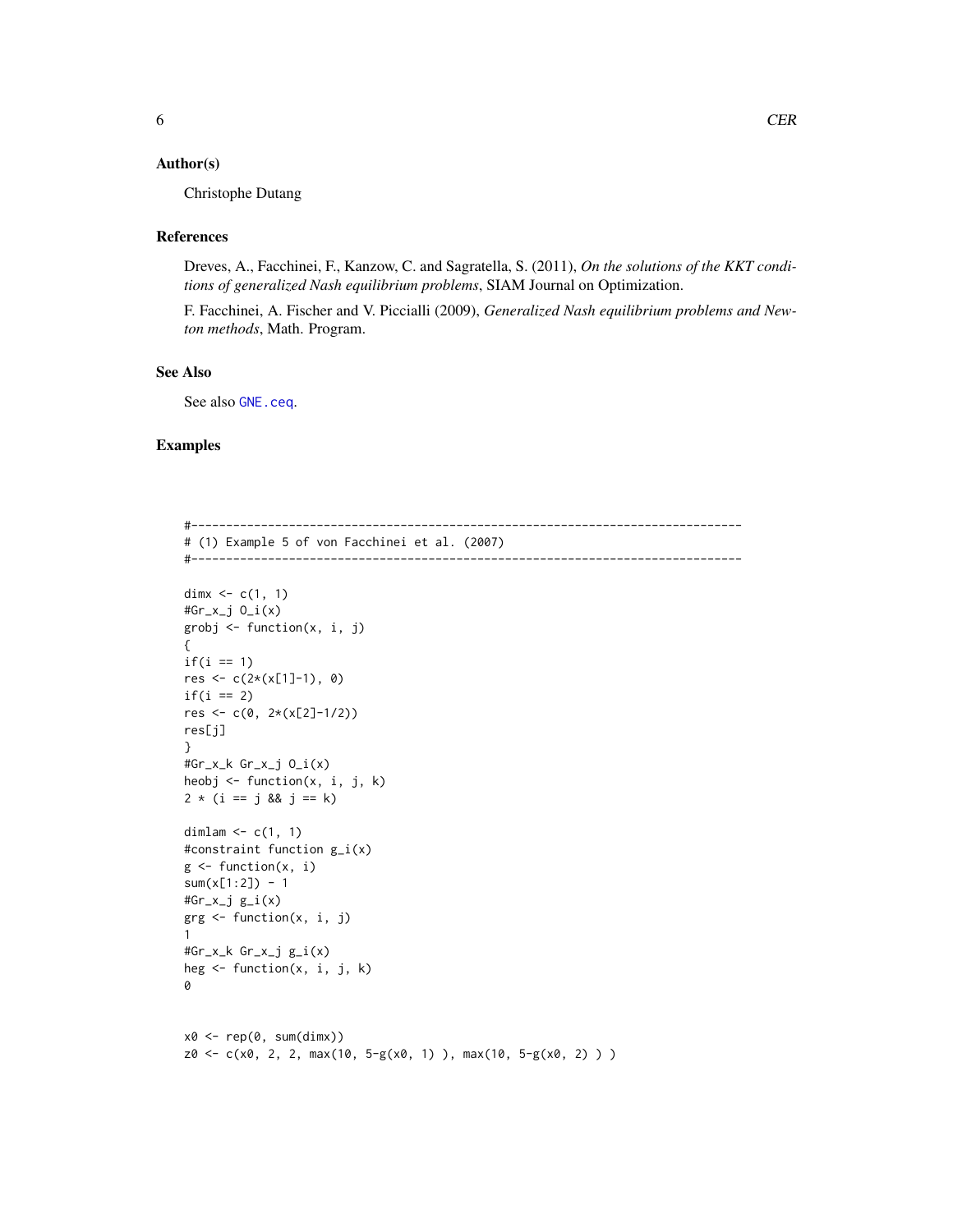## Author(s)

Christophe Dutang

## References

Dreves, A., Facchinei, F., Kanzow, C. and Sagratella, S. (2011), *On the solutions of the KKT conditions of generalized Nash equilibrium problems*, SIAM Journal on Optimization.

F. Facchinei, A. Fischer and V. Piccialli (2009), *Generalized Nash equilibrium problems and Newton methods*, Math. Program.

## See Also

See also `GNE.ceq`.

## Examples

```
#-------------------------------------------------------------------------------
# (1) Example 5 of von Facchinei et al. (2007)
#-------------------------------------------------------------------------------

dimx <- c(1, 1)
#Gr_x_j O_i(x)
grobj <- function(x, i, j)
{
if(i == 1)
res <- c(2*(x[1]-1), 0)
if(i == 2)
res <- c(0, 2*(x[2]-1/2))
res[j]
}
#Gr_x_k Gr_x_j O_i(x)
heobj <- function(x, i, j, k)
2 * (i == j && j == k)

dimlam <- c(1, 1)
#constraint function g_i(x)
g <- function(x, i)
sum(x[1:2]) - 1
#Gr_x_j g_i(x)
grg <- function(x, i, j)
1
#Gr_x_k Gr_x_j g_i(x)
heg <- function(x, i, j, k)
0


x0 <- rep(0, sum(dimx))
z0 <- c(x0, 2, 2, max(10, 5-g(x0, 1) ), max(10, 5-g(x0, 2) ) )
```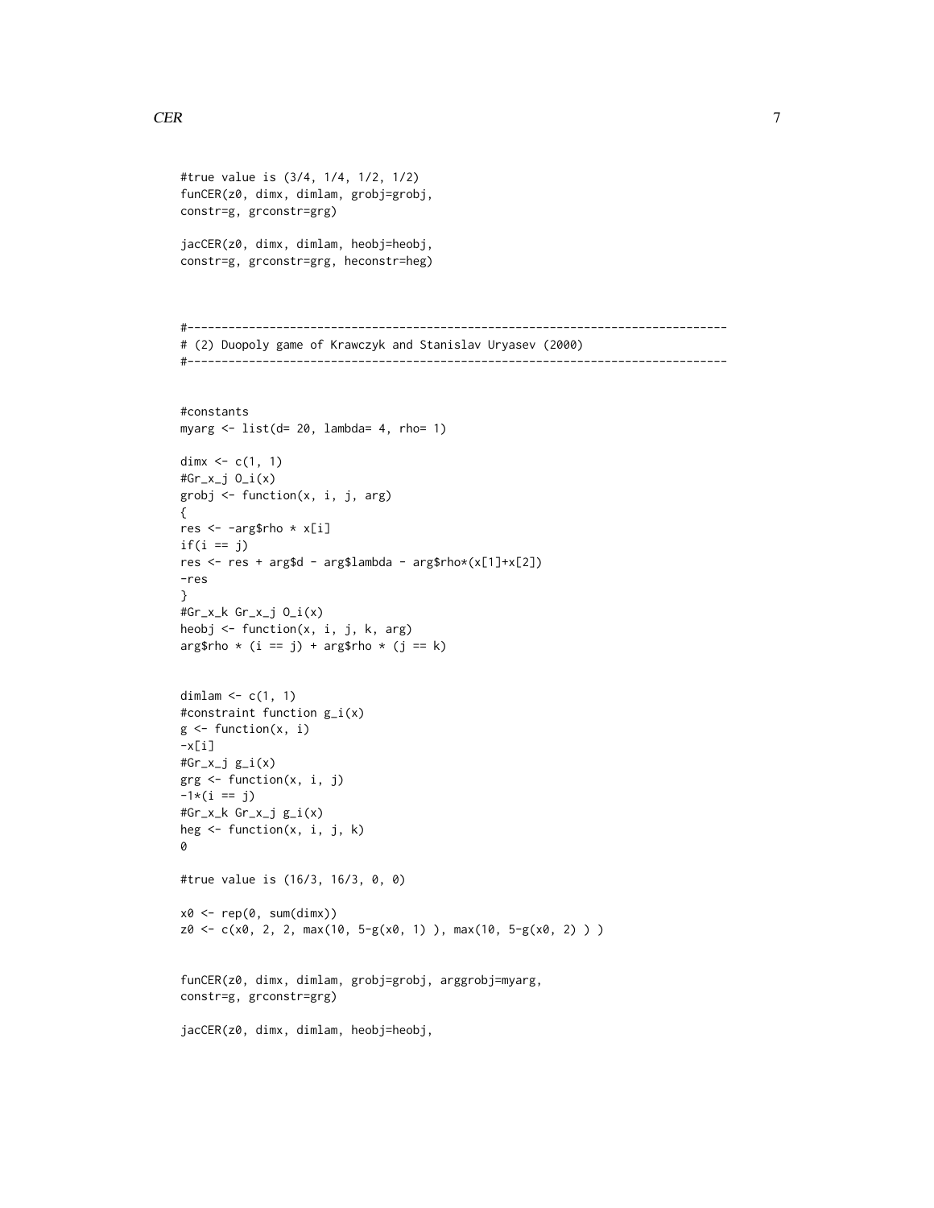```
#true value is (3/4, 1/4, 1/2, 1/2)
funCER(z0, dimx, dimlam, grobj=grobj,
constr=g, grconstr=grg)

jacCER(z0, dimx, dimlam, heobj=heobj,
constr=g, grconstr=grg, heconstr=heg)



#-------------------------------------------------------------------------------
# (2) Duopoly game of Krawczyk and Stanislav Uryasev (2000)
#-------------------------------------------------------------------------------


#constants
myarg <- list(d= 20, lambda= 4, rho= 1)

dimx <- c(1, 1)
#Gr_x_j O_i(x)
grobj <- function(x, i, j, arg)
{
res <- -arg$rho * x[i]
if(i == j)
res <- res + arg$d - arg$lambda - arg$rho*(x[1]+x[2])
-res
}
#Gr_x_k Gr_x_j O_i(x)
heobj <- function(x, i, j, k, arg)
arg$rho * (i == j) + arg$rho * (j == k)


dimlam <- c(1, 1)
#constraint function g_i(x)
g <- function(x, i)
-x[i]
#Gr_x_j g_i(x)
grg <- function(x, i, j)
-1*(i == j)
#Gr_x_k Gr_x_j g_i(x)
heg <- function(x, i, j, k)
0

#true value is (16/3, 16/3, 0, 0)

x0 <- rep(0, sum(dimx))
z0 <- c(x0, 2, 2, max(10, 5-g(x0, 1) ), max(10, 5-g(x0, 2) ) )


funCER(z0, dimx, dimlam, grobj=grobj, arggrobj=myarg,
constr=g, grconstr=grg)

jacCER(z0, dimx, dimlam, heobj=heobj,
```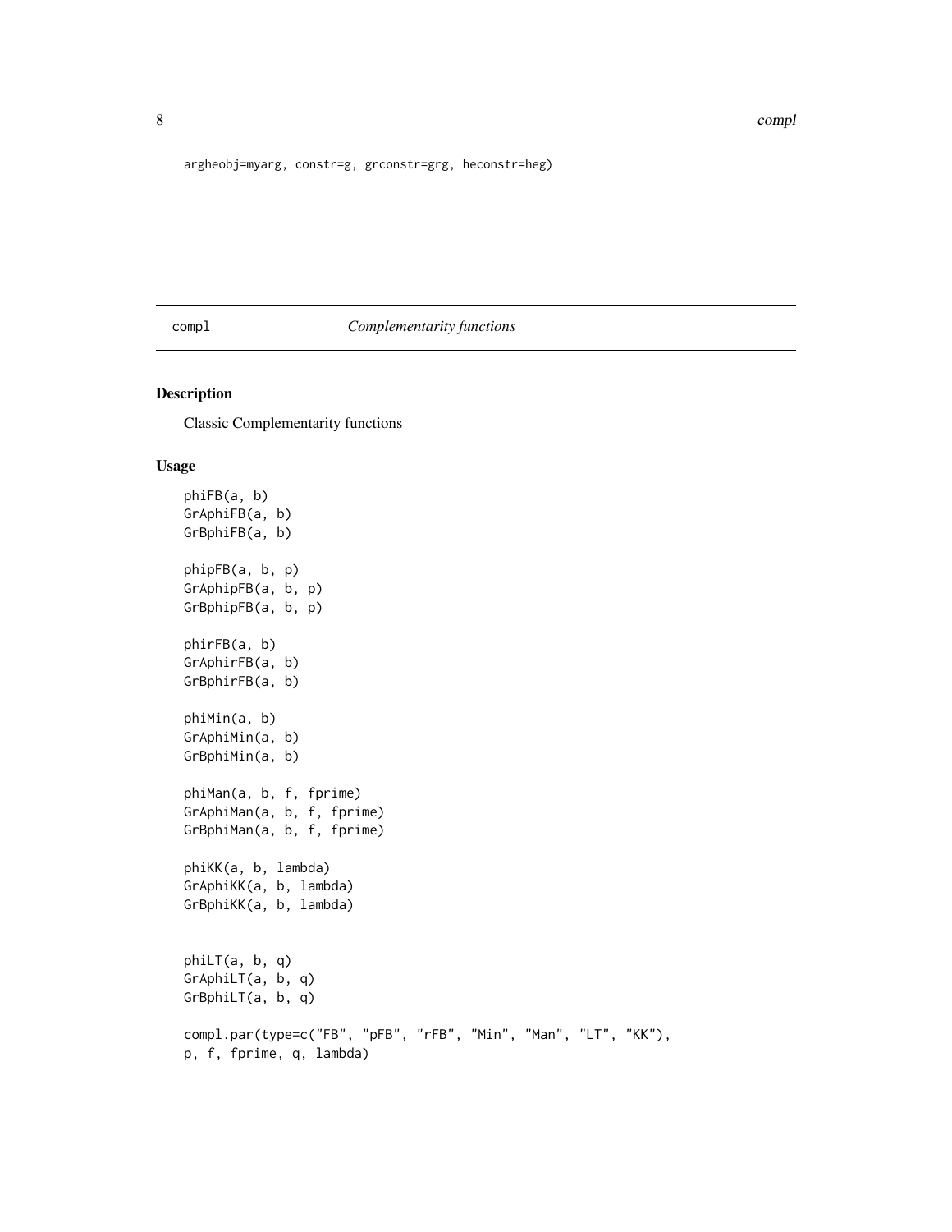```
argheobj=myarg, constr=g, grconstr=grg, heconstr=heg)
```

## compl — *Complementarity functions*

### Description

Classic Complementarity functions

### Usage

```
phiFB(a, b)
GrAphiFB(a, b)
GrBphiFB(a, b)

phipFB(a, b, p)
GrAphipFB(a, b, p)
GrBphipFB(a, b, p)

phirFB(a, b)
GrAphirFB(a, b)
GrBphirFB(a, b)

phiMin(a, b)
GrAphiMin(a, b)
GrBphiMin(a, b)

phiMan(a, b, f, fprime)
GrAphiMan(a, b, f, fprime)
GrBphiMan(a, b, f, fprime)

phiKK(a, b, lambda)
GrAphiKK(a, b, lambda)
GrBphiKK(a, b, lambda)


phiLT(a, b, q)
GrAphiLT(a, b, q)
GrBphiLT(a, b, q)

compl.par(type=c("FB", "pFB", "rFB", "Min", "Man", "LT", "KK"),
p, f, fprime, q, lambda)
```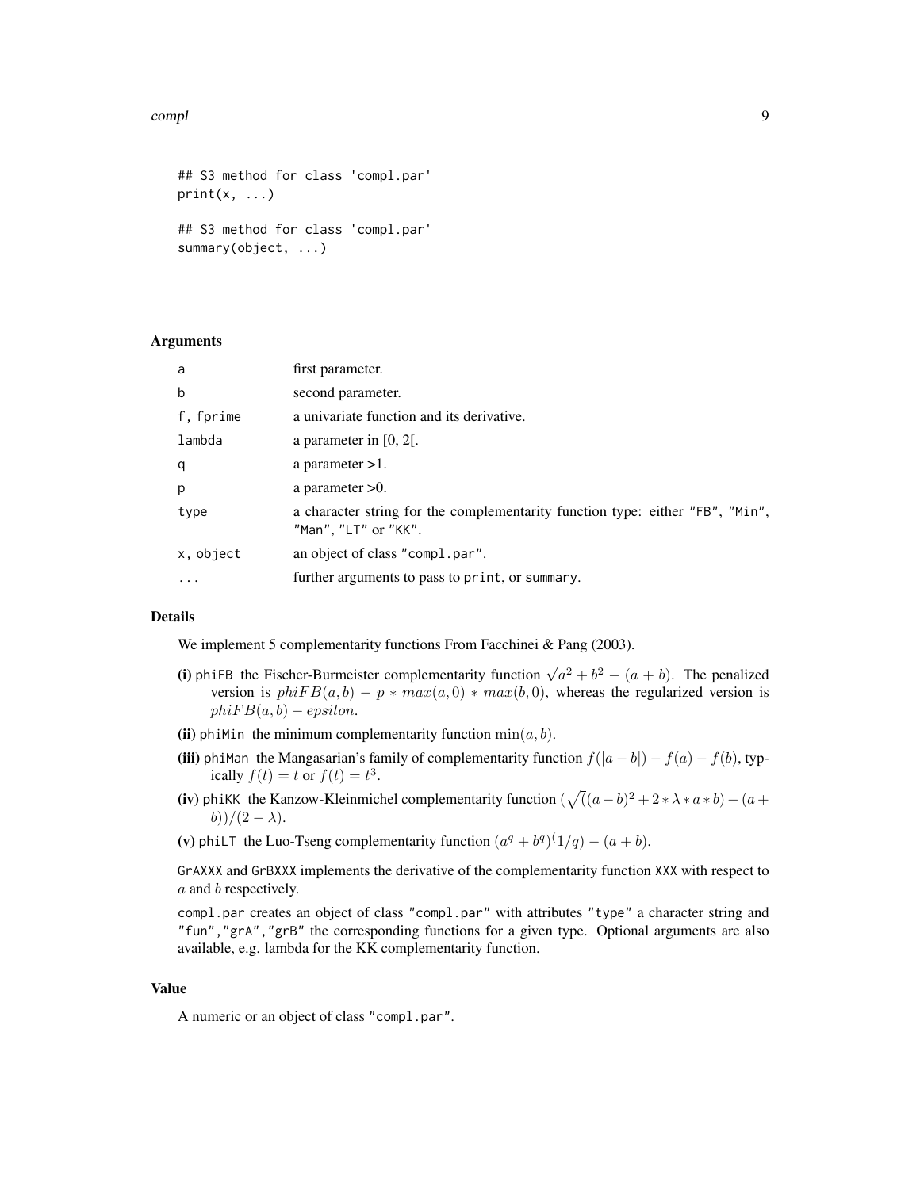```
## S3 method for class 'compl.par'
print(x, ...)

## S3 method for class 'compl.par'
summary(object, ...)
```

### Arguments

| | |
|---|---|
| a | first parameter. |
| b | second parameter. |
| f, fprime | a univariate function and its derivative. |
| lambda | a parameter in [0, 2[. |
| q | a parameter >1. |
| p | a parameter >0. |
| type | a character string for the complementarity function type: either "FB", "Min", "Man", "LT" or "KK". |
| x, object | an object of class "compl.par". |
| ... | further arguments to pass to print, or summary. |

### Details

We implement 5 complementarity functions From Facchinei & Pang (2003).

**(i)** phiFB the Fischer-Burmeister complementarity function $\sqrt{a^2+b^2}-(a+b)$. The penalized version is $phiFB(a,b) - p * max(a,0) * max(b,0)$, whereas the regularized version is $phiFB(a,b) - epsilon$.

**(ii)** phiMin the minimum complementarity function $\min(a,b)$.

**(iii)** phiMan the Mangasarian's family of complementarity function $f(|a-b|) - f(a) - f(b)$, typically $f(t) = t$ or $f(t) = t^3$.

**(iv)** phiKK the Kanzow-Kleinmichel complementarity function $(\sqrt{(}(a-b)^2 + 2*\lambda*a*b) - (a+b))/(2-\lambda)$.

**(v)** phiLT the Luo-Tseng complementarity function $(a^q + b^q)^(1/q) - (a+b)$.

GrAXXX and GrBXXX implements the derivative of the complementarity function XXX with respect to $a$ and $b$ respectively.

compl.par creates an object of class "compl.par" with attributes "type" a character string and "fun","grA","grB" the corresponding functions for a given type. Optional arguments are also available, e.g. lambda for the KK complementarity function.

### Value

A numeric or an object of class "compl.par".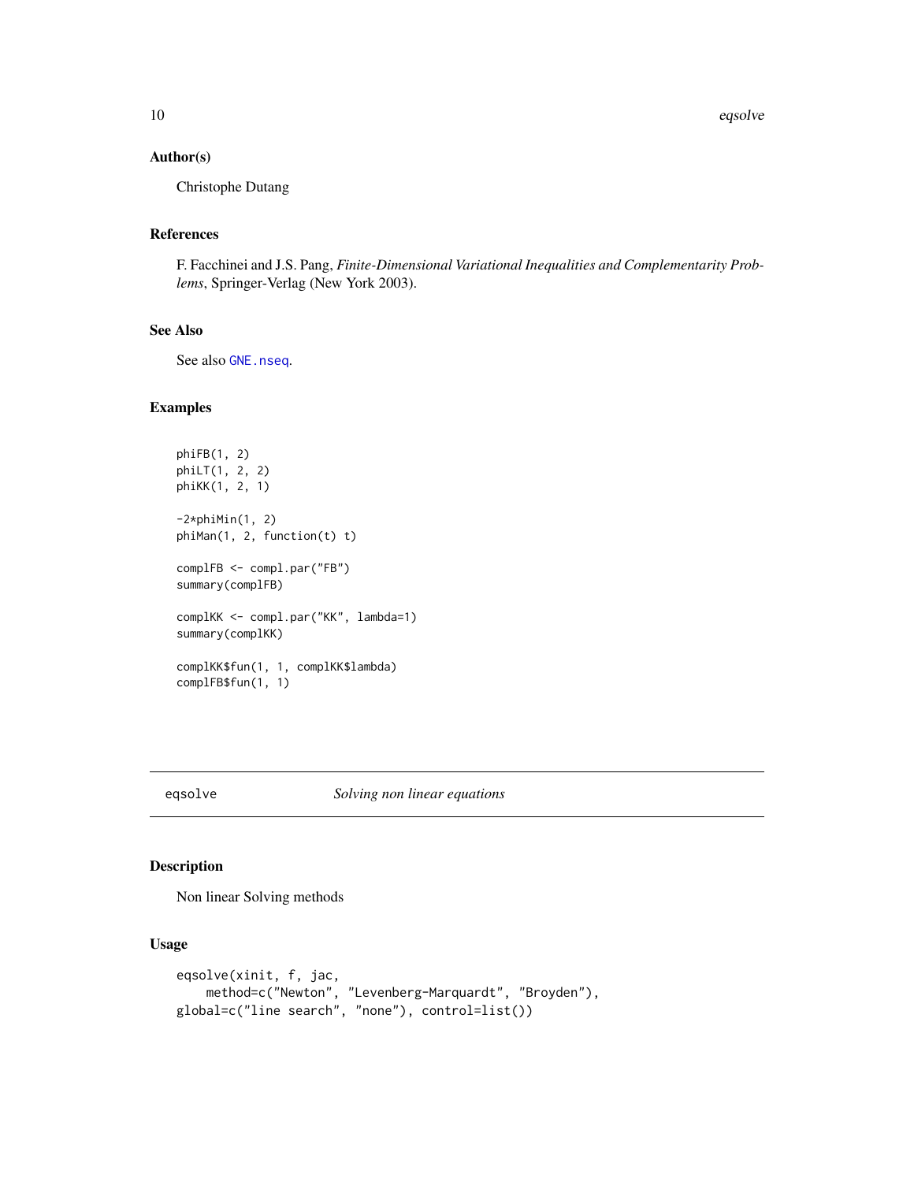## Author(s)

Christophe Dutang

## References

F. Facchinei and J.S. Pang, *Finite-Dimensional Variational Inequalities and Complementarity Problems*, Springer-Verlag (New York 2003).

## See Also

See also GNE.nseq.

## Examples

```
phiFB(1, 2)
phiLT(1, 2, 2)
phiKK(1, 2, 1)

-2*phiMin(1, 2)
phiMan(1, 2, function(t) t)

complFB <- compl.par("FB")
summary(complFB)

complKK <- compl.par("KK", lambda=1)
summary(complKK)

complKK$fun(1, 1, complKK$lambda)
complFB$fun(1, 1)
```

---

# eqsolve — *Solving non linear equations*

## Description

Non linear Solving methods

## Usage

```
eqsolve(xinit, f, jac,
    method=c("Newton", "Levenberg-Marquardt", "Broyden"),
global=c("line search", "none"), control=list())
```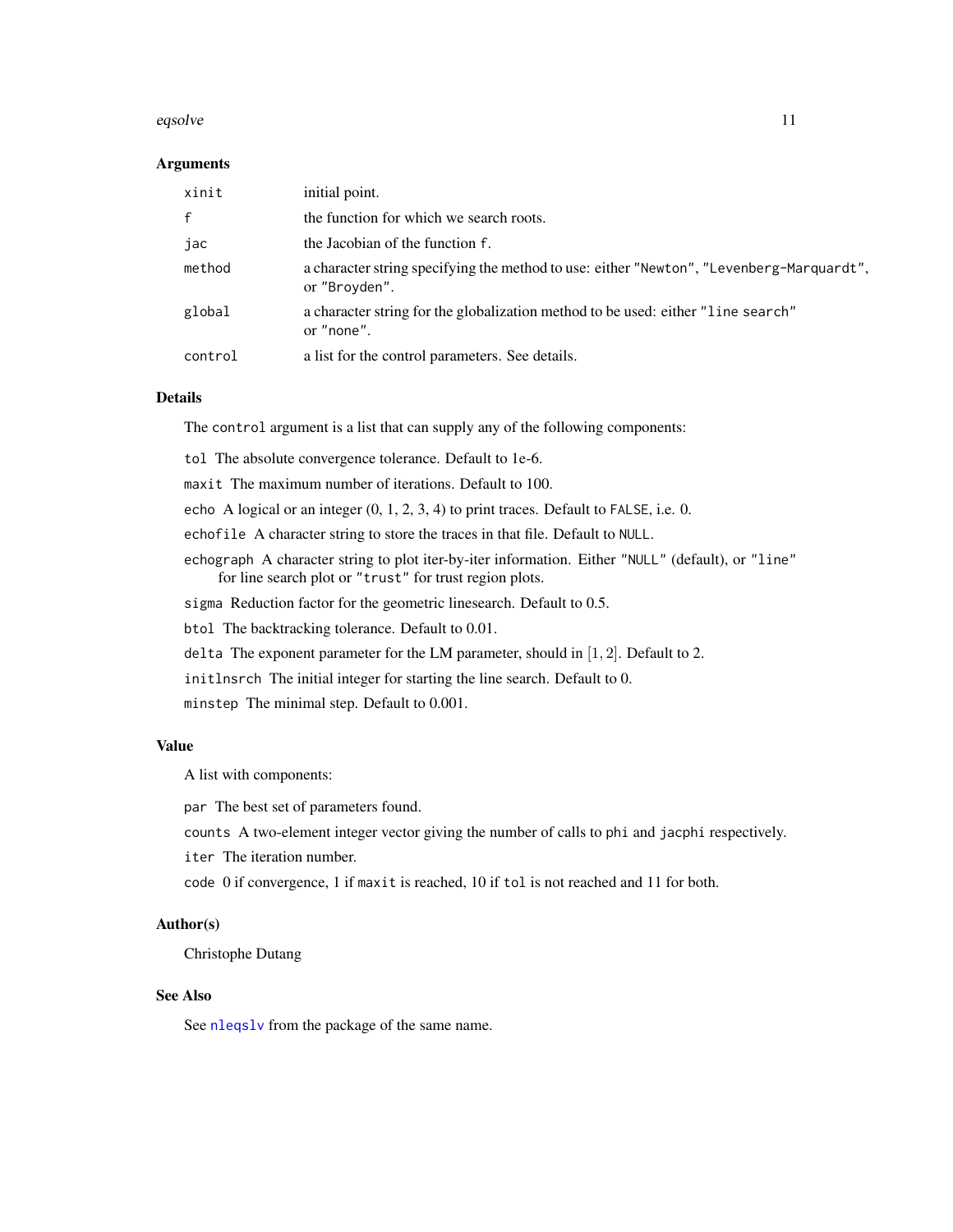## Arguments

| | |
|---|---|
| `xinit` | initial point. |
| `f` | the function for which we search roots. |
| `jac` | the Jacobian of the function `f`. |
| `method` | a character string specifying the method to use: either `"Newton"`, `"Levenberg-Marquardt"`, or `"Broyden"`. |
| `global` | a character string for the globalization method to be used: either `"line search"` or `"none"`. |
| `control` | a list for the control parameters. See details. |

## Details

The `control` argument is a list that can supply any of the following components:

`tol` The absolute convergence tolerance. Default to 1e-6.

`maxit` The maximum number of iterations. Default to 100.

`echo` A logical or an integer (0, 1, 2, 3, 4) to print traces. Default to `FALSE`, i.e. 0.

`echofile` A character string to store the traces in that file. Default to `NULL`.

`echograph` A character string to plot iter-by-iter information. Either `"NULL"` (default), or `"line"` for line search plot or `"trust"` for trust region plots.

`sigma` Reduction factor for the geometric linesearch. Default to 0.5.

`btol` The backtracking tolerance. Default to 0.01.

`delta` The exponent parameter for the LM parameter, should in $[1, 2]$. Default to 2.

`initlnsrch` The initial integer for starting the line search. Default to 0.

`minstep` The minimal step. Default to 0.001.

## Value

A list with components:

`par` The best set of parameters found.

`counts` A two-element integer vector giving the number of calls to `phi` and `jacphi` respectively.

`iter` The iteration number.

`code` 0 if convergence, 1 if `maxit` is reached, 10 if `tol` is not reached and 11 for both.

## Author(s)

Christophe Dutang

## See Also

See `nleqslv` from the package of the same name.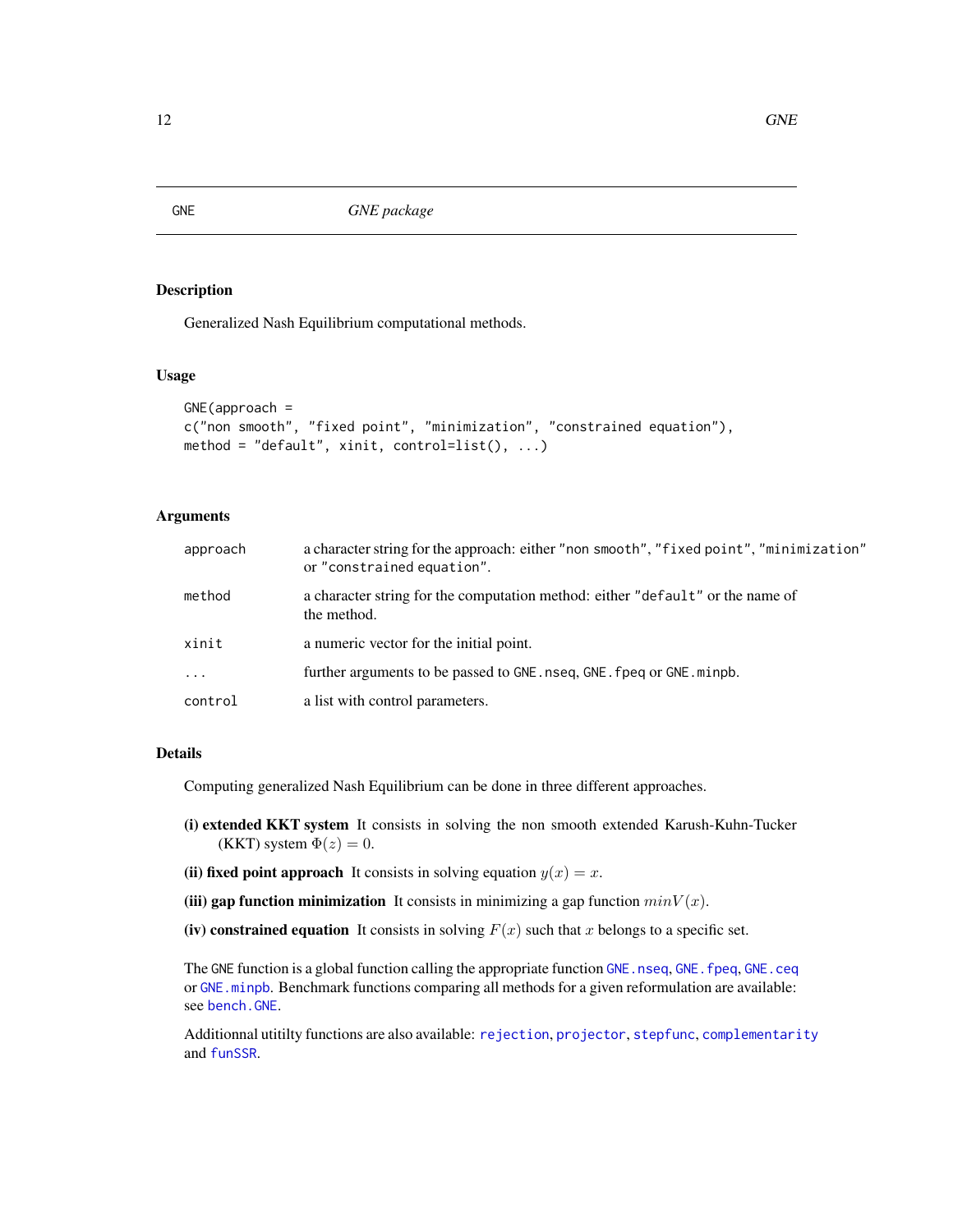GNE *GNE package*

## Description

Generalized Nash Equilibrium computational methods.

## Usage

```
GNE(approach =
c("non smooth", "fixed point", "minimization", "constrained equation"),
method = "default", xinit, control=list(), ...)
```

## Arguments

| | |
|---|---|
| `approach` | a character string for the approach: either `"non smooth"`, `"fixed point"`, `"minimization"` or `"constrained equation"`. |
| `method` | a character string for the computation method: either `"default"` or the name of the method. |
| `xinit` | a numeric vector for the initial point. |
| `...` | further arguments to be passed to `GNE.nseq`, `GNE.fpeq` or `GNE.minpb`. |
| `control` | a list with control parameters. |

## Details

Computing generalized Nash Equilibrium can be done in three different approaches.

**(i) extended KKT system** It consists in solving the non smooth extended Karush-Kuhn-Tucker (KKT) system $\Phi(z) = 0$.

**(ii) fixed point approach** It consists in solving equation $y(x) = x$.

**(iii) gap function minimization** It consists in minimizing a gap function $minV(x)$.

**(iv) constrained equation** It consists in solving $F(x)$ such that $x$ belongs to a specific set.

The `GNE` function is a global function calling the appropriate function `GNE.nseq`, `GNE.fpeq`, `GNE.ceq` or `GNE.minpb`. Benchmark functions comparing all methods for a given reformulation are available: see `bench.GNE`.

Additionnal utitilty functions are also available: `rejection`, `projector`, `stepfunc`, `complementarity` and `funSSR`.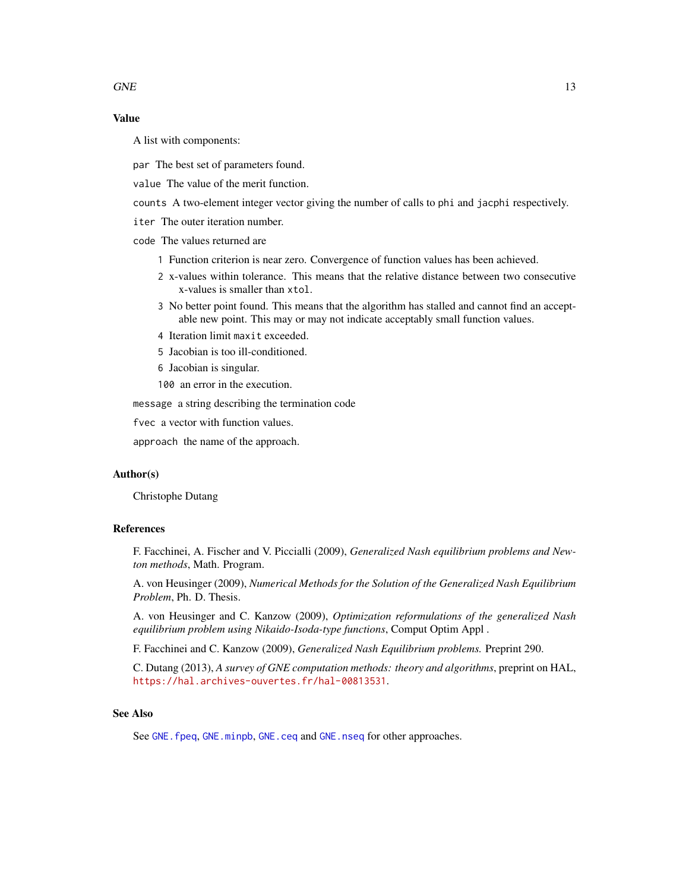## Value

A list with components:

`par` The best set of parameters found.

`value` The value of the merit function.

`counts` A two-element integer vector giving the number of calls to `phi` and `jacphi` respectively.

`iter` The outer iteration number.

`code` The values returned are

- `1` Function criterion is near zero. Convergence of function values has been achieved.
- `2` x-values within tolerance. This means that the relative distance between two consecutive x-values is smaller than `xtol`.
- `3` No better point found. This means that the algorithm has stalled and cannot find an acceptable new point. This may or may not indicate acceptably small function values.
- `4` Iteration limit `maxit` exceeded.
- `5` Jacobian is too ill-conditioned.
- `6` Jacobian is singular.
- `100` an error in the execution.

`message` a string describing the termination code

`fvec` a vector with function values.

`approach` the name of the approach.

## Author(s)

Christophe Dutang

## References

F. Facchinei, A. Fischer and V. Piccialli (2009), *Generalized Nash equilibrium problems and Newton methods*, Math. Program.

A. von Heusinger (2009), *Numerical Methods for the Solution of the Generalized Nash Equilibrium Problem*, Ph. D. Thesis.

A. von Heusinger and C. Kanzow (2009), *Optimization reformulations of the generalized Nash equilibrium problem using Nikaido-Isoda-type functions*, Comput Optim Appl .

F. Facchinei and C. Kanzow (2009), *Generalized Nash Equilibrium problems.* Preprint 290.

C. Dutang (2013), *A survey of GNE computation methods: theory and algorithms*, preprint on HAL, https://hal.archives-ouvertes.fr/hal-00813531.

## See Also

See `GNE.fpeq`, `GNE.minpb`, `GNE.ceq` and `GNE.nseq` for other approaches.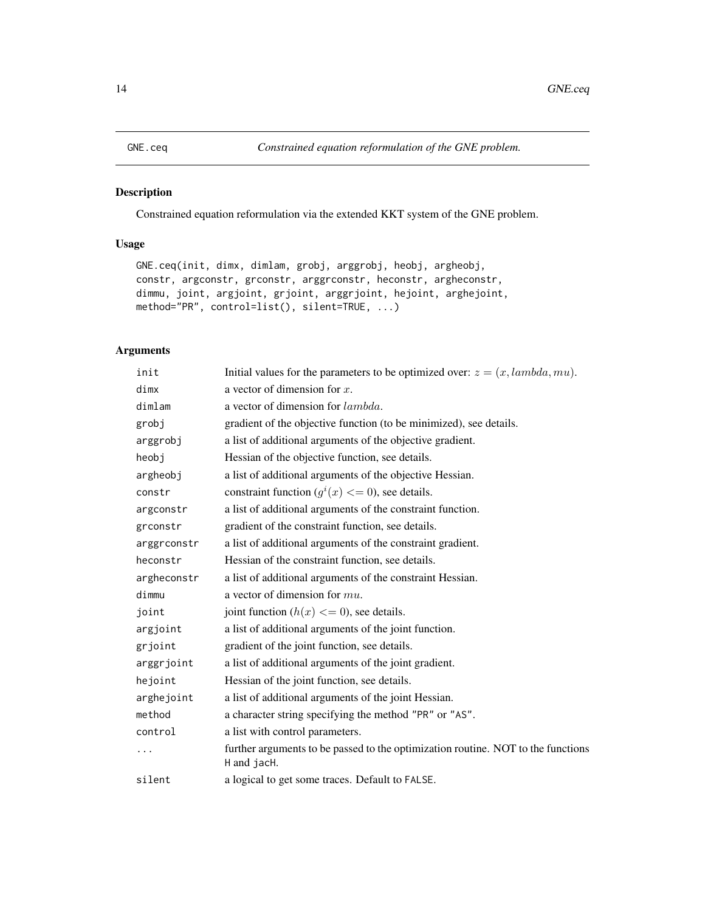GNE.ceq *Constrained equation reformulation of the GNE problem.*

## Description

Constrained equation reformulation via the extended KKT system of the GNE problem.

## Usage

```
GNE.ceq(init, dimx, dimlam, grobj, arggrobj, heobj, argheobj,
constr, argconstr, grconstr, arggrconstr, heconstr, argheconstr,
dimmu, joint, argjoint, grjoint, arggrjoint, hejoint, arghejoint,
method="PR", control=list(), silent=TRUE, ...)
```

## Arguments

| | |
|---|---|
| init | Initial values for the parameters to be optimized over: $z = (x, lambda, mu)$. |
| dimx | a vector of dimension for $x$. |
| dimlam | a vector of dimension for $lambda$. |
| grobj | gradient of the objective function (to be minimized), see details. |
| arggrobj | a list of additional arguments of the objective gradient. |
| heobj | Hessian of the objective function, see details. |
| argheobj | a list of additional arguments of the objective Hessian. |
| constr | constraint function ($g^i(x) <= 0$), see details. |
| argconstr | a list of additional arguments of the constraint function. |
| grconstr | gradient of the constraint function, see details. |
| arggrconstr | a list of additional arguments of the constraint gradient. |
| heconstr | Hessian of the constraint function, see details. |
| argheconstr | a list of additional arguments of the constraint Hessian. |
| dimmu | a vector of dimension for $mu$. |
| joint | joint function ($h(x) <= 0$), see details. |
| argjoint | a list of additional arguments of the joint function. |
| grjoint | gradient of the joint function, see details. |
| arggrjoint | a list of additional arguments of the joint gradient. |
| hejoint | Hessian of the joint function, see details. |
| arghejoint | a list of additional arguments of the joint Hessian. |
| method | a character string specifying the method "PR" or "AS". |
| control | a list with control parameters. |
| ... | further arguments to be passed to the optimization routine. NOT to the functions H and jacH. |
| silent | a logical to get some traces. Default to FALSE. |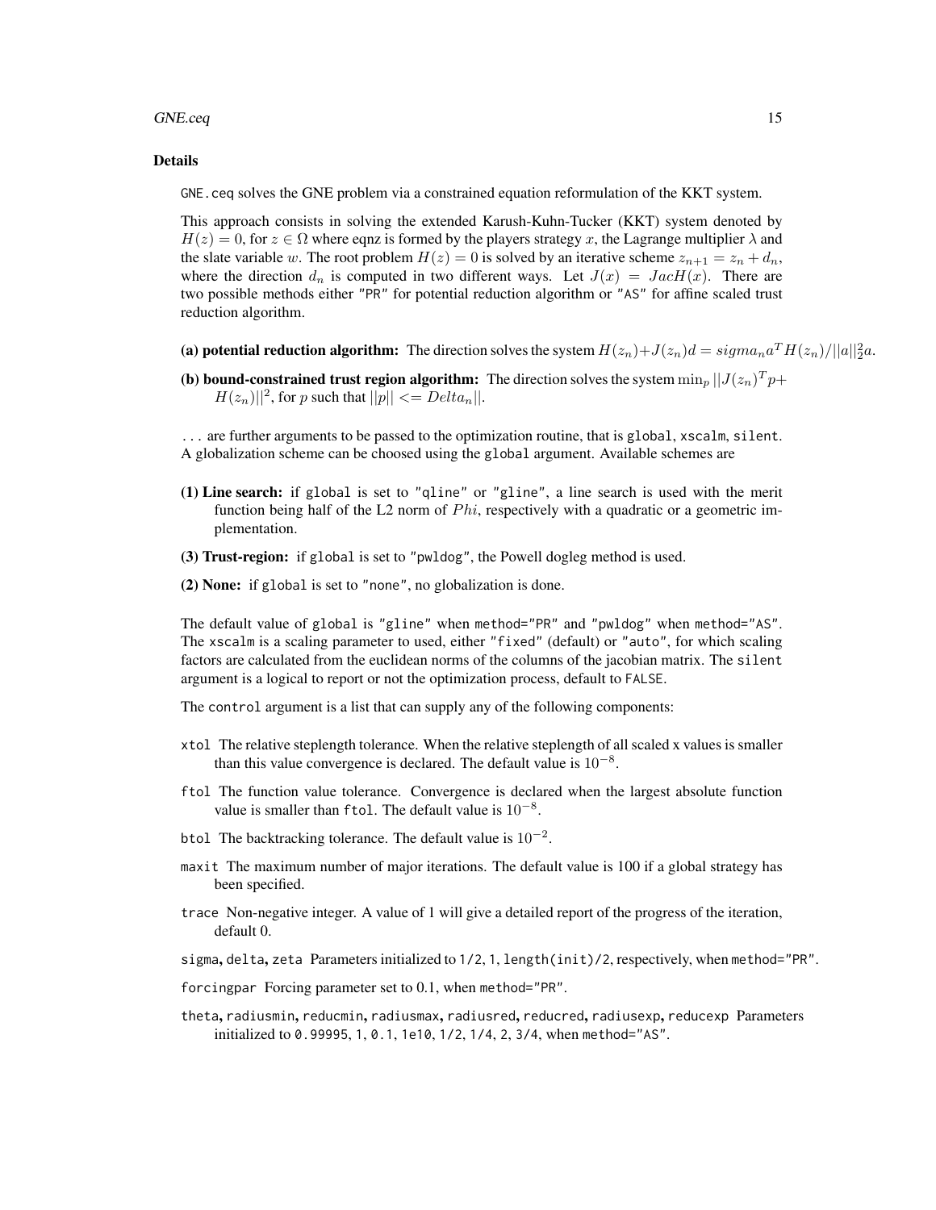### Details

`GNE.ceq` solves the GNE problem via a constrained equation reformulation of the KKT system.

This approach consists in solving the extended Karush-Kuhn-Tucker (KKT) system denoted by $H(z) = 0$, for $z \in \Omega$ where eqnz is formed by the players strategy $x$, the Lagrange multiplier $\lambda$ and the slate variable $w$. The root problem $H(z) = 0$ is solved by an iterative scheme $z_{n+1} = z_n + d_n$, where the direction $d_n$ is computed in two different ways. Let $J(x) = JacH(x)$. There are two possible methods either `"PR"` for potential reduction algorithm or `"AS"` for affine scaled trust reduction algorithm.

**(a) potential reduction algorithm:** The direction solves the system $H(z_n) + J(z_n)d = sigma_n a^T H(z_n)/||a||_2^2 a$.

**(b) bound-constrained trust region algorithm:** The direction solves the system $\min_p ||J(z_n)^T p + H(z_n)||^2$, for $p$ such that $||p|| <= Delta_n||$.

`...` are further arguments to be passed to the optimization routine, that is `global`, `xscalm`, `silent`. A globalization scheme can be choosed using the `global` argument. Available schemes are

**(1) Line search:** if `global` is set to `"qline"` or `"gline"`, a line search is used with the merit function being half of the L2 norm of $Phi$, respectively with a quadratic or a geometric implementation.

**(3) Trust-region:** if `global` is set to `"pwldog"`, the Powell dogleg method is used.

**(2) None:** if `global` is set to `"none"`, no globalization is done.

The default value of `global` is `"gline"` when `method="PR"` and `"pwldog"` when `method="AS"`. The `xscalm` is a scaling parameter to used, either `"fixed"` (default) or `"auto"`, for which scaling factors are calculated from the euclidean norms of the columns of the jacobian matrix. The `silent` argument is a logical to report or not the optimization process, default to `FALSE`.

The `control` argument is a list that can supply any of the following components:

`xtol` The relative steplength tolerance. When the relative steplength of all scaled x values is smaller than this value convergence is declared. The default value is $10^{-8}$.

`ftol` The function value tolerance. Convergence is declared when the largest absolute function value is smaller than `ftol`. The default value is $10^{-8}$.

`btol` The backtracking tolerance. The default value is $10^{-2}$.

`maxit` The maximum number of major iterations. The default value is 100 if a global strategy has been specified.

`trace` Non-negative integer. A value of 1 will give a detailed report of the progress of the iteration, default 0.

`sigma`, `delta`, `zeta` Parameters initialized to `1/2`, `1`, `length(init)/2`, respectively, when `method="PR"`.

`forcingpar` Forcing parameter set to 0.1, when `method="PR"`.

`theta`, `radiusmin`, `reducmin`, `radiusmax`, `radiusred`, `reducred`, `radiusexp`, `reducexp` Parameters initialized to `0.99995`, `1`, `0.1`, `1e10`, `1/2`, `1/4`, `2`, `3/4`, when `method="AS"`.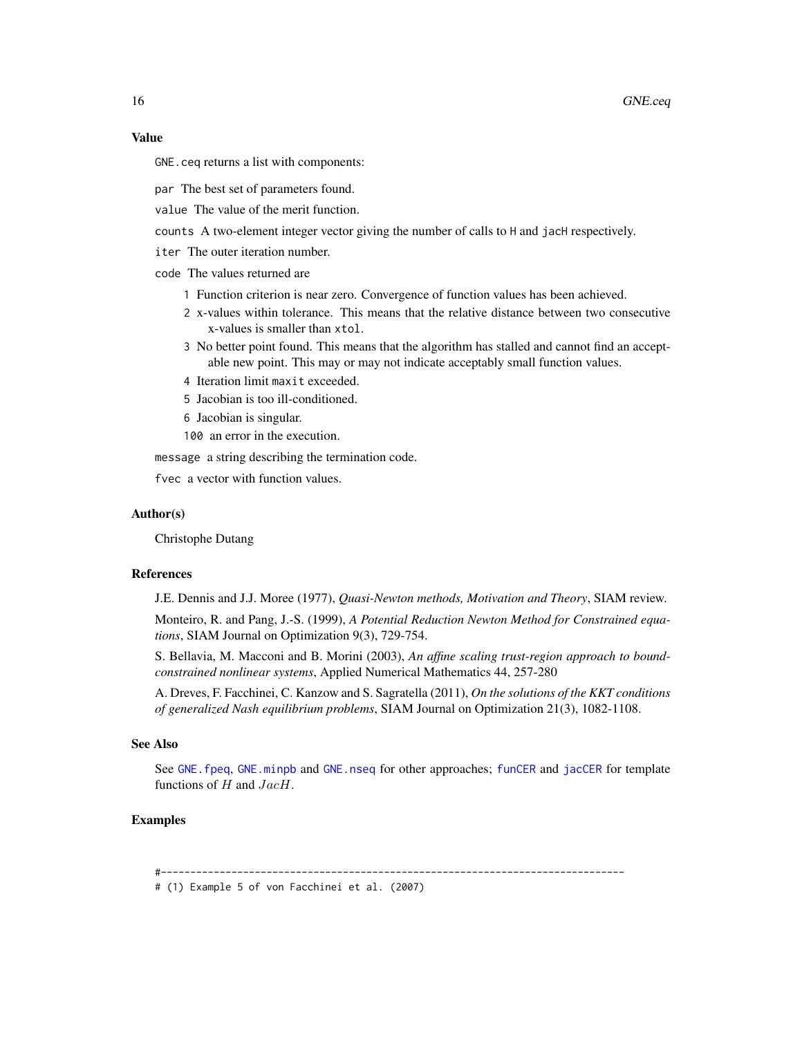### Value

`GNE.ceq` returns a list with components:

`par` The best set of parameters found.

`value` The value of the merit function.

`counts` A two-element integer vector giving the number of calls to `H` and `jacH` respectively.

`iter` The outer iteration number.

`code` The values returned are

- `1` Function criterion is near zero. Convergence of function values has been achieved.
- `2` x-values within tolerance. This means that the relative distance between two consecutive x-values is smaller than `xtol`.
- `3` No better point found. This means that the algorithm has stalled and cannot find an acceptable new point. This may or may not indicate acceptably small function values.
- `4` Iteration limit `maxit` exceeded.
- `5` Jacobian is too ill-conditioned.
- `6` Jacobian is singular.
- `100` an error in the execution.

`message` a string describing the termination code.

`fvec` a vector with function values.

### Author(s)

Christophe Dutang

### References

J.E. Dennis and J.J. Moree (1977), *Quasi-Newton methods, Motivation and Theory*, SIAM review.

Monteiro, R. and Pang, J.-S. (1999), *A Potential Reduction Newton Method for Constrained equations*, SIAM Journal on Optimization 9(3), 729-754.

S. Bellavia, M. Macconi and B. Morini (2003), *An affine scaling trust-region approach to bound-constrained nonlinear systems*, Applied Numerical Mathematics 44, 257-280

A. Dreves, F. Facchinei, C. Kanzow and S. Sagratella (2011), *On the solutions of the KKT conditions of generalized Nash equilibrium problems*, SIAM Journal on Optimization 21(3), 1082-1108.

### See Also

See `GNE.fpeq`, `GNE.minpb` and `GNE.nseq` for other approaches; `funCER` and `jacCER` for template functions of $H$ and $JacH$.

### Examples

```
#-------------------------------------------------------------------------------
# (1) Example 5 of von Facchinei et al. (2007)
```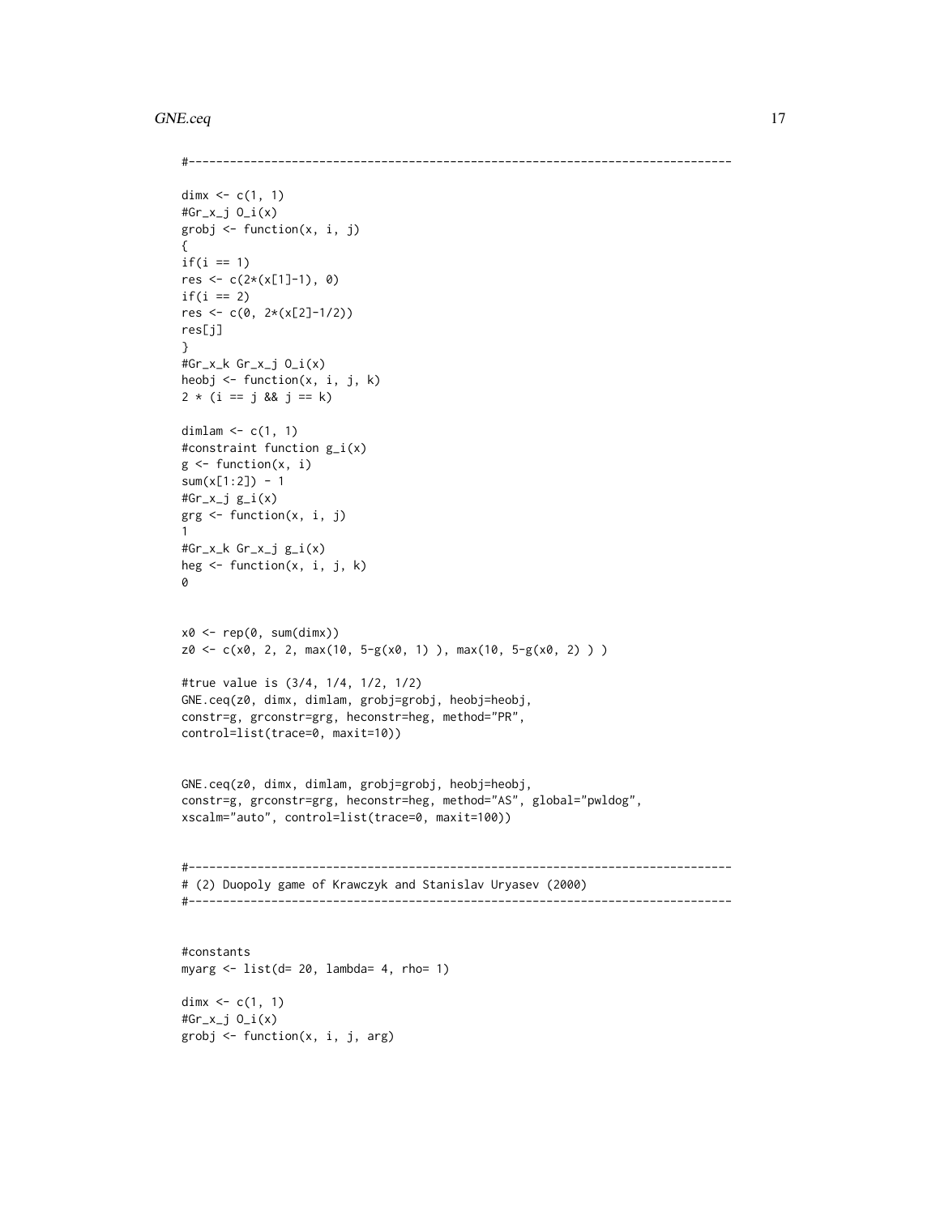```
#-------------------------------------------------------------------------------

dimx <- c(1, 1)
#Gr_x_j O_i(x)
grobj <- function(x, i, j)
{
if(i == 1)
res <- c(2*(x[1]-1), 0)
if(i == 2)
res <- c(0, 2*(x[2]-1/2))
res[j]
}
#Gr_x_k Gr_x_j O_i(x)
heobj <- function(x, i, j, k)
2 * (i == j && j == k)

dimlam <- c(1, 1)
#constraint function g_i(x)
g <- function(x, i)
sum(x[1:2]) - 1
#Gr_x_j g_i(x)
grg <- function(x, i, j)
1
#Gr_x_k Gr_x_j g_i(x)
heg <- function(x, i, j, k)
0


x0 <- rep(0, sum(dimx))
z0 <- c(x0, 2, 2, max(10, 5-g(x0, 1) ), max(10, 5-g(x0, 2) ) )

#true value is (3/4, 1/4, 1/2, 1/2)
GNE.ceq(z0, dimx, dimlam, grobj=grobj, heobj=heobj,
constr=g, grconstr=grg, heconstr=heg, method="PR",
control=list(trace=0, maxit=10))


GNE.ceq(z0, dimx, dimlam, grobj=grobj, heobj=heobj,
constr=g, grconstr=grg, heconstr=heg, method="AS", global="pwldog",
xscalm="auto", control=list(trace=0, maxit=100))


#-------------------------------------------------------------------------------
# (2) Duopoly game of Krawczyk and Stanislav Uryasev (2000)
#-------------------------------------------------------------------------------


#constants
myarg <- list(d= 20, lambda= 4, rho= 1)

dimx <- c(1, 1)
#Gr_x_j O_i(x)
grobj <- function(x, i, j, arg)
```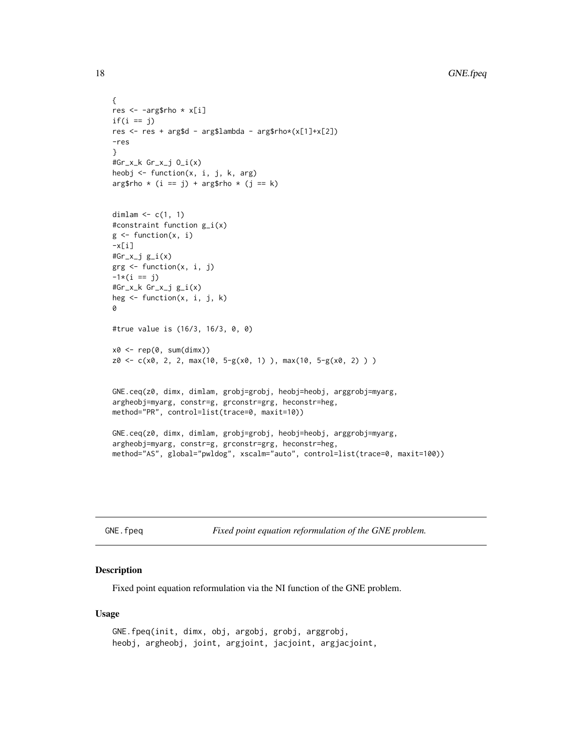```
{
res <- -arg$rho * x[i]
if(i == j)
res <- res + arg$d - arg$lambda - arg$rho*(x[1]+x[2])
-res
}
#Gr_x_k Gr_x_j O_i(x)
heobj <- function(x, i, j, k, arg)
arg$rho * (i == j) + arg$rho * (j == k)


dimlam <- c(1, 1)
#constraint function g_i(x)
g <- function(x, i)
-x[i]
#Gr_x_j g_i(x)
grg <- function(x, i, j)
-1*(i == j)
#Gr_x_k Gr_x_j g_i(x)
heg <- function(x, i, j, k)
0

#true value is (16/3, 16/3, 0, 0)

x0 <- rep(0, sum(dimx))
z0 <- c(x0, 2, 2, max(10, 5-g(x0, 1) ), max(10, 5-g(x0, 2) ) )


GNE.ceq(z0, dimx, dimlam, grobj=grobj, heobj=heobj, arggrobj=myarg,
argheobj=myarg, constr=g, grconstr=grg, heconstr=heg,
method="PR", control=list(trace=0, maxit=10))

GNE.ceq(z0, dimx, dimlam, grobj=grobj, heobj=heobj, arggrobj=myarg,
argheobj=myarg, constr=g, grconstr=grg, heconstr=heg,
method="AS", global="pwldog", xscalm="auto", control=list(trace=0, maxit=100))
```

## GNE.fpeq — *Fixed point equation reformulation of the GNE problem.*

### Description

Fixed point equation reformulation via the NI function of the GNE problem.

### Usage

```
GNE.fpeq(init, dimx, obj, argobj, grobj, arggrobj,
heobj, argheobj, joint, argjoint, jacjoint, argjacjoint,
```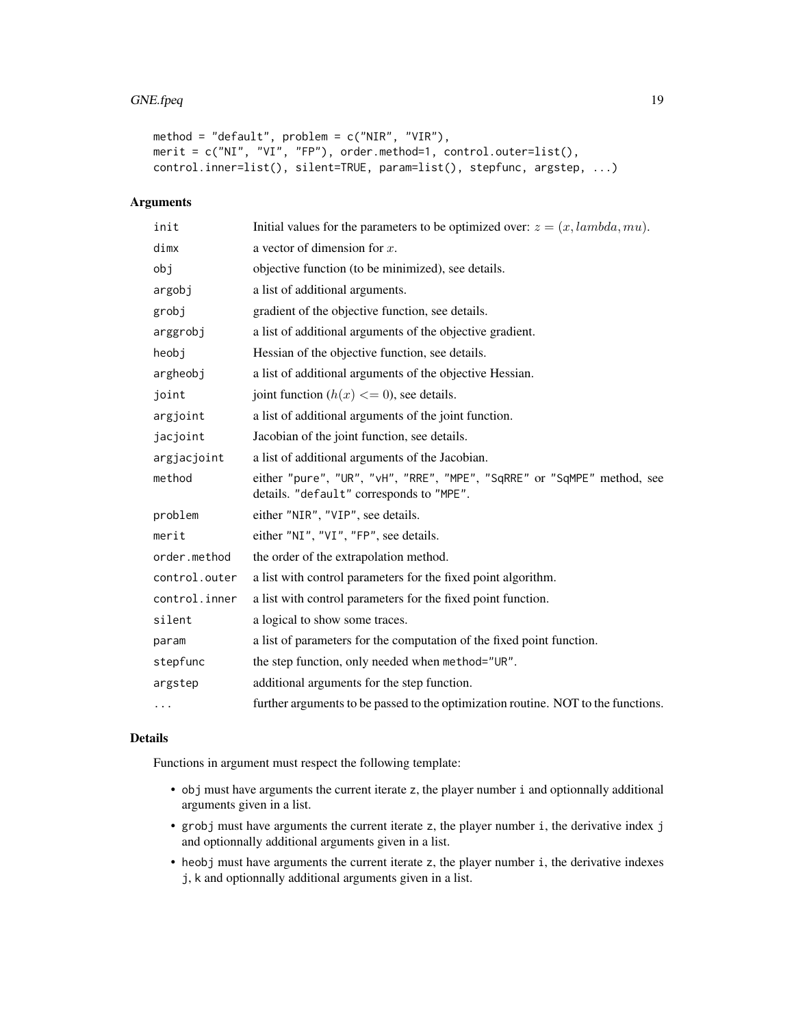```
method = "default", problem = c("NIR", "VIR"),
merit = c("NI", "VI", "FP"), order.method=1, control.outer=list(),
control.inner=list(), silent=TRUE, param=list(), stepfunc, argstep, ...)
```

### Arguments

| | |
|---|---|
| init | Initial values for the parameters to be optimized over: $z = (x, lambda, mu)$. |
| dimx | a vector of dimension for $x$. |
| obj | objective function (to be minimized), see details. |
| argobj | a list of additional arguments. |
| grobj | gradient of the objective function, see details. |
| arggrobj | a list of additional arguments of the objective gradient. |
| heobj | Hessian of the objective function, see details. |
| argheobj | a list of additional arguments of the objective Hessian. |
| joint | joint function ($h(x) <= 0$), see details. |
| argjoint | a list of additional arguments of the joint function. |
| jacjoint | Jacobian of the joint function, see details. |
| argjacjoint | a list of additional arguments of the Jacobian. |
| method | either "pure", "UR", "vH", "RRE", "MPE", "SqRRE" or "SqMPE" method, see details. "default" corresponds to "MPE". |
| problem | either "NIR", "VIP", see details. |
| merit | either "NI", "VI", "FP", see details. |
| order.method | the order of the extrapolation method. |
| control.outer | a list with control parameters for the fixed point algorithm. |
| control.inner | a list with control parameters for the fixed point function. |
| silent | a logical to show some traces. |
| param | a list of parameters for the computation of the fixed point function. |
| stepfunc | the step function, only needed when method="UR". |
| argstep | additional arguments for the step function. |
| ... | further arguments to be passed to the optimization routine. NOT to the functions. |

### Details

Functions in argument must respect the following template:

- obj must have arguments the current iterate z, the player number i and optionnally additional arguments given in a list.
- grobj must have arguments the current iterate z, the player number i, the derivative index j and optionnally additional arguments given in a list.
- heobj must have arguments the current iterate z, the player number i, the derivative indexes j, k and optionnally additional arguments given in a list.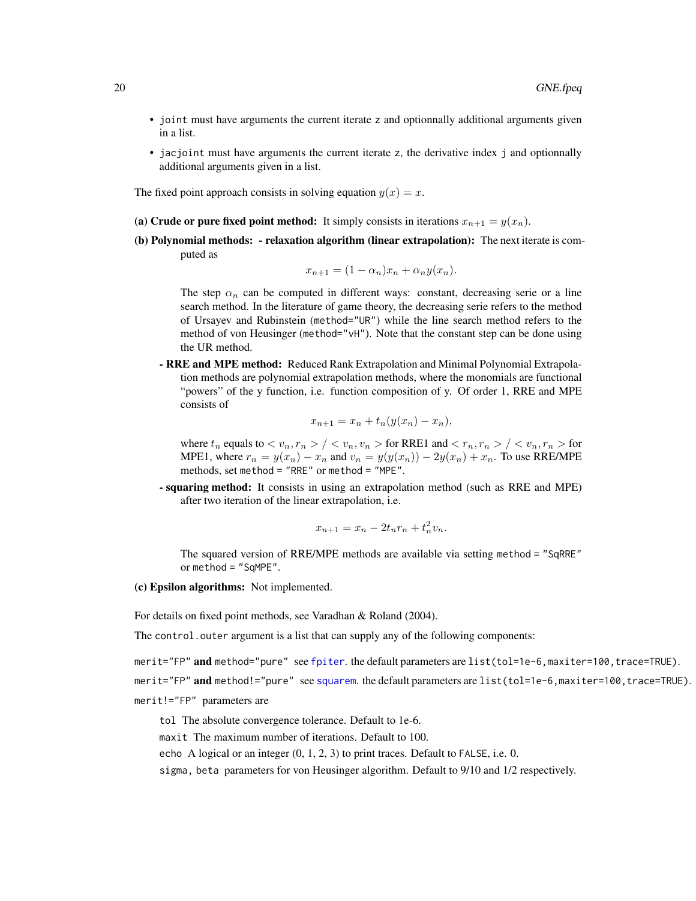- `joint` must have arguments the current iterate `z` and optionnally additional arguments given in a list.
- `jacjoint` must have arguments the current iterate `z`, the derivative index `j` and optionnally additional arguments given in a list.

The fixed point approach consists in solving equation $y(x) = x$.

**(a) Crude or pure fixed point method:** It simply consists in iterations $x_{n+1} = y(x_n)$.

**(b) Polynomial methods: - relaxation algorithm (linear extrapolation):** The next iterate is computed as

$$x_{n+1} = (1 - \alpha_n)x_n + \alpha_n y(x_n).$$

The step $\alpha_n$ can be computed in different ways: constant, decreasing serie or a line search method. In the literature of game theory, the decreasing serie refers to the method of Ursayev and Rubinstein (`method="UR"`) while the line search method refers to the method of von Heusinger (`method="vH"`). Note that the constant step can be done using the UR method.

**- RRE and MPE method:** Reduced Rank Extrapolation and Minimal Polynomial Extrapolation methods are polynomial extrapolation methods, where the monomials are functional "powers" of the y function, i.e. function composition of y. Of order 1, RRE and MPE consists of

$$x_{n+1} = x_n + t_n(y(x_n) - x_n),$$

where $t_n$ equals to $< v_n, r_n > / < v_n, v_n >$ for RRE1 and $< r_n, r_n > / < v_n, r_n >$ for MPE1, where $r_n = y(x_n) - x_n$ and $v_n = y(y(x_n)) - 2y(x_n) + x_n$. To use RRE/MPE methods, set `method = "RRE"` or `method = "MPE"`.

**- squaring method:** It consists in using an extrapolation method (such as RRE and MPE) after two iteration of the linear extrapolation, i.e.

$$x_{n+1} = x_n - 2t_n r_n + t_n^2 v_n.$$

The squared version of RRE/MPE methods are available via setting `method = "SqRRE"` or `method = "SqMPE"`.

**(c) Epsilon algorithms:** Not implemented.

For details on fixed point methods, see Varadhan & Roland (2004).

The `control.outer` argument is a list that can supply any of the following components:

`merit="FP"` **and** `method="pure"` see `fpiter`. the default parameters are `list(tol=1e-6,maxiter=100,trace=TRUE)`.

`merit="FP"` **and** `method!="pure"` see `squarem`. the default parameters are `list(tol=1e-6,maxiter=100,trace=TRUE)`.

`merit!="FP"` parameters are

- `tol` The absolute convergence tolerance. Default to 1e-6.
- `maxit` The maximum number of iterations. Default to 100.
- `echo` A logical or an integer (0, 1, 2, 3) to print traces. Default to `FALSE`, i.e. 0.
- `sigma, beta` parameters for von Heusinger algorithm. Default to 9/10 and 1/2 respectively.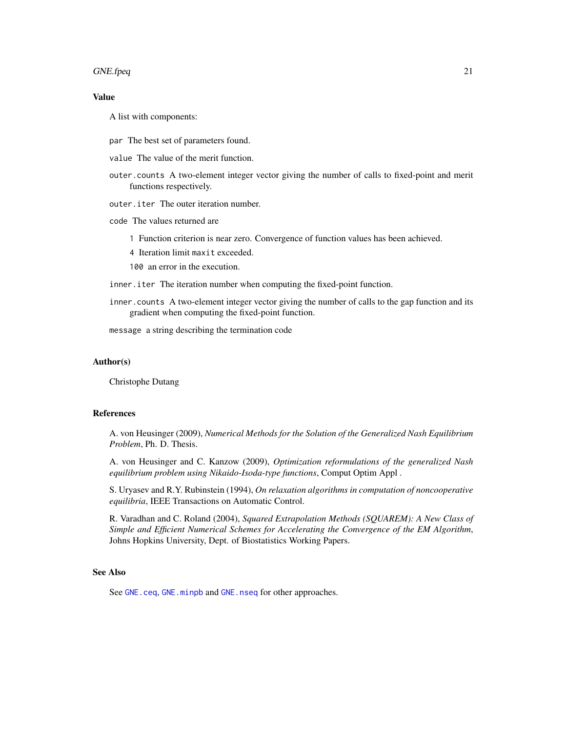## Value

A list with components:

`par` The best set of parameters found.

`value` The value of the merit function.

`outer.counts` A two-element integer vector giving the number of calls to fixed-point and merit functions respectively.

`outer.iter` The outer iteration number.

`code` The values returned are

- `1` Function criterion is near zero. Convergence of function values has been achieved.
- `4` Iteration limit `maxit` exceeded.
- `100` an error in the execution.

`inner.iter` The iteration number when computing the fixed-point function.

`inner.counts` A two-element integer vector giving the number of calls to the gap function and its gradient when computing the fixed-point function.

`message` a string describing the termination code

## Author(s)

Christophe Dutang

## References

A. von Heusinger (2009), *Numerical Methods for the Solution of the Generalized Nash Equilibrium Problem*, Ph. D. Thesis.

A. von Heusinger and C. Kanzow (2009), *Optimization reformulations of the generalized Nash equilibrium problem using Nikaido-Isoda-type functions*, Comput Optim Appl .

S. Uryasev and R.Y. Rubinstein (1994), *On relaxation algorithms in computation of noncooperative equilibria*, IEEE Transactions on Automatic Control.

R. Varadhan and C. Roland (2004), *Squared Extrapolation Methods (SQUAREM): A New Class of Simple and Efficient Numerical Schemes for Accelerating the Convergence of the EM Algorithm*, Johns Hopkins University, Dept. of Biostatistics Working Papers.

## See Also

See `GNE.ceq`, `GNE.minpb` and `GNE.nseq` for other approaches.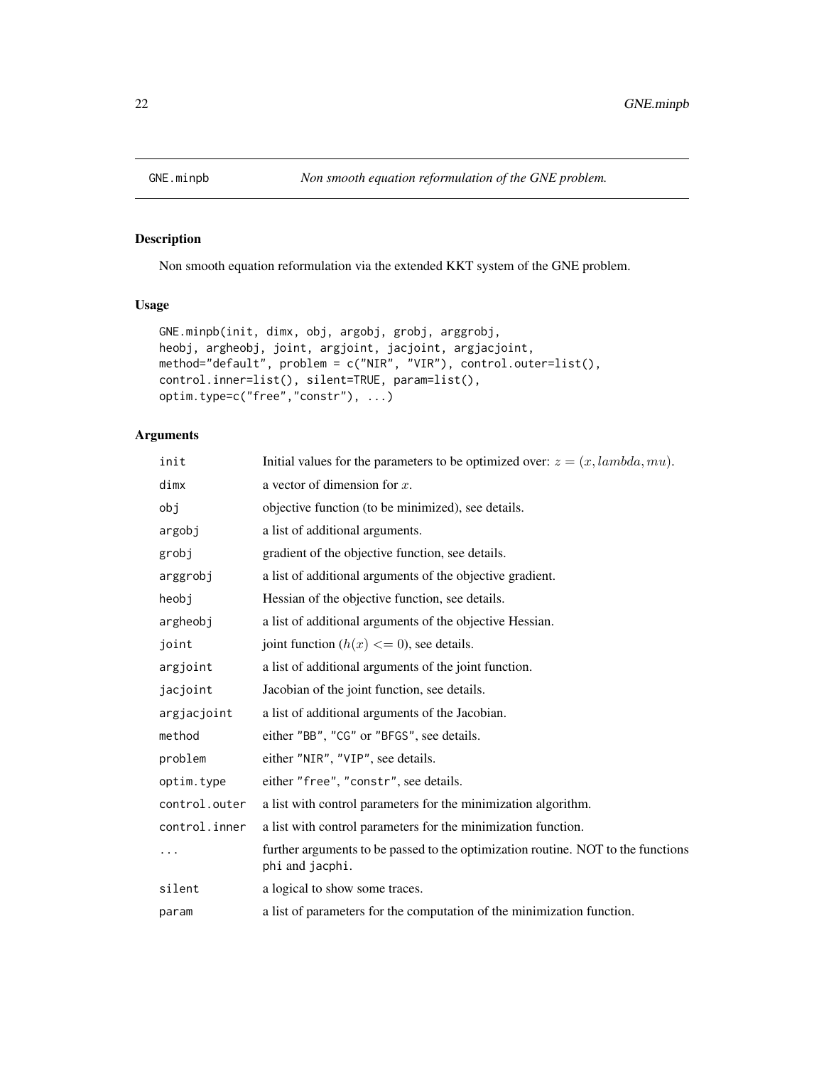# GNE.minpb — *Non smooth equation reformulation of the GNE problem.*

## Description

Non smooth equation reformulation via the extended KKT system of the GNE problem.

## Usage

```
GNE.minpb(init, dimx, obj, argobj, grobj, arggrobj,
heobj, argheobj, joint, argjoint, jacjoint, argjacjoint,
method="default", problem = c("NIR", "VIR"), control.outer=list(),
control.inner=list(), silent=TRUE, param=list(),
optim.type=c("free","constr"), ...)
```

## Arguments

| | |
|---|---|
| init | Initial values for the parameters to be optimized over: $z = (x, lambda, mu)$. |
| dimx | a vector of dimension for $x$. |
| obj | objective function (to be minimized), see details. |
| argobj | a list of additional arguments. |
| grobj | gradient of the objective function, see details. |
| arggrobj | a list of additional arguments of the objective gradient. |
| heobj | Hessian of the objective function, see details. |
| argheobj | a list of additional arguments of the objective Hessian. |
| joint | joint function ($h(x) <= 0$), see details. |
| argjoint | a list of additional arguments of the joint function. |
| jacjoint | Jacobian of the joint function, see details. |
| argjacjoint | a list of additional arguments of the Jacobian. |
| method | either "BB", "CG" or "BFGS", see details. |
| problem | either "NIR", "VIP", see details. |
| optim.type | either "free", "constr", see details. |
| control.outer | a list with control parameters for the minimization algorithm. |
| control.inner | a list with control parameters for the minimization function. |
| ... | further arguments to be passed to the optimization routine. NOT to the functions phi and jacphi. |
| silent | a logical to show some traces. |
| param | a list of parameters for the computation of the minimization function. |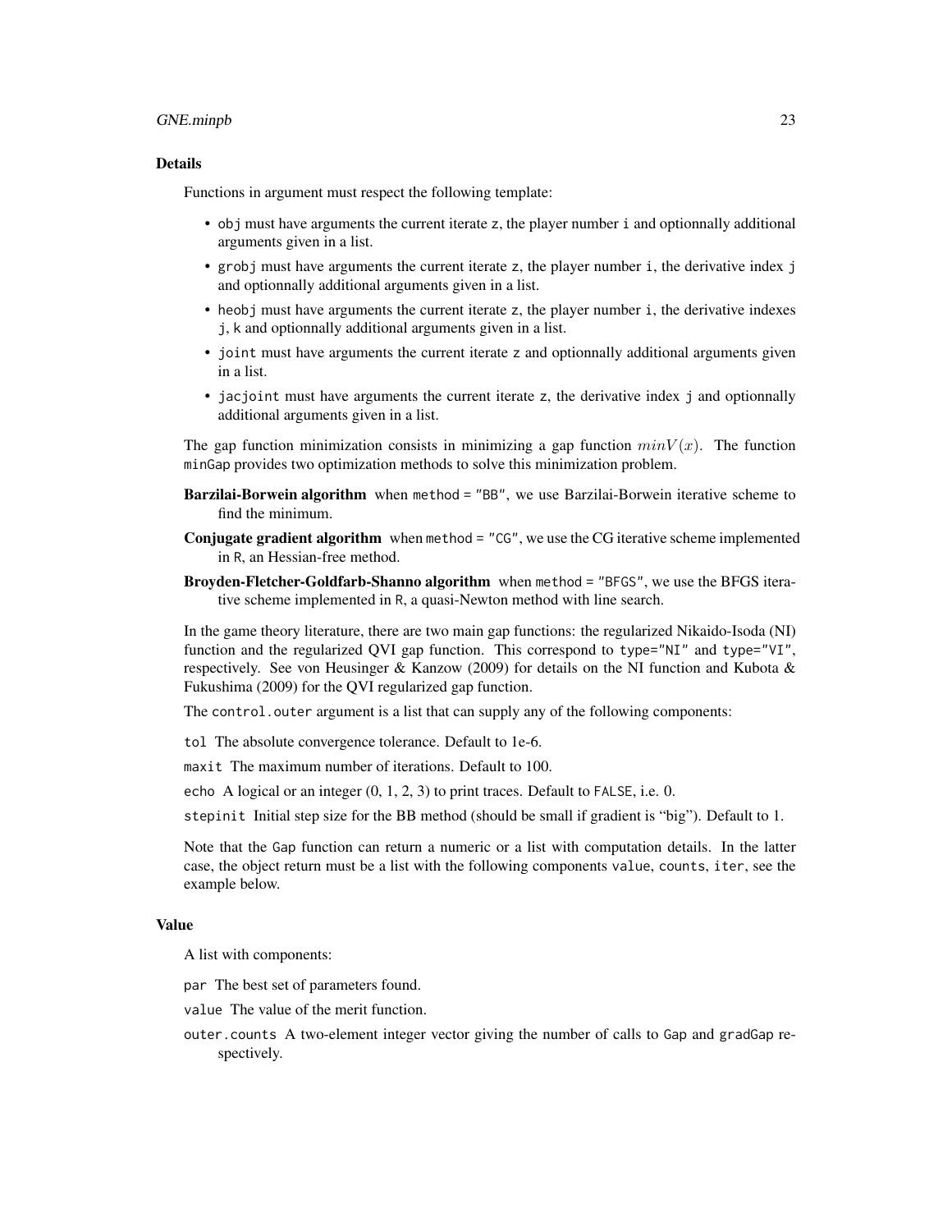### Details

Functions in argument must respect the following template:

- `obj` must have arguments the current iterate `z`, the player number `i` and optionnally additional arguments given in a list.
- `grobj` must have arguments the current iterate `z`, the player number `i`, the derivative index `j` and optionnally additional arguments given in a list.
- `heobj` must have arguments the current iterate `z`, the player number `i`, the derivative indexes `j`, `k` and optionnally additional arguments given in a list.
- `joint` must have arguments the current iterate `z` and optionnally additional arguments given in a list.
- `jacjoint` must have arguments the current iterate `z`, the derivative index `j` and optionnally additional arguments given in a list.

The gap function minimization consists in minimizing a gap function $minV(x)$. The function `minGap` provides two optimization methods to solve this minimization problem.

**Barzilai-Borwein algorithm** when `method = "BB"`, we use Barzilai-Borwein iterative scheme to find the minimum.

**Conjugate gradient algorithm** when `method = "CG"`, we use the CG iterative scheme implemented in R, an Hessian-free method.

**Broyden-Fletcher-Goldfarb-Shanno algorithm** when `method = "BFGS"`, we use the BFGS iterative scheme implemented in R, a quasi-Newton method with line search.

In the game theory literature, there are two main gap functions: the regularized Nikaido-Isoda (NI) function and the regularized QVI gap function. This correspond to `type="NI"` and `type="VI"`, respectively. See von Heusinger & Kanzow (2009) for details on the NI function and Kubota & Fukushima (2009) for the QVI regularized gap function.

The `control.outer` argument is a list that can supply any of the following components:

`tol` The absolute convergence tolerance. Default to 1e-6.

`maxit` The maximum number of iterations. Default to 100.

`echo` A logical or an integer (0, 1, 2, 3) to print traces. Default to `FALSE`, i.e. 0.

`stepinit` Initial step size for the BB method (should be small if gradient is "big"). Default to 1.

Note that the `Gap` function can return a numeric or a list with computation details. In the latter case, the object return must be a list with the following components `value`, `counts`, `iter`, see the example below.

### Value

A list with components:

`par` The best set of parameters found.

`value` The value of the merit function.

`outer.counts` A two-element integer vector giving the number of calls to `Gap` and `gradGap` respectively.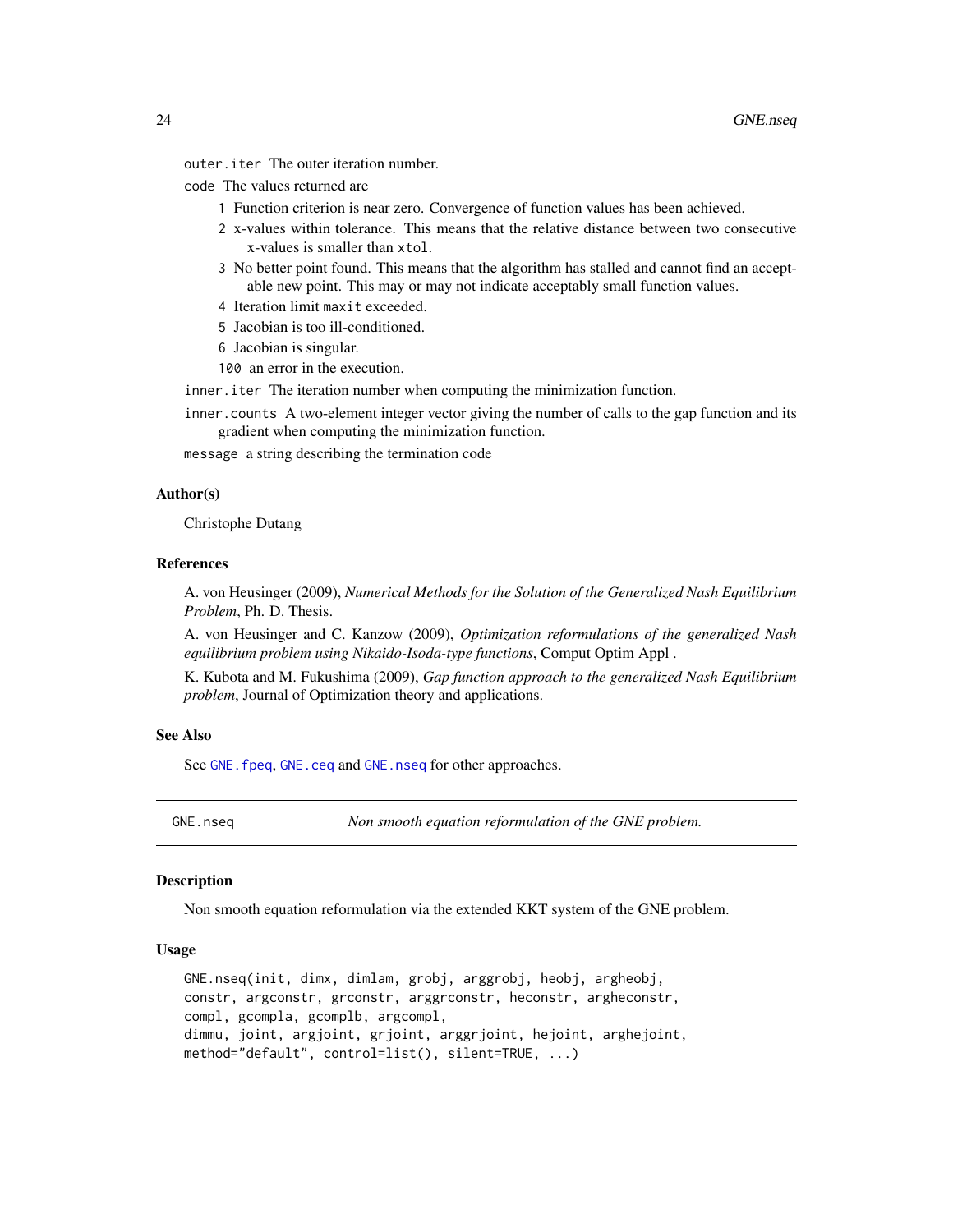outer.iter The outer iteration number.

code The values returned are

- 1 Function criterion is near zero. Convergence of function values has been achieved.
- 2 x-values within tolerance. This means that the relative distance between two consecutive x-values is smaller than xtol.
- 3 No better point found. This means that the algorithm has stalled and cannot find an acceptable new point. This may or may not indicate acceptably small function values.
- 4 Iteration limit maxit exceeded.
- 5 Jacobian is too ill-conditioned.
- 6 Jacobian is singular.
- 100 an error in the execution.

inner.iter The iteration number when computing the minimization function.

inner.counts A two-element integer vector giving the number of calls to the gap function and its gradient when computing the minimization function.

message a string describing the termination code

### Author(s)

Christophe Dutang

### References

A. von Heusinger (2009), *Numerical Methods for the Solution of the Generalized Nash Equilibrium Problem*, Ph. D. Thesis.

A. von Heusinger and C. Kanzow (2009), *Optimization reformulations of the generalized Nash equilibrium problem using Nikaido-Isoda-type functions*, Comput Optim Appl .

K. Kubota and M. Fukushima (2009), *Gap function approach to the generalized Nash Equilibrium problem*, Journal of Optimization theory and applications.

### See Also

See GNE.fpeq, GNE.ceq and GNE.nseq for other approaches.

---

## GNE.nseq — *Non smooth equation reformulation of the GNE problem.*

### Description

Non smooth equation reformulation via the extended KKT system of the GNE problem.

### Usage

```
GNE.nseq(init, dimx, dimlam, grobj, arggrobj, heobj, argheobj,
constr, argconstr, grconstr, arggrconstr, heconstr, argheconstr,
compl, gcompla, gcomplb, argcompl,
dimmu, joint, argjoint, grjoint, arggrjoint, hejoint, arghejoint,
method="default", control=list(), silent=TRUE, ...)
```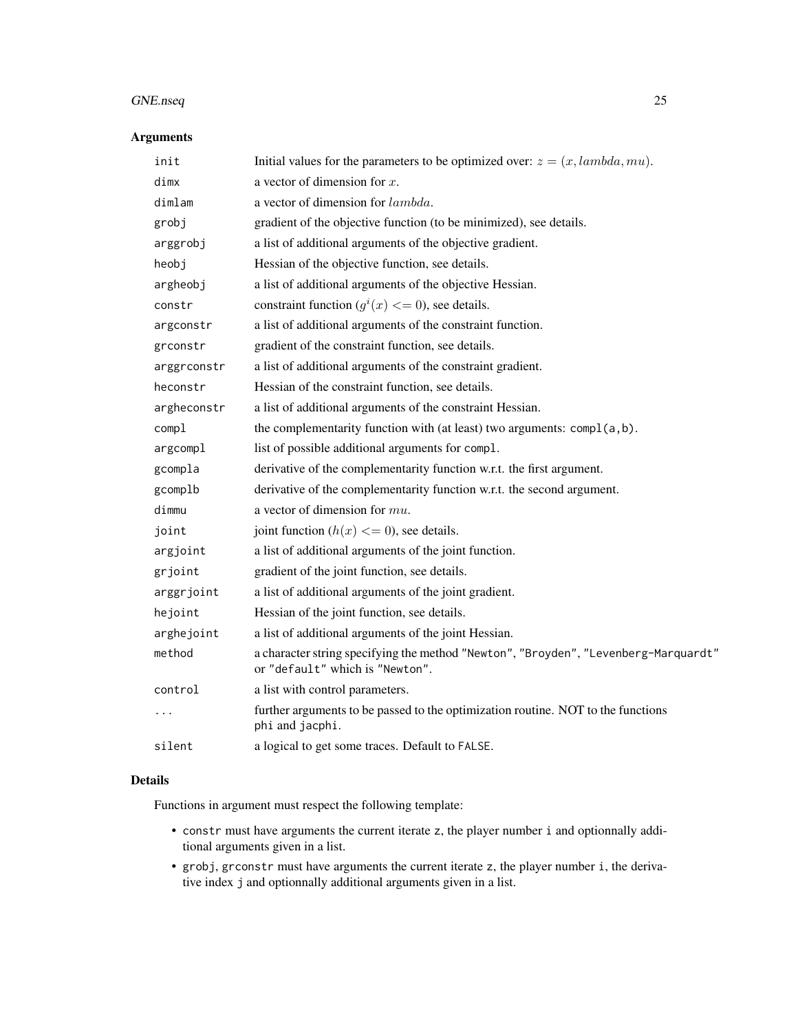### Arguments

| | |
|---|---|
| init | Initial values for the parameters to be optimized over: $z = (x, lambda, mu)$. |
| dimx | a vector of dimension for $x$. |
| dimlam | a vector of dimension for $lambda$. |
| grobj | gradient of the objective function (to be minimized), see details. |
| arggrobj | a list of additional arguments of the objective gradient. |
| heobj | Hessian of the objective function, see details. |
| argheobj | a list of additional arguments of the objective Hessian. |
| constr | constraint function ($g^i(x) <= 0$), see details. |
| argconstr | a list of additional arguments of the constraint function. |
| grconstr | gradient of the constraint function, see details. |
| arggrconstr | a list of additional arguments of the constraint gradient. |
| heconstr | Hessian of the constraint function, see details. |
| argheconstr | a list of additional arguments of the constraint Hessian. |
| compl | the complementarity function with (at least) two arguments: `compl(a,b)`. |
| argcompl | list of possible additional arguments for `compl`. |
| gcompla | derivative of the complementarity function w.r.t. the first argument. |
| gcomplb | derivative of the complementarity function w.r.t. the second argument. |
| dimmu | a vector of dimension for $mu$. |
| joint | joint function ($h(x) <= 0$), see details. |
| argjoint | a list of additional arguments of the joint function. |
| grjoint | gradient of the joint function, see details. |
| arggrjoint | a list of additional arguments of the joint gradient. |
| hejoint | Hessian of the joint function, see details. |
| arghejoint | a list of additional arguments of the joint Hessian. |
| method | a character string specifying the method `"Newton"`, `"Broyden"`, `"Levenberg-Marquardt"` or `"default"` which is `"Newton"`. |
| control | a list with control parameters. |
| ... | further arguments to be passed to the optimization routine. NOT to the functions `phi` and `jacphi`. |
| silent | a logical to get some traces. Default to `FALSE`. |

### Details

Functions in argument must respect the following template:

- `constr` must have arguments the current iterate `z`, the player number `i` and optionnally additional arguments given in a list.
- `grobj`, `grconstr` must have arguments the current iterate `z`, the player number `i`, the derivative index `j` and optionnally additional arguments given in a list.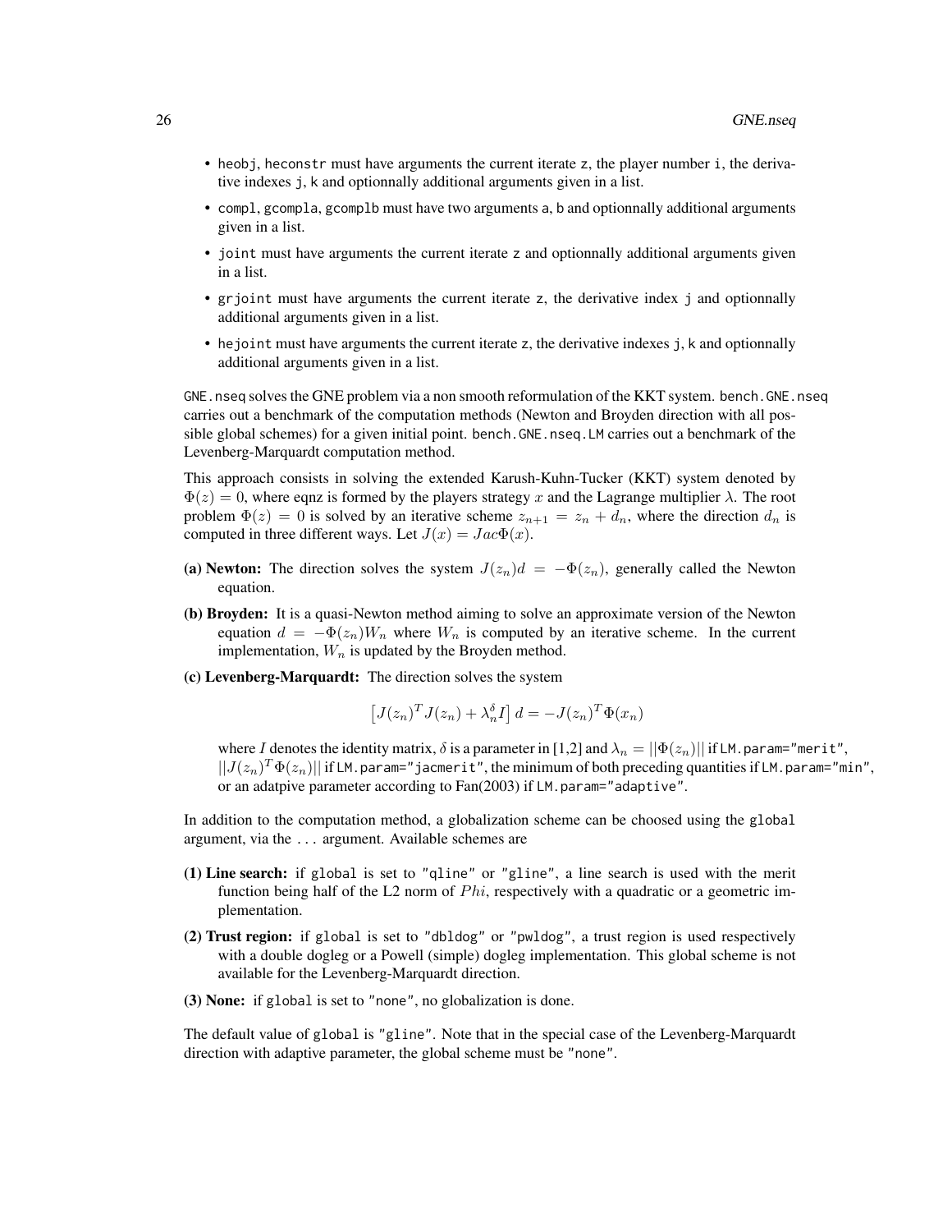- `heobj`, `heconstr` must have arguments the current iterate `z`, the player number `i`, the derivative indexes `j`, `k` and optionnally additional arguments given in a list.
- `compl`, `gcompla`, `gcomplb` must have two arguments `a`, `b` and optionnally additional arguments given in a list.
- `joint` must have arguments the current iterate `z` and optionnally additional arguments given in a list.
- `grjoint` must have arguments the current iterate `z`, the derivative index `j` and optionnally additional arguments given in a list.
- `hejoint` must have arguments the current iterate `z`, the derivative indexes `j`, `k` and optionnally additional arguments given in a list.

`GNE.nseq` solves the GNE problem via a non smooth reformulation of the KKT system. `bench.GNE.nseq` carries out a benchmark of the computation methods (Newton and Broyden direction with all possible global schemes) for a given initial point. `bench.GNE.nseq.LM` carries out a benchmark of the Levenberg-Marquardt computation method.

This approach consists in solving the extended Karush-Kuhn-Tucker (KKT) system denoted by $\Phi(z) = 0$, where eqnz is formed by the players strategy $x$ and the Lagrange multiplier $\lambda$. The root problem $\Phi(z) = 0$ is solved by an iterative scheme $z_{n+1} = z_n + d_n$, where the direction $d_n$ is computed in three different ways. Let $J(x) = Jac\Phi(x)$.

**(a) Newton:** The direction solves the system $J(z_n)d = -\Phi(z_n)$, generally called the Newton equation.

**(b) Broyden:** It is a quasi-Newton method aiming to solve an approximate version of the Newton equation $d = -\Phi(z_n)W_n$ where $W_n$ is computed by an iterative scheme. In the current implementation, $W_n$ is updated by the Broyden method.

**(c) Levenberg-Marquardt:** The direction solves the system

$$\left[J(z_n)^T J(z_n) + \lambda_n^\delta I\right] d = -J(z_n)^T \Phi(x_n)$$

where $I$ denotes the identity matrix, $\delta$ is a parameter in [1,2] and $\lambda_n = ||\Phi(z_n)||$ if `LM.param="merit"`, $||J(z_n)^T\Phi(z_n)||$ if `LM.param="jacmerit"`, the minimum of both preceding quantities if `LM.param="min"`, or an adatpive parameter according to Fan(2003) if `LM.param="adaptive"`.

In addition to the computation method, a globalization scheme can be choosed using the `global` argument, via the `...` argument. Available schemes are

**(1) Line search:** if `global` is set to `"qline"` or `"gline"`, a line search is used with the merit function being half of the L2 norm of $Phi$, respectively with a quadratic or a geometric implementation.

**(2) Trust region:** if `global` is set to `"dbldog"` or `"pwldog"`, a trust region is used respectively with a double dogleg or a Powell (simple) dogleg implementation. This global scheme is not available for the Levenberg-Marquardt direction.

**(3) None:** if `global` is set to `"none"`, no globalization is done.

The default value of `global` is `"gline"`. Note that in the special case of the Levenberg-Marquardt direction with adaptive parameter, the global scheme must be `"none"`.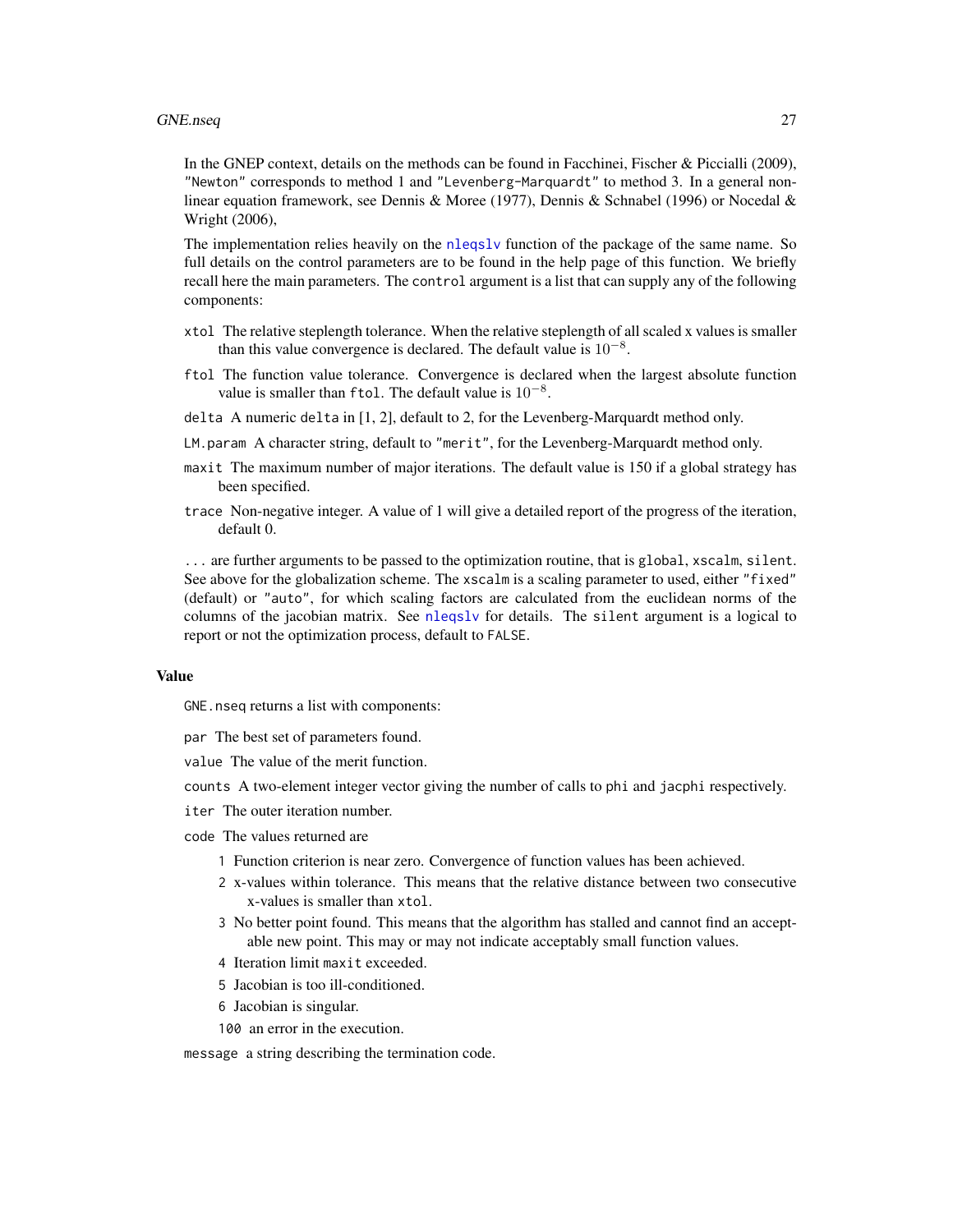In the GNEP context, details on the methods can be found in Facchinei, Fischer & Piccialli (2009), "Newton" corresponds to method 1 and "Levenberg-Marquardt" to method 3. In a general nonlinear equation framework, see Dennis & Moree (1977), Dennis & Schnabel (1996) or Nocedal & Wright (2006),

The implementation relies heavily on the `nleqslv` function of the package of the same name. So full details on the control parameters are to be found in the help page of this function. We briefly recall here the main parameters. The `control` argument is a list that can supply any of the following components:

- `xtol` The relative steplength tolerance. When the relative steplength of all scaled x values is smaller than this value convergence is declared. The default value is $10^{-8}$.
- `ftol` The function value tolerance. Convergence is declared when the largest absolute function value is smaller than `ftol`. The default value is $10^{-8}$.
- `delta` A numeric `delta` in [1, 2], default to 2, for the Levenberg-Marquardt method only.
- `LM.param` A character string, default to "merit", for the Levenberg-Marquardt method only.
- `maxit` The maximum number of major iterations. The default value is 150 if a global strategy has been specified.
- `trace` Non-negative integer. A value of 1 will give a detailed report of the progress of the iteration, default 0.

`...` are further arguments to be passed to the optimization routine, that is `global`, `xscalm`, `silent`. See above for the globalization scheme. The `xscalm` is a scaling parameter to used, either "fixed" (default) or "auto", for which scaling factors are calculated from the euclidean norms of the columns of the jacobian matrix. See `nleqslv` for details. The `silent` argument is a logical to report or not the optimization process, default to `FALSE`.

## Value

`GNE.nseq` returns a list with components:

- `par` The best set of parameters found.
- `value` The value of the merit function.
- `counts` A two-element integer vector giving the number of calls to `phi` and `jacphi` respectively.
- `iter` The outer iteration number.
- `code` The values returned are
  - `1` Function criterion is near zero. Convergence of function values has been achieved.
  - `2` x-values within tolerance. This means that the relative distance between two consecutive x-values is smaller than `xtol`.
  - `3` No better point found. This means that the algorithm has stalled and cannot find an acceptable new point. This may or may not indicate acceptably small function values.
  - `4` Iteration limit `maxit` exceeded.
  - `5` Jacobian is too ill-conditioned.
  - `6` Jacobian is singular.
  - `100` an error in the execution.
- `message` a string describing the termination code.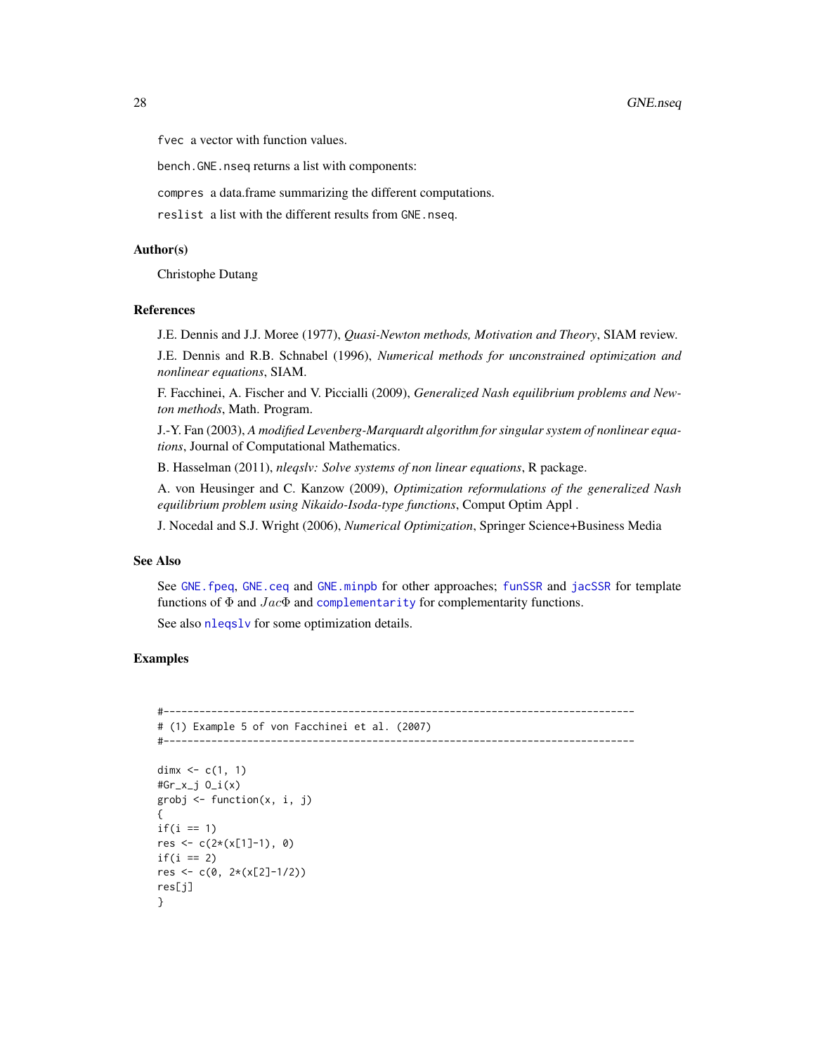`fvec` a vector with function values.

`bench.GNE.nseq` returns a list with components:

`compres` a data.frame summarizing the different computations.

`reslist` a list with the different results from `GNE.nseq`.

## Author(s)

Christophe Dutang

## References

J.E. Dennis and J.J. Moree (1977), *Quasi-Newton methods, Motivation and Theory*, SIAM review.

J.E. Dennis and R.B. Schnabel (1996), *Numerical methods for unconstrained optimization and nonlinear equations*, SIAM.

F. Facchinei, A. Fischer and V. Piccialli (2009), *Generalized Nash equilibrium problems and Newton methods*, Math. Program.

J.-Y. Fan (2003), *A modified Levenberg-Marquardt algorithm for singular system of nonlinear equations*, Journal of Computational Mathematics.

B. Hasselman (2011), *nleqslv: Solve systems of non linear equations*, R package.

A. von Heusinger and C. Kanzow (2009), *Optimization reformulations of the generalized Nash equilibrium problem using Nikaido-Isoda-type functions*, Comput Optim Appl .

J. Nocedal and S.J. Wright (2006), *Numerical Optimization*, Springer Science+Business Media

## See Also

See `GNE.fpeq`, `GNE.ceq` and `GNE.minpb` for other approaches; `funSSR` and `jacSSR` for template functions of $\Phi$ and $Jac\Phi$ and `complementarity` for complementarity functions.

See also `nleqslv` for some optimization details.

## Examples

```
#-------------------------------------------------------------------------------
# (1) Example 5 of von Facchinei et al. (2007)
#-------------------------------------------------------------------------------

dimx <- c(1, 1)
#Gr_x_j O_i(x)
grobj <- function(x, i, j)
{
if(i == 1)
res <- c(2*(x[1]-1), 0)
if(i == 2)
res <- c(0, 2*(x[2]-1/2))
res[j]
}
```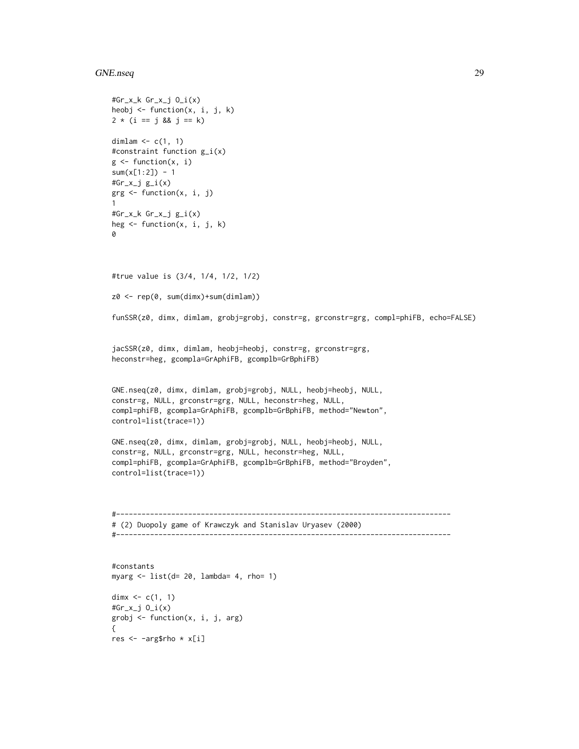```
#Gr_x_k Gr_x_j O_i(x)
heobj <- function(x, i, j, k)
2 * (i == j && j == k)

dimlam <- c(1, 1)
#constraint function g_i(x)
g <- function(x, i)
sum(x[1:2]) - 1
#Gr_x_j g_i(x)
grg <- function(x, i, j)
1
#Gr_x_k Gr_x_j g_i(x)
heg <- function(x, i, j, k)
0



#true value is (3/4, 1/4, 1/2, 1/2)

z0 <- rep(0, sum(dimx)+sum(dimlam))

funSSR(z0, dimx, dimlam, grobj=grobj, constr=g, grconstr=grg, compl=phiFB, echo=FALSE)


jacSSR(z0, dimx, dimlam, heobj=heobj, constr=g, grconstr=grg,
heconstr=heg, gcompla=GrAphiFB, gcomplb=GrBphiFB)


GNE.nseq(z0, dimx, dimlam, grobj=grobj, NULL, heobj=heobj, NULL,
constr=g, NULL, grconstr=grg, NULL, heconstr=heg, NULL,
compl=phiFB, gcompla=GrAphiFB, gcomplb=GrBphiFB, method="Newton",
control=list(trace=1))

GNE.nseq(z0, dimx, dimlam, grobj=grobj, NULL, heobj=heobj, NULL,
constr=g, NULL, grconstr=grg, NULL, heconstr=heg, NULL,
compl=phiFB, gcompla=GrAphiFB, gcomplb=GrBphiFB, method="Broyden",
control=list(trace=1))



#-------------------------------------------------------------------------------
# (2) Duopoly game of Krawczyk and Stanislav Uryasev (2000)
#-------------------------------------------------------------------------------


#constants
myarg <- list(d= 20, lambda= 4, rho= 1)

dimx <- c(1, 1)
#Gr_x_j O_i(x)
grobj <- function(x, i, j, arg)
{
res <- -arg$rho * x[i]
```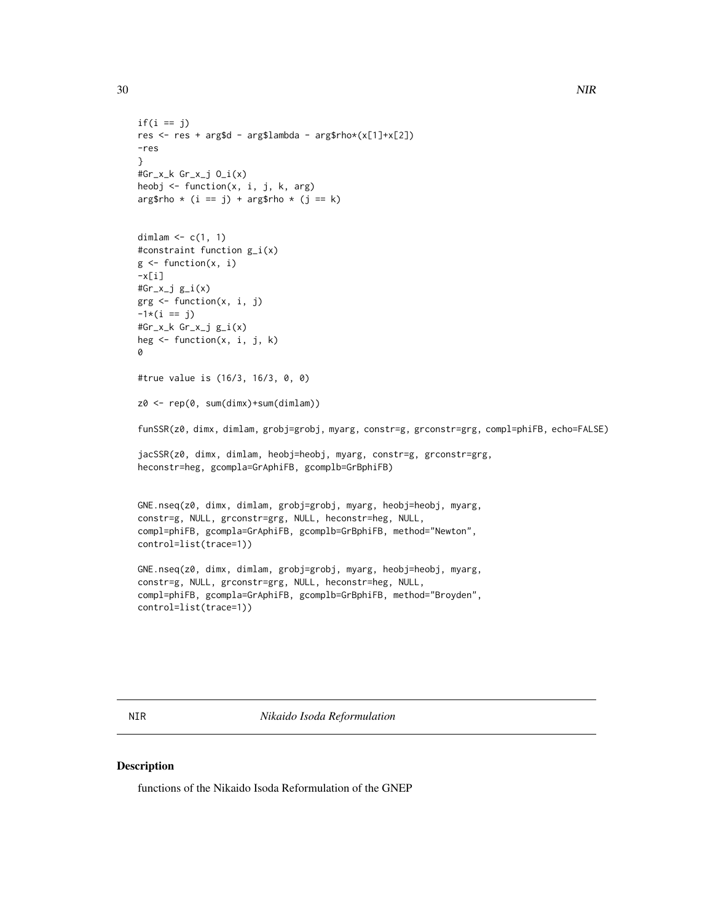```
if(i == j)
res <- res + arg$d - arg$lambda - arg$rho*(x[1]+x[2])
-res
}
#Gr_x_k Gr_x_j O_i(x)
heobj <- function(x, i, j, k, arg)
arg$rho * (i == j) + arg$rho * (j == k)


dimlam <- c(1, 1)
#constraint function g_i(x)
g <- function(x, i)
-x[i]
#Gr_x_j g_i(x)
grg <- function(x, i, j)
-1*(i == j)
#Gr_x_k Gr_x_j g_i(x)
heg <- function(x, i, j, k)
0

#true value is (16/3, 16/3, 0, 0)

z0 <- rep(0, sum(dimx)+sum(dimlam))

funSSR(z0, dimx, dimlam, grobj=grobj, myarg, constr=g, grconstr=grg, compl=phiFB, echo=FALSE)

jacSSR(z0, dimx, dimlam, heobj=heobj, myarg, constr=g, grconstr=grg,
heconstr=heg, gcompla=GrAphiFB, gcomplb=GrBphiFB)


GNE.nseq(z0, dimx, dimlam, grobj=grobj, myarg, heobj=heobj, myarg,
constr=g, NULL, grconstr=grg, NULL, heconstr=heg, NULL,
compl=phiFB, gcompla=GrAphiFB, gcomplb=GrBphiFB, method="Newton",
control=list(trace=1))

GNE.nseq(z0, dimx, dimlam, grobj=grobj, myarg, heobj=heobj, myarg,
constr=g, NULL, grconstr=grg, NULL, heconstr=heg, NULL,
compl=phiFB, gcompla=GrAphiFB, gcomplb=GrBphiFB, method="Broyden",
control=list(trace=1))
```

## NIR *Nikaido Isoda Reformulation*

### Description

functions of the Nikaido Isoda Reformulation of the GNEP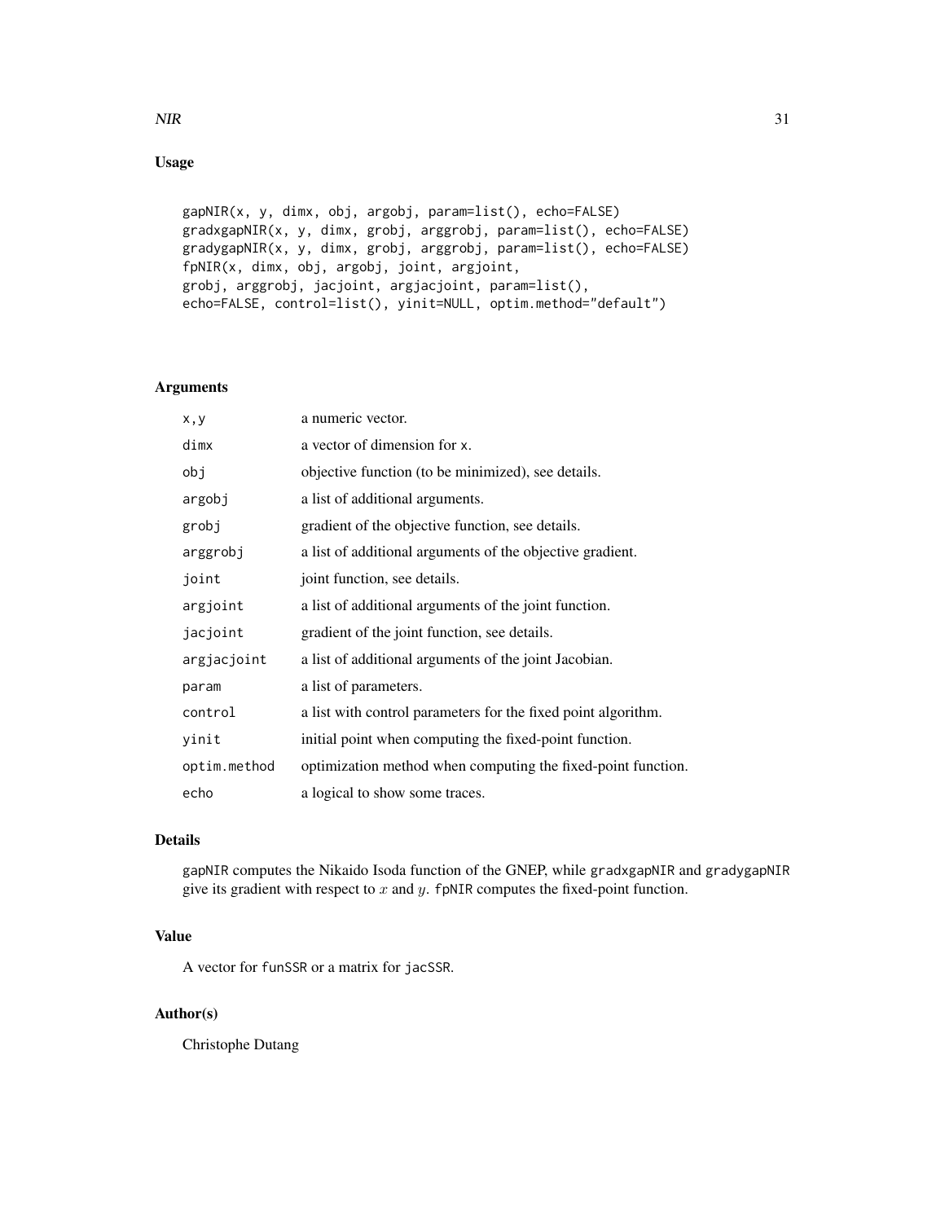## Usage

```
gapNIR(x, y, dimx, obj, argobj, param=list(), echo=FALSE)
gradxgapNIR(x, y, dimx, grobj, arggrobj, param=list(), echo=FALSE)
gradygapNIR(x, y, dimx, grobj, arggrobj, param=list(), echo=FALSE)
fpNIR(x, dimx, obj, argobj, joint, argjoint,
grobj, arggrobj, jacjoint, argjacjoint, param=list(),
echo=FALSE, control=list(), yinit=NULL, optim.method="default")
```

## Arguments

| | |
|---|---|
| `x,y` | a numeric vector. |
| `dimx` | a vector of dimension for `x`. |
| `obj` | objective function (to be minimized), see details. |
| `argobj` | a list of additional arguments. |
| `grobj` | gradient of the objective function, see details. |
| `arggrobj` | a list of additional arguments of the objective gradient. |
| `joint` | joint function, see details. |
| `argjoint` | a list of additional arguments of the joint function. |
| `jacjoint` | gradient of the joint function, see details. |
| `argjacjoint` | a list of additional arguments of the joint Jacobian. |
| `param` | a list of parameters. |
| `control` | a list with control parameters for the fixed point algorithm. |
| `yinit` | initial point when computing the fixed-point function. |
| `optim.method` | optimization method when computing the fixed-point function. |
| `echo` | a logical to show some traces. |

## Details

`gapNIR` computes the Nikaido Isoda function of the GNEP, while `gradxgapNIR` and `gradygapNIR` give its gradient with respect to $x$ and $y$. `fpNIR` computes the fixed-point function.

## Value

A vector for `funSSR` or a matrix for `jacSSR`.

## Author(s)

Christophe Dutang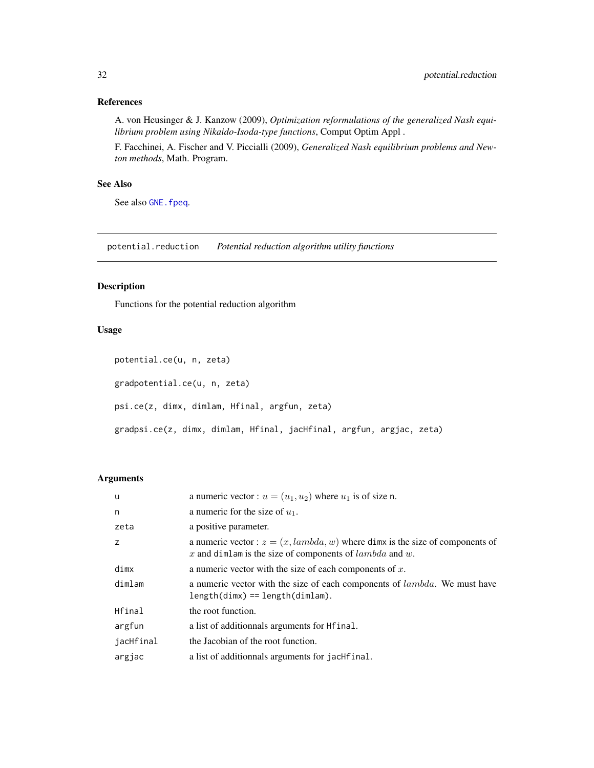### References

A. von Heusinger & J. Kanzow (2009), *Optimization reformulations of the generalized Nash equilibrium problem using Nikaido-Isoda-type functions*, Comput Optim Appl .

F. Facchinei, A. Fischer and V. Piccialli (2009), *Generalized Nash equilibrium problems and Newton methods*, Math. Program.

### See Also

See also GNE.fpeq.

---

## potential.reduction *Potential reduction algorithm utility functions*

### Description

Functions for the potential reduction algorithm

### Usage

```
potential.ce(u, n, zeta)

gradpotential.ce(u, n, zeta)

psi.ce(z, dimx, dimlam, Hfinal, argfun, zeta)

gradpsi.ce(z, dimx, dimlam, Hfinal, jacHfinal, argfun, argjac, zeta)
```

### Arguments

| | |
|---|---|
| u | a numeric vector : $u = (u_1, u_2)$ where $u_1$ is of size n. |
| n | a numeric for the size of $u_1$. |
| zeta | a positive parameter. |
| z | a numeric vector : $z = (x, lambda, w)$ where dimx is the size of components of $x$ and dimlam is the size of components of $lambda$ and $w$. |
| dimx | a numeric vector with the size of each components of $x$. |
| dimlam | a numeric vector with the size of each components of $lambda$. We must have length(dimx) == length(dimlam). |
| Hfinal | the root function. |
| argfun | a list of additionnals arguments for Hfinal. |
| jacHfinal | the Jacobian of the root function. |
| argjac | a list of additionnals arguments for jacHfinal. |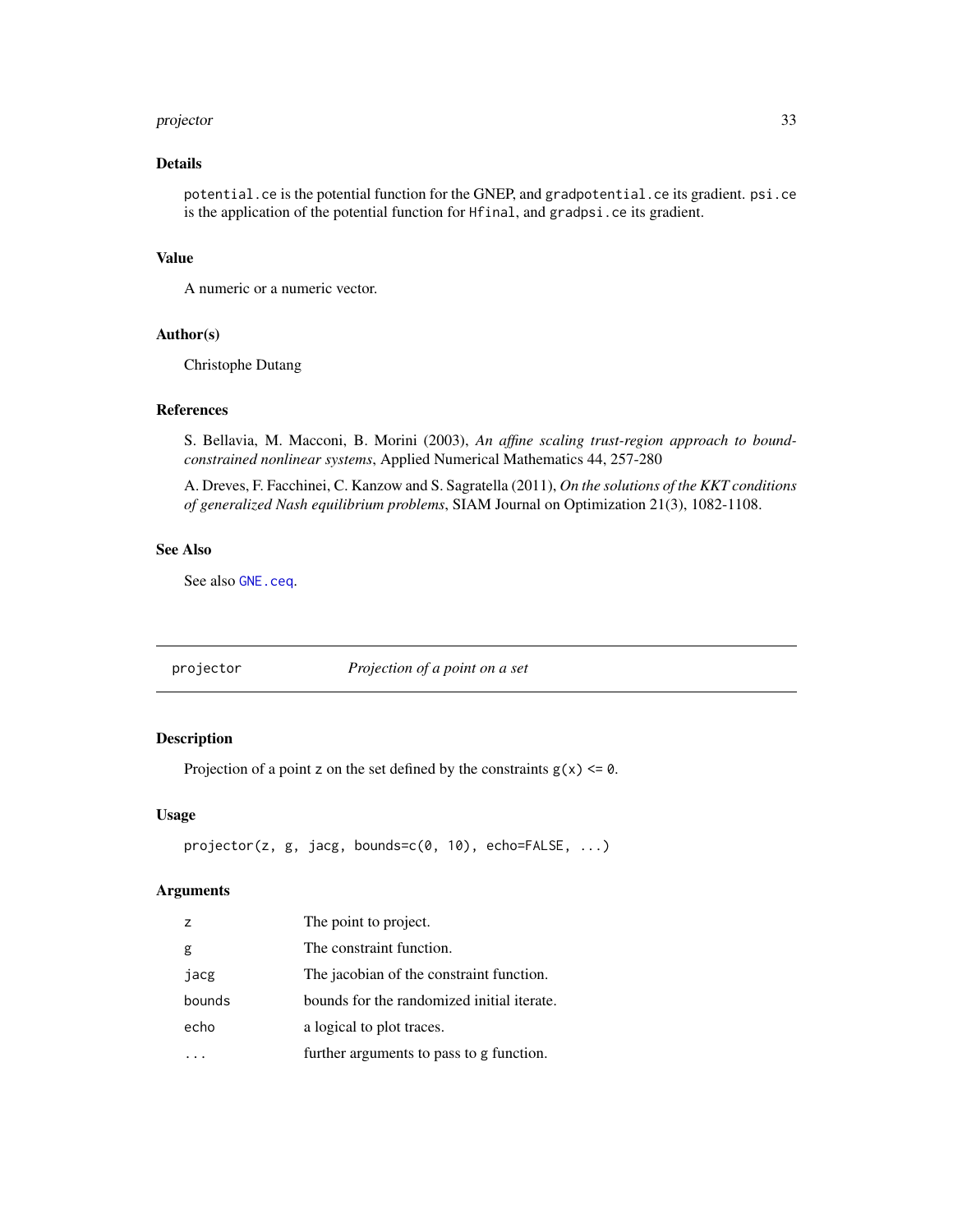### Details

`potential.ce` is the potential function for the GNEP, and `gradpotential.ce` its gradient. `psi.ce` is the application of the potential function for `Hfinal`, and `gradpsi.ce` its gradient.

### Value

A numeric or a numeric vector.

### Author(s)

Christophe Dutang

### References

S. Bellavia, M. Macconi, B. Morini (2003), *An affine scaling trust-region approach to bound-constrained nonlinear systems*, Applied Numerical Mathematics 44, 257-280

A. Dreves, F. Facchinei, C. Kanzow and S. Sagratella (2011), *On the solutions of the KKT conditions of generalized Nash equilibrium problems*, SIAM Journal on Optimization 21(3), 1082-1108.

### See Also

See also `GNE.ceq`.

---

## projector — *Projection of a point on a set*

---

### Description

Projection of a point `z` on the set defined by the constraints `g(x) <= 0`.

### Usage

```
projector(z, g, jacg, bounds=c(0, 10), echo=FALSE, ...)
```

### Arguments

| | |
|---|---|
| `z` | The point to project. |
| `g` | The constraint function. |
| `jacg` | The jacobian of the constraint function. |
| `bounds` | bounds for the randomized initial iterate. |
| `echo` | a logical to plot traces. |
| `...` | further arguments to pass to `g` function. |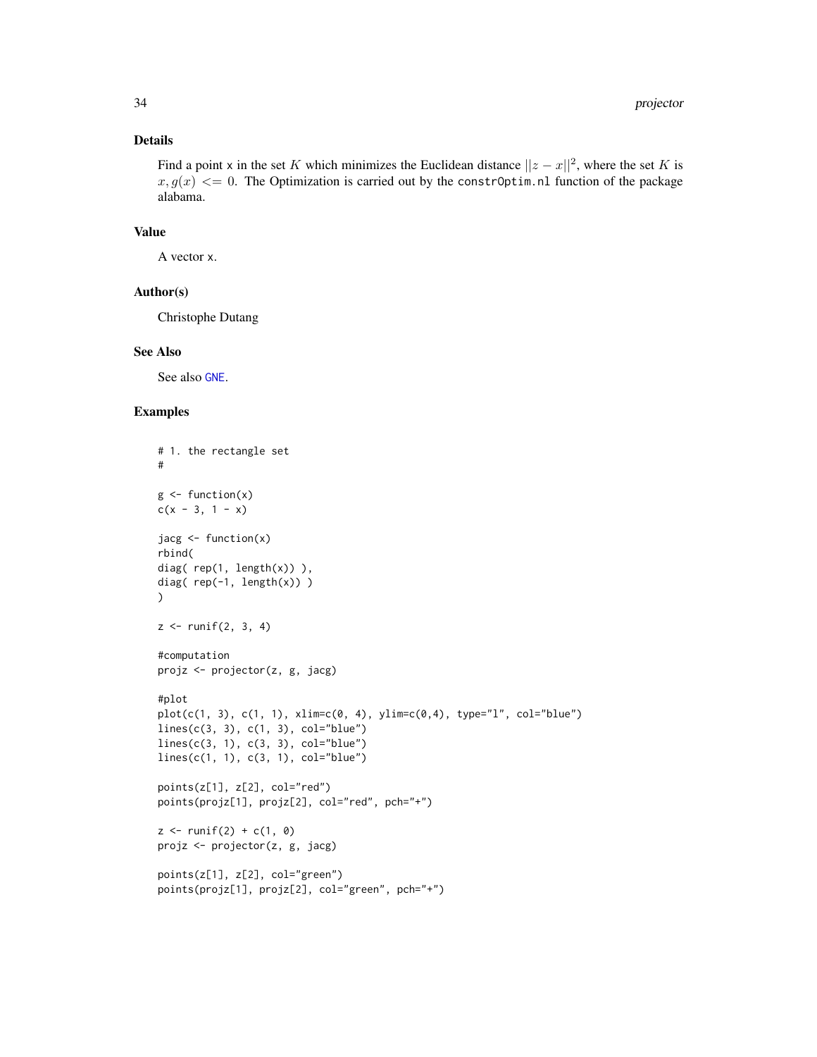## Details

Find a point x in the set $K$ which minimizes the Euclidean distance $||z - x||^2$, where the set $K$ is $x, g(x) <= 0$. The Optimization is carried out by the `constrOptim.nl` function of the package alabama.

## Value

A vector x.

## Author(s)

Christophe Dutang

## See Also

See also GNE.

## Examples

```
# 1. the rectangle set
#

g <- function(x)
c(x - 3, 1 - x)

jacg <- function(x)
rbind(
diag( rep(1, length(x)) ),
diag( rep(-1, length(x)) )
)

z <- runif(2, 3, 4)

#computation
projz <- projector(z, g, jacg)

#plot
plot(c(1, 3), c(1, 1), xlim=c(0, 4), ylim=c(0,4), type="l", col="blue")
lines(c(3, 3), c(1, 3), col="blue")
lines(c(3, 1), c(3, 3), col="blue")
lines(c(1, 1), c(3, 1), col="blue")

points(z[1], z[2], col="red")
points(projz[1], projz[2], col="red", pch="+")

z <- runif(2) + c(1, 0)
projz <- projector(z, g, jacg)

points(z[1], z[2], col="green")
points(projz[1], projz[2], col="green", pch="+")
```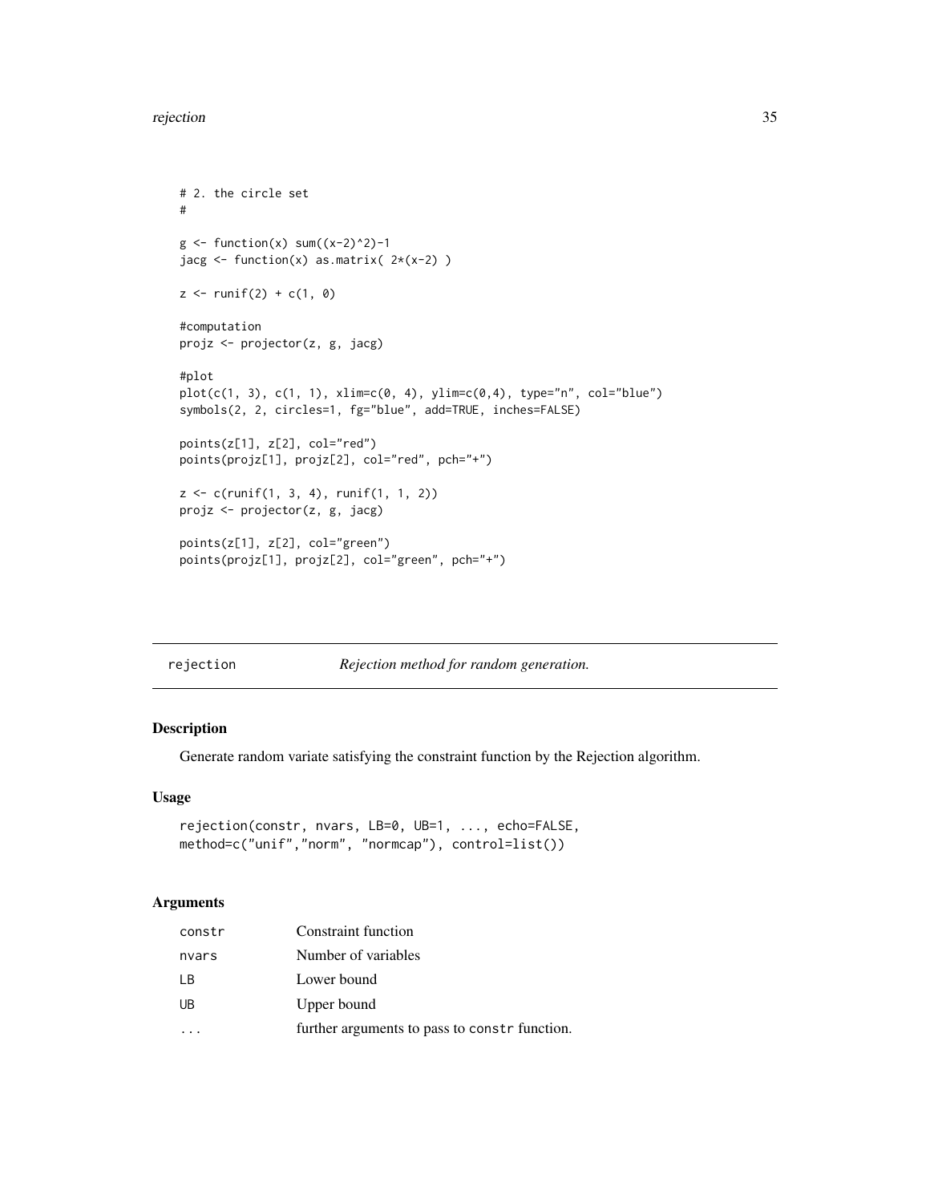```
# 2. the circle set
#

g <- function(x) sum((x-2)^2)-1
jacg <- function(x) as.matrix( 2*(x-2) )

z <- runif(2) + c(1, 0)

#computation
projz <- projector(z, g, jacg)

#plot
plot(c(1, 3), c(1, 1), xlim=c(0, 4), ylim=c(0,4), type="n", col="blue")
symbols(2, 2, circles=1, fg="blue", add=TRUE, inches=FALSE)

points(z[1], z[2], col="red")
points(projz[1], projz[2], col="red", pch="+")

z <- c(runif(1, 3, 4), runif(1, 1, 2))
projz <- projector(z, g, jacg)

points(z[1], z[2], col="green")
points(projz[1], projz[2], col="green", pch="+")
```

---

## rejection — *Rejection method for random generation.*

### Description

Generate random variate satisfying the constraint function by the Rejection algorithm.

### Usage

```
rejection(constr, nvars, LB=0, UB=1, ..., echo=FALSE,
method=c("unif","norm", "normcap"), control=list())
```

### Arguments

| | |
|---|---|
| constr | Constraint function |
| nvars | Number of variables |
| LB | Lower bound |
| UB | Upper bound |
| ... | further arguments to pass to constr function. |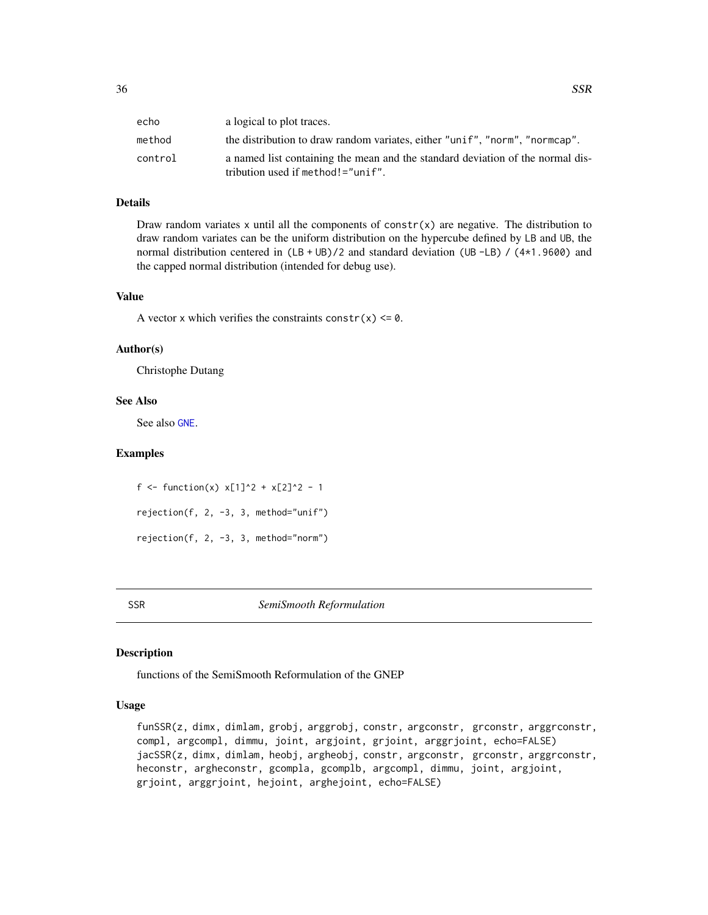| | |
|---|---|
| echo | a logical to plot traces. |
| method | the distribution to draw random variates, either "unif", "norm", "normcap". |
| control | a named list containing the mean and the standard deviation of the normal distribution used if method!="unif". |

### Details

Draw random variates x until all the components of constr(x) are negative. The distribution to draw random variates can be the uniform distribution on the hypercube defined by LB and UB, the normal distribution centered in (LB + UB)/2 and standard deviation (UB -LB) / (4*1.9600) and the capped normal distribution (intended for debug use).

### Value

A vector x which verifies the constraints constr(x) <= 0.

### Author(s)

Christophe Dutang

### See Also

See also GNE.

### Examples

```
f <- function(x) x[1]^2 + x[2]^2 - 1

rejection(f, 2, -3, 3, method="unif")

rejection(f, 2, -3, 3, method="norm")
```

---

## SSR — *SemiSmooth Reformulation*

### Description

functions of the SemiSmooth Reformulation of the GNEP

### Usage

```
funSSR(z, dimx, dimlam, grobj, arggrobj, constr, argconstr,  grconstr, arggrconstr,
compl, argcompl, dimmu, joint, argjoint, grjoint, arggrjoint, echo=FALSE)
jacSSR(z, dimx, dimlam, heobj, argheobj, constr, argconstr,  grconstr, arggrconstr,
heconstr, argheconstr, gcompla, gcomplb, argcompl, dimmu, joint, argjoint,
grjoint, arggrjoint, hejoint, arghejoint, echo=FALSE)
```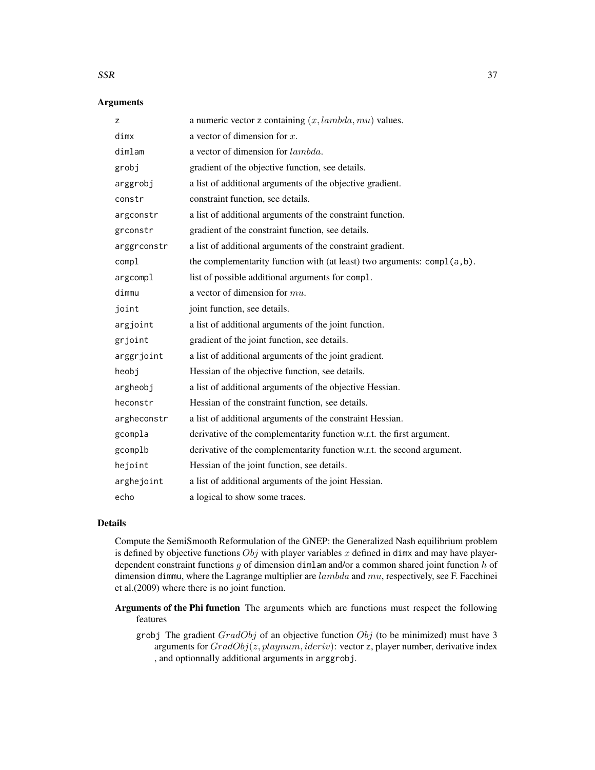## Arguments

| | |
|---|---|
| z | a numeric vector z containing $(x, lambda, mu)$ values. |
| dimx | a vector of dimension for $x$. |
| dimlam | a vector of dimension for $lambda$. |
| grobj | gradient of the objective function, see details. |
| arggrobj | a list of additional arguments of the objective gradient. |
| constr | constraint function, see details. |
| argconstr | a list of additional arguments of the constraint function. |
| grconstr | gradient of the constraint function, see details. |
| arggrconstr | a list of additional arguments of the constraint gradient. |
| compl | the complementarity function with (at least) two arguments: `compl(a,b)`. |
| argcompl | list of possible additional arguments for `compl`. |
| dimmu | a vector of dimension for $mu$. |
| joint | joint function, see details. |
| argjoint | a list of additional arguments of the joint function. |
| grjoint | gradient of the joint function, see details. |
| arggrjoint | a list of additional arguments of the joint gradient. |
| heobj | Hessian of the objective function, see details. |
| argheobj | a list of additional arguments of the objective Hessian. |
| heconstr | Hessian of the constraint function, see details. |
| argheconstr | a list of additional arguments of the constraint Hessian. |
| gcompla | derivative of the complementarity function w.r.t. the first argument. |
| gcomplb | derivative of the complementarity function w.r.t. the second argument. |
| hejoint | Hessian of the joint function, see details. |
| arghejoint | a list of additional arguments of the joint Hessian. |
| echo | a logical to show some traces. |

## Details

Compute the SemiSmooth Reformulation of the GNEP: the Generalized Nash equilibrium problem is defined by objective functions $Obj$ with player variables $x$ defined in `dimx` and may have player-dependent constraint functions $g$ of dimension `dimlam` and/or a common shared joint function $h$ of dimension `dimmu`, where the Lagrange multiplier are $lambda$ and $mu$, respectively, see F. Facchinei et al.(2009) where there is no joint function.

**Arguments of the Phi function** The arguments which are functions must respect the following features

- `grobj` The gradient $GradObj$ of an objective function $Obj$ (to be minimized) must have 3 arguments for $GradObj(z, playnum, ideriv)$: vector `z`, player number, derivative index , and optionnally additional arguments in `arggrobj`.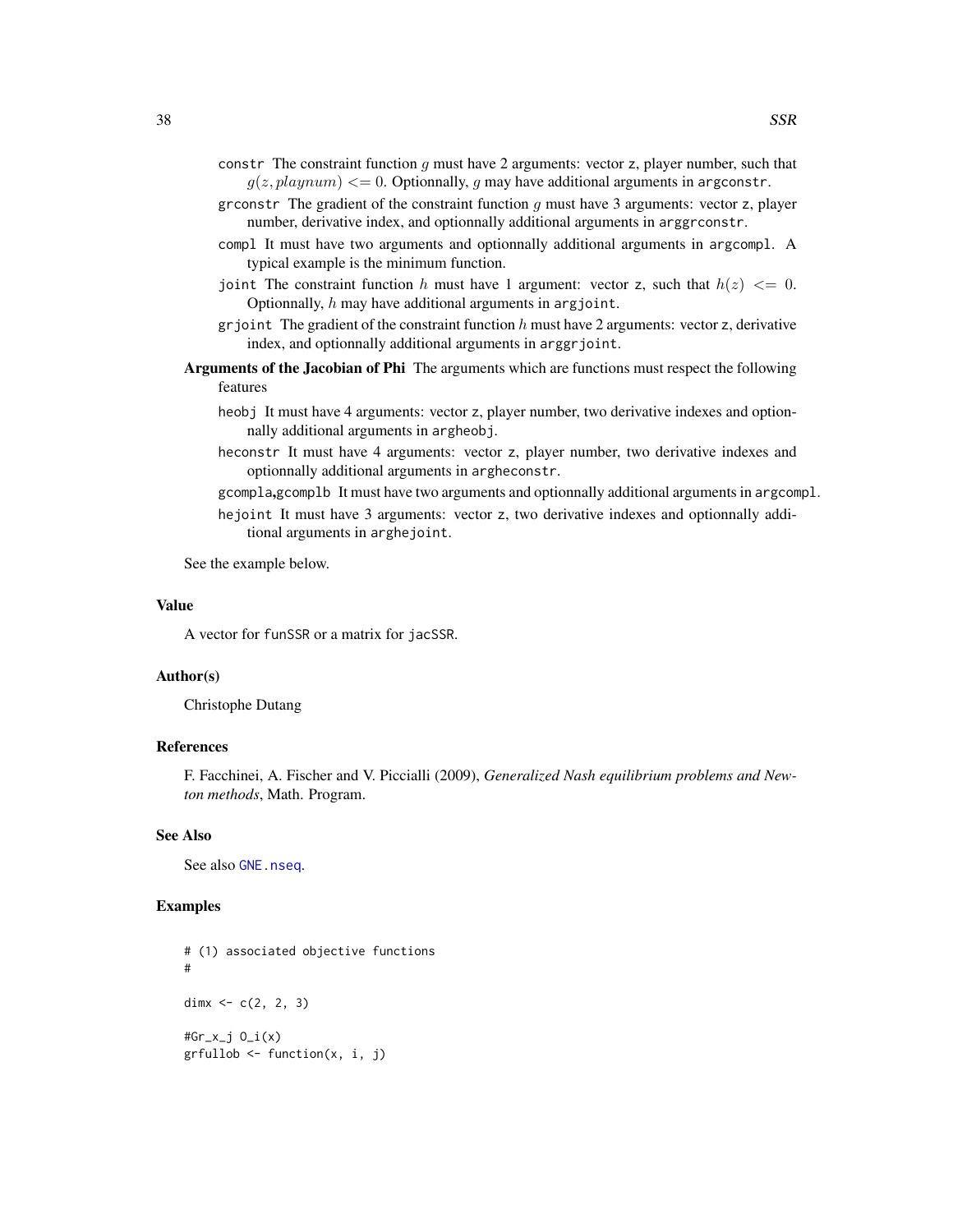constr The constraint function $g$ must have 2 arguments: vector z, player number, such that $g(z, playnum) <= 0$. Optionnally, $g$ may have additional arguments in argconstr.

grconstr The gradient of the constraint function $g$ must have 3 arguments: vector z, player number, derivative index, and optionnally additional arguments in arggrconstr.

compl It must have two arguments and optionnally additional arguments in argcompl. A typical example is the minimum function.

joint The constraint function $h$ must have 1 argument: vector z, such that $h(z) <= 0$. Optionnally, $h$ may have additional arguments in argjoint.

grjoint The gradient of the constraint function $h$ must have 2 arguments: vector z, derivative index, and optionnally additional arguments in arggrjoint.

**Arguments of the Jacobian of Phi** The arguments which are functions must respect the following features

heobj It must have 4 arguments: vector z, player number, two derivative indexes and optionnally additional arguments in argheobj.

heconstr It must have 4 arguments: vector z, player number, two derivative indexes and optionnally additional arguments in argheconstr.

gcompla,gcomplb It must have two arguments and optionnally additional arguments in argcompl.

hejoint It must have 3 arguments: vector z, two derivative indexes and optionnally additional arguments in arghejoint.

See the example below.

## Value

A vector for funSSR or a matrix for jacSSR.

## Author(s)

Christophe Dutang

## References

F. Facchinei, A. Fischer and V. Piccialli (2009), *Generalized Nash equilibrium problems and Newton methods*, Math. Program.

## See Also

See also GNE.nseq.

## Examples

```
# (1) associated objective functions
#

dimx <- c(2, 2, 3)

#Gr_x_j O_i(x)
grfullob <- function(x, i, j)
```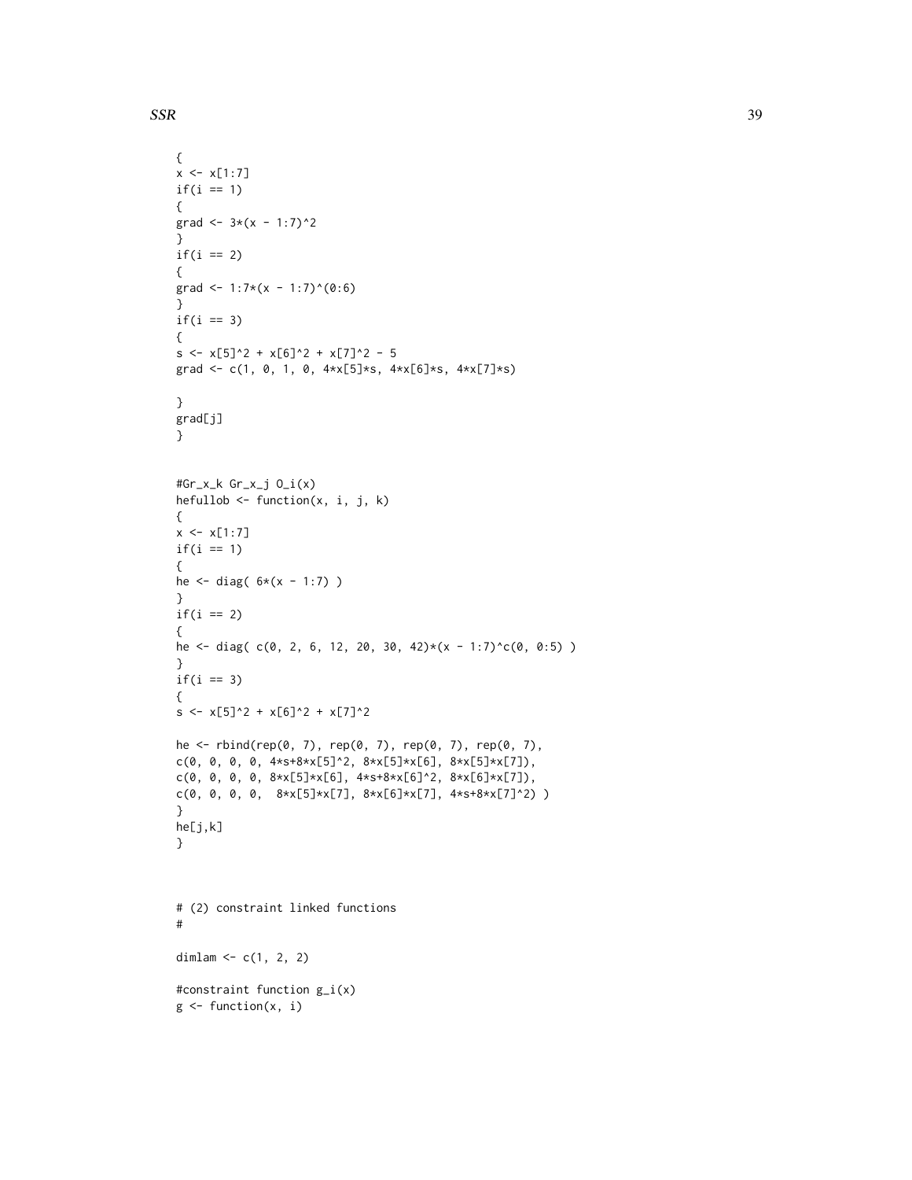```
{
x <- x[1:7]
if(i == 1)
{
grad <- 3*(x - 1:7)^2
}
if(i == 2)
{
grad <- 1:7*(x - 1:7)^(0:6)
}
if(i == 3)
{
s <- x[5]^2 + x[6]^2 + x[7]^2 - 5
grad <- c(1, 0, 1, 0, 4*x[5]*s, 4*x[6]*s, 4*x[7]*s)

}
grad[j]
}


#Gr_x_k Gr_x_j O_i(x)
hefullob <- function(x, i, j, k)
{
x <- x[1:7]
if(i == 1)
{
he <- diag( 6*(x - 1:7) )
}
if(i == 2)
{
he <- diag( c(0, 2, 6, 12, 20, 30, 42)*(x - 1:7)^c(0, 0:5) )
}
if(i == 3)
{
s <- x[5]^2 + x[6]^2 + x[7]^2

he <- rbind(rep(0, 7), rep(0, 7), rep(0, 7), rep(0, 7),
c(0, 0, 0, 0, 4*s+8*x[5]^2, 8*x[5]*x[6], 8*x[5]*x[7]),
c(0, 0, 0, 0, 8*x[5]*x[6], 4*s+8*x[6]^2, 8*x[6]*x[7]),
c(0, 0, 0, 0,  8*x[5]*x[7], 8*x[6]*x[7], 4*s+8*x[7]^2) )
}
he[j,k]
}



# (2) constraint linked functions
#

dimlam <- c(1, 2, 2)

#constraint function g_i(x)
g <- function(x, i)
```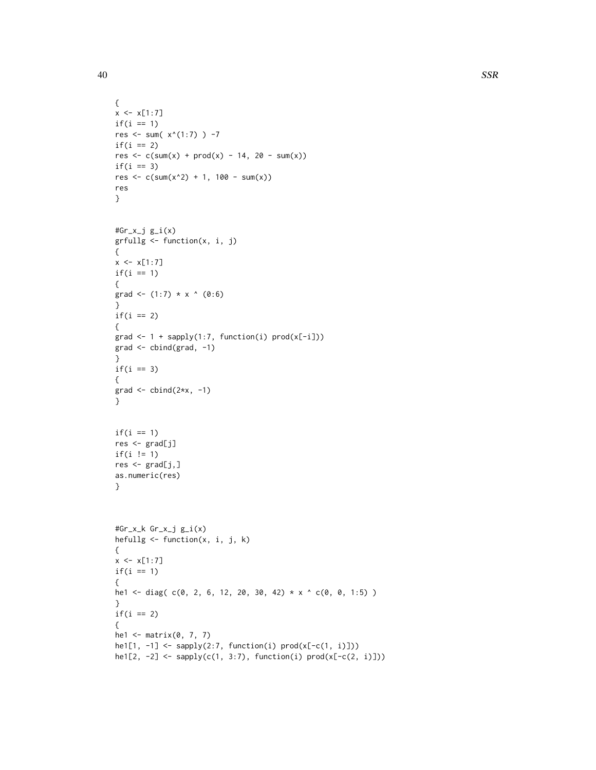```
{
x <- x[1:7]
if(i == 1)
res <- sum( x^(1:7) ) -7
if(i == 2)
res <- c(sum(x) + prod(x) - 14, 20 - sum(x))
if(i == 3)
res <- c(sum(x^2) + 1, 100 - sum(x))
res
}


#Gr_x_j g_i(x)
grfullg <- function(x, i, j)
{
x <- x[1:7]
if(i == 1)
{
grad <- (1:7) * x ^ (0:6)
}
if(i == 2)
{
grad <- 1 + sapply(1:7, function(i) prod(x[-i]))
grad <- cbind(grad, -1)
}
if(i == 3)
{
grad <- cbind(2*x, -1)
}


if(i == 1)
res <- grad[j]
if(i != 1)
res <- grad[j,]
as.numeric(res)
}



#Gr_x_k Gr_x_j g_i(x)
hefullg <- function(x, i, j, k)
{
x <- x[1:7]
if(i == 1)
{
he1 <- diag( c(0, 2, 6, 12, 20, 30, 42) * x ^ c(0, 0, 1:5) )
}
if(i == 2)
{
he1 <- matrix(0, 7, 7)
he1[1, -1] <- sapply(2:7, function(i) prod(x[-c(1, i)]))
he1[2, -2] <- sapply(c(1, 3:7), function(i) prod(x[-c(2, i)]))
```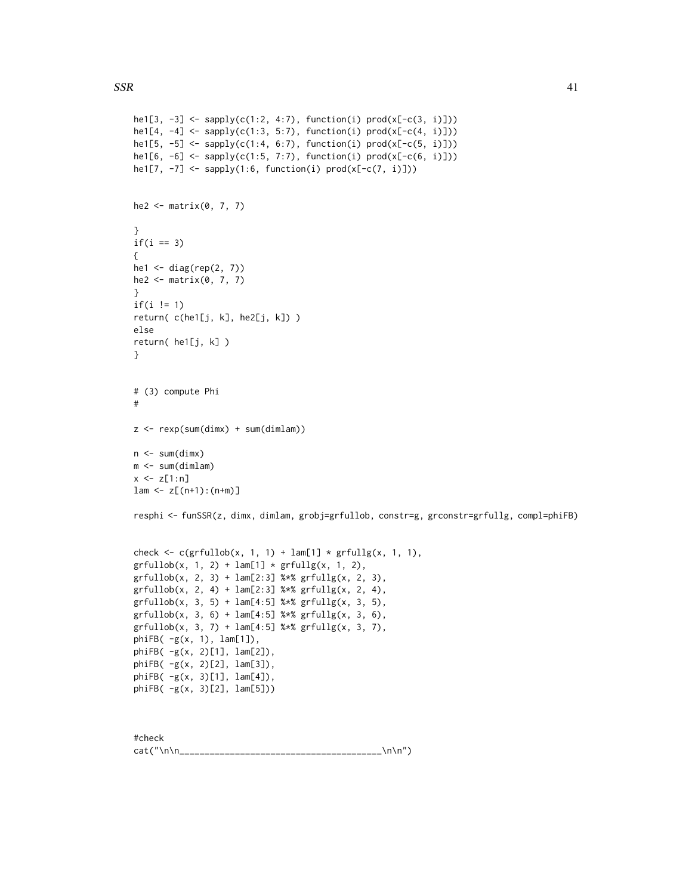```
he1[3, -3] <- sapply(c(1:2, 4:7), function(i) prod(x[-c(3, i)]))
he1[4, -4] <- sapply(c(1:3, 5:7), function(i) prod(x[-c(4, i)]))
he1[5, -5] <- sapply(c(1:4, 6:7), function(i) prod(x[-c(5, i)]))
he1[6, -6] <- sapply(c(1:5, 7:7), function(i) prod(x[-c(6, i)]))
he1[7, -7] <- sapply(1:6, function(i) prod(x[-c(7, i)]))


he2 <- matrix(0, 7, 7)

}
if(i == 3)
{
he1 <- diag(rep(2, 7))
he2 <- matrix(0, 7, 7)
}
if(i != 1)
return( c(he1[j, k], he2[j, k]) )
else
return( he1[j, k] )
}


# (3) compute Phi
#

z <- rexp(sum(dimx) + sum(dimlam))

n <- sum(dimx)
m <- sum(dimlam)
x <- z[1:n]
lam <- z[(n+1):(n+m)]

resphi <- funSSR(z, dimx, dimlam, grobj=grfullob, constr=g, grconstr=grfullg, compl=phiFB)


check <- c(grfullob(x, 1, 1) + lam[1] * grfullg(x, 1, 1),
grfullob(x, 1, 2) + lam[1] * grfullg(x, 1, 2),
grfullob(x, 2, 3) + lam[2:3] %*% grfullg(x, 2, 3),
grfullob(x, 2, 4) + lam[2:3] %*% grfullg(x, 2, 4),
grfullob(x, 3, 5) + lam[4:5] %*% grfullg(x, 3, 5),
grfullob(x, 3, 6) + lam[4:5] %*% grfullg(x, 3, 6),
grfullob(x, 3, 7) + lam[4:5] %*% grfullg(x, 3, 7),
phiFB( -g(x, 1), lam[1]),
phiFB( -g(x, 2)[1], lam[2]),
phiFB( -g(x, 2)[2], lam[3]),
phiFB( -g(x, 3)[1], lam[4]),
phiFB( -g(x, 3)[2], lam[5]))



#check
cat("\n\n________________________________________\n\n")
```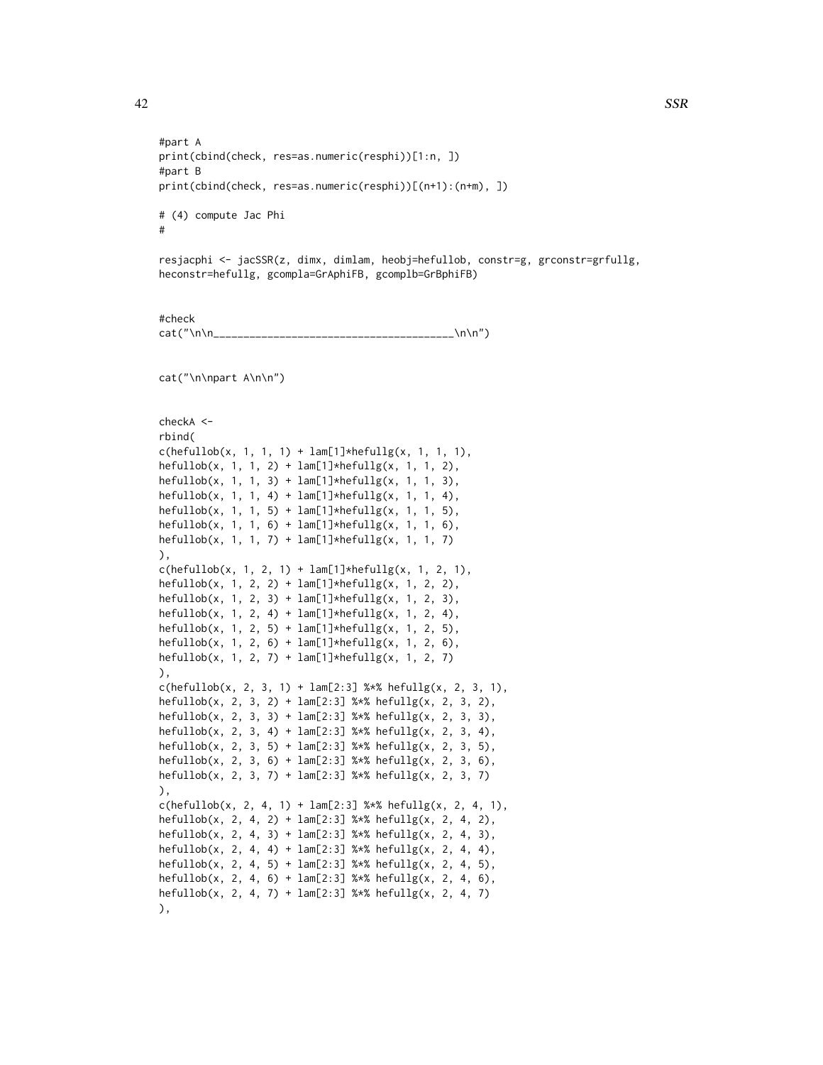```
#part A
print(cbind(check, res=as.numeric(resphi))[1:n, ])
#part B
print(cbind(check, res=as.numeric(resphi))[(n+1):(n+m), ])

# (4) compute Jac Phi
#

resjacphi <- jacSSR(z, dimx, dimlam, heobj=hefullob, constr=g, grconstr=grfullg,
heconstr=hefullg, gcompla=GrAphiFB, gcomplb=GrBphiFB)


#check
cat("\n\n________________________________________\n\n")


cat("\n\npart A\n\n")


checkA <-
rbind(
c(hefullob(x, 1, 1, 1) + lam[1]*hefullg(x, 1, 1, 1),
hefullob(x, 1, 1, 2) + lam[1]*hefullg(x, 1, 1, 2),
hefullob(x, 1, 1, 3) + lam[1]*hefullg(x, 1, 1, 3),
hefullob(x, 1, 1, 4) + lam[1]*hefullg(x, 1, 1, 4),
hefullob(x, 1, 1, 5) + lam[1]*hefullg(x, 1, 1, 5),
hefullob(x, 1, 1, 6) + lam[1]*hefullg(x, 1, 1, 6),
hefullob(x, 1, 1, 7) + lam[1]*hefullg(x, 1, 1, 7)
),
c(hefullob(x, 1, 2, 1) + lam[1]*hefullg(x, 1, 2, 1),
hefullob(x, 1, 2, 2) + lam[1]*hefullg(x, 1, 2, 2),
hefullob(x, 1, 2, 3) + lam[1]*hefullg(x, 1, 2, 3),
hefullob(x, 1, 2, 4) + lam[1]*hefullg(x, 1, 2, 4),
hefullob(x, 1, 2, 5) + lam[1]*hefullg(x, 1, 2, 5),
hefullob(x, 1, 2, 6) + lam[1]*hefullg(x, 1, 2, 6),
hefullob(x, 1, 2, 7) + lam[1]*hefullg(x, 1, 2, 7)
),
c(hefullob(x, 2, 3, 1) + lam[2:3] %*% hefullg(x, 2, 3, 1),
hefullob(x, 2, 3, 2) + lam[2:3] %*% hefullg(x, 2, 3, 2),
hefullob(x, 2, 3, 3) + lam[2:3] %*% hefullg(x, 2, 3, 3),
hefullob(x, 2, 3, 4) + lam[2:3] %*% hefullg(x, 2, 3, 4),
hefullob(x, 2, 3, 5) + lam[2:3] %*% hefullg(x, 2, 3, 5),
hefullob(x, 2, 3, 6) + lam[2:3] %*% hefullg(x, 2, 3, 6),
hefullob(x, 2, 3, 7) + lam[2:3] %*% hefullg(x, 2, 3, 7)
),
c(hefullob(x, 2, 4, 1) + lam[2:3] %*% hefullg(x, 2, 4, 1),
hefullob(x, 2, 4, 2) + lam[2:3] %*% hefullg(x, 2, 4, 2),
hefullob(x, 2, 4, 3) + lam[2:3] %*% hefullg(x, 2, 4, 3),
hefullob(x, 2, 4, 4) + lam[2:3] %*% hefullg(x, 2, 4, 4),
hefullob(x, 2, 4, 5) + lam[2:3] %*% hefullg(x, 2, 4, 5),
hefullob(x, 2, 4, 6) + lam[2:3] %*% hefullg(x, 2, 4, 6),
hefullob(x, 2, 4, 7) + lam[2:3] %*% hefullg(x, 2, 4, 7)
),
```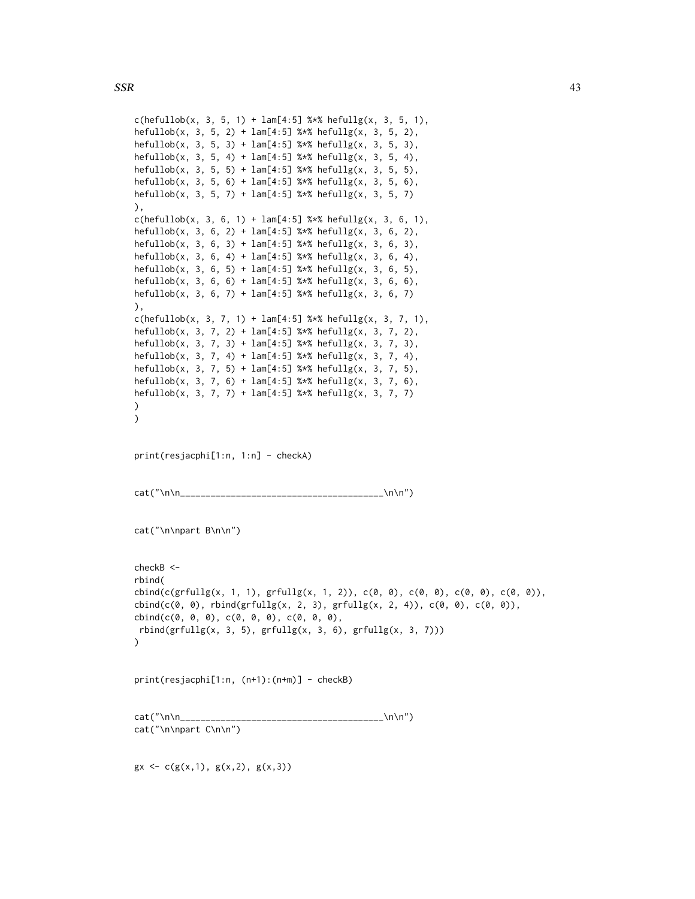```
c(hefullob(x, 3, 5, 1) + lam[4:5] %*% hefullg(x, 3, 5, 1),
hefullob(x, 3, 5, 2) + lam[4:5] %*% hefullg(x, 3, 5, 2),
hefullob(x, 3, 5, 3) + lam[4:5] %*% hefullg(x, 3, 5, 3),
hefullob(x, 3, 5, 4) + lam[4:5] %*% hefullg(x, 3, 5, 4),
hefullob(x, 3, 5, 5) + lam[4:5] %*% hefullg(x, 3, 5, 5),
hefullob(x, 3, 5, 6) + lam[4:5] %*% hefullg(x, 3, 5, 6),
hefullob(x, 3, 5, 7) + lam[4:5] %*% hefullg(x, 3, 5, 7)
),
c(hefullob(x, 3, 6, 1) + lam[4:5] %*% hefullg(x, 3, 6, 1),
hefullob(x, 3, 6, 2) + lam[4:5] %*% hefullg(x, 3, 6, 2),
hefullob(x, 3, 6, 3) + lam[4:5] %*% hefullg(x, 3, 6, 3),
hefullob(x, 3, 6, 4) + lam[4:5] %*% hefullg(x, 3, 6, 4),
hefullob(x, 3, 6, 5) + lam[4:5] %*% hefullg(x, 3, 6, 5),
hefullob(x, 3, 6, 6) + lam[4:5] %*% hefullg(x, 3, 6, 6),
hefullob(x, 3, 6, 7) + lam[4:5] %*% hefullg(x, 3, 6, 7)
),
c(hefullob(x, 3, 7, 1) + lam[4:5] %*% hefullg(x, 3, 7, 1),
hefullob(x, 3, 7, 2) + lam[4:5] %*% hefullg(x, 3, 7, 2),
hefullob(x, 3, 7, 3) + lam[4:5] %*% hefullg(x, 3, 7, 3),
hefullob(x, 3, 7, 4) + lam[4:5] %*% hefullg(x, 3, 7, 4),
hefullob(x, 3, 7, 5) + lam[4:5] %*% hefullg(x, 3, 7, 5),
hefullob(x, 3, 7, 6) + lam[4:5] %*% hefullg(x, 3, 7, 6),
hefullob(x, 3, 7, 7) + lam[4:5] %*% hefullg(x, 3, 7, 7)
)
)


print(resjacphi[1:n, 1:n] - checkA)


cat("\n\n________________________________________\n\n")


cat("\n\npart B\n\n")


checkB <-
rbind(
cbind(c(grfullg(x, 1, 1), grfullg(x, 1, 2)), c(0, 0), c(0, 0), c(0, 0), c(0, 0)),
cbind(c(0, 0), rbind(grfullg(x, 2, 3), grfullg(x, 2, 4)), c(0, 0), c(0, 0)),
cbind(c(0, 0, 0), c(0, 0, 0), c(0, 0, 0),
 rbind(grfullg(x, 3, 5), grfullg(x, 3, 6), grfullg(x, 3, 7)))
)


print(resjacphi[1:n, (n+1):(n+m)] - checkB)


cat("\n\n________________________________________\n\n")
cat("\n\npart C\n\n")


gx <- c(g(x,1), g(x,2), g(x,3))
```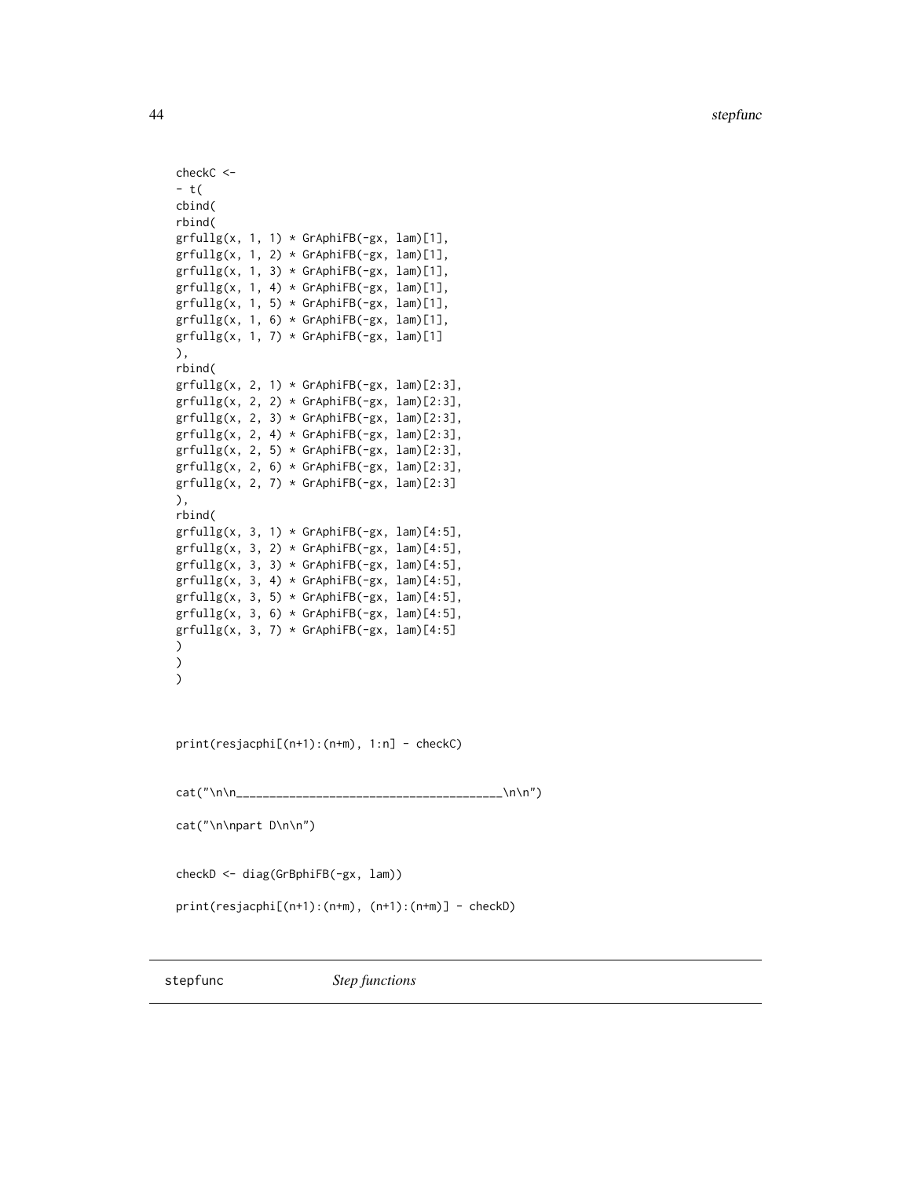```
checkC <-
- t(
cbind(
rbind(
grfullg(x, 1, 1) * GrAphiFB(-gx, lam)[1],
grfullg(x, 1, 2) * GrAphiFB(-gx, lam)[1],
grfullg(x, 1, 3) * GrAphiFB(-gx, lam)[1],
grfullg(x, 1, 4) * GrAphiFB(-gx, lam)[1],
grfullg(x, 1, 5) * GrAphiFB(-gx, lam)[1],
grfullg(x, 1, 6) * GrAphiFB(-gx, lam)[1],
grfullg(x, 1, 7) * GrAphiFB(-gx, lam)[1]
),
rbind(
grfullg(x, 2, 1) * GrAphiFB(-gx, lam)[2:3],
grfullg(x, 2, 2) * GrAphiFB(-gx, lam)[2:3],
grfullg(x, 2, 3) * GrAphiFB(-gx, lam)[2:3],
grfullg(x, 2, 4) * GrAphiFB(-gx, lam)[2:3],
grfullg(x, 2, 5) * GrAphiFB(-gx, lam)[2:3],
grfullg(x, 2, 6) * GrAphiFB(-gx, lam)[2:3],
grfullg(x, 2, 7) * GrAphiFB(-gx, lam)[2:3]
),
rbind(
grfullg(x, 3, 1) * GrAphiFB(-gx, lam)[4:5],
grfullg(x, 3, 2) * GrAphiFB(-gx, lam)[4:5],
grfullg(x, 3, 3) * GrAphiFB(-gx, lam)[4:5],
grfullg(x, 3, 4) * GrAphiFB(-gx, lam)[4:5],
grfullg(x, 3, 5) * GrAphiFB(-gx, lam)[4:5],
grfullg(x, 3, 6) * GrAphiFB(-gx, lam)[4:5],
grfullg(x, 3, 7) * GrAphiFB(-gx, lam)[4:5]
)
)
)


print(resjacphi[(n+1):(n+m), 1:n] - checkC)


cat("\n\n________________________________________\n\n")

cat("\n\npart D\n\n")


checkD <- diag(GrBphiFB(-gx, lam))

print(resjacphi[(n+1):(n+m), (n+1):(n+m)] - checkD)
```

---

## stepfunc *Step functions*

---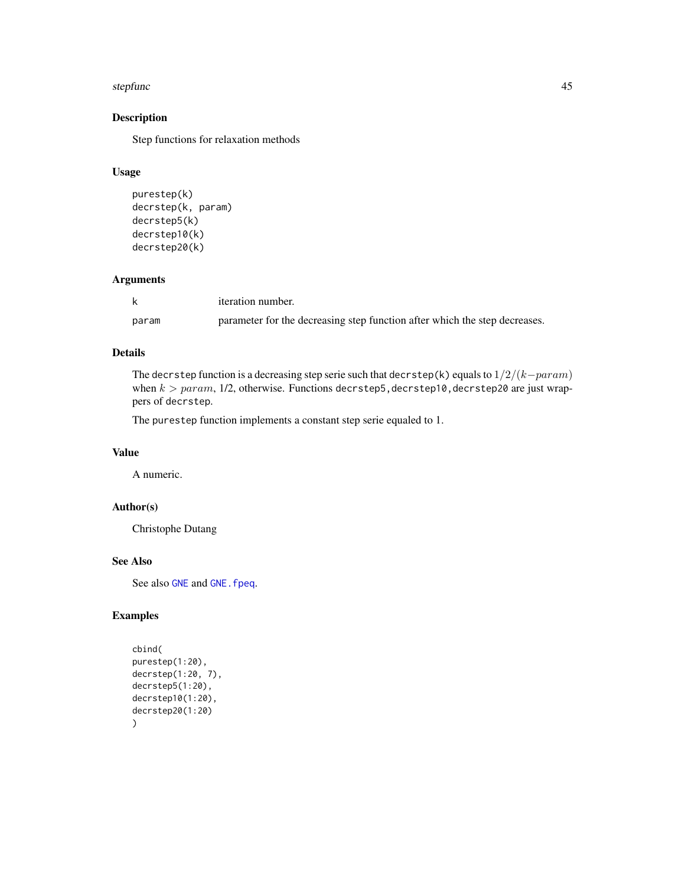## Description

Step functions for relaxation methods

## Usage

```
purestep(k)
decrstep(k, param)
decrstep5(k)
decrstep10(k)
decrstep20(k)
```

## Arguments

| | |
|---|---|
| k | iteration number. |
| param | parameter for the decreasing step function after which the step decreases. |

## Details

The `decrstep` function is a decreasing step serie such that `decrstep(k)` equals to $1/2/(k-param)$ when $k > param$, 1/2, otherwise. Functions `decrstep5`, `decrstep10`, `decrstep20` are just wrappers of `decrstep`.

The `purestep` function implements a constant step serie equaled to 1.

## Value

A numeric.

## Author(s)

Christophe Dutang

## See Also

See also `GNE` and `GNE.fpeq`.

## Examples

```
cbind(
purestep(1:20),
decrstep(1:20, 7),
decrstep5(1:20),
decrstep10(1:20),
decrstep20(1:20)
)
```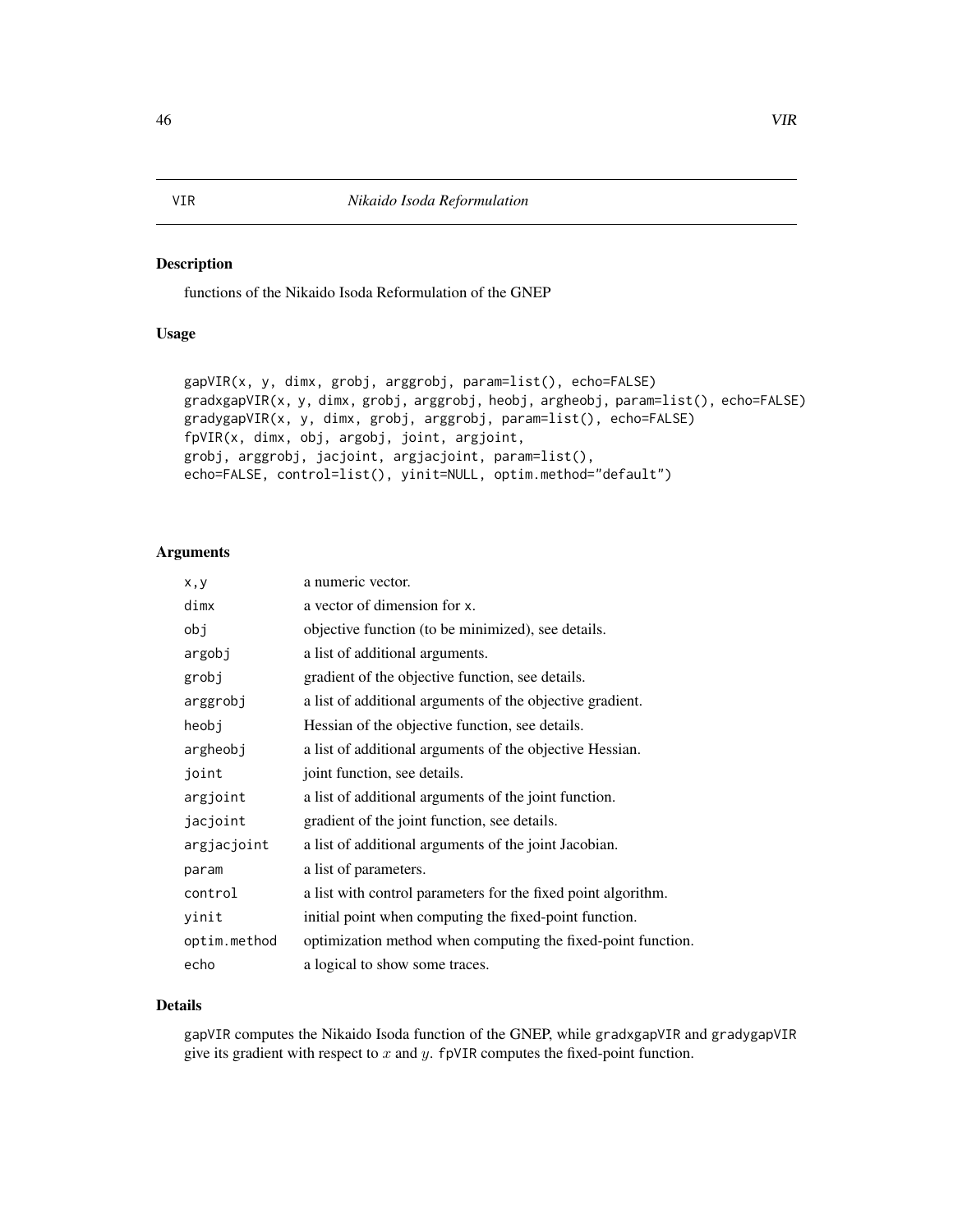# VIR — *Nikaido Isoda Reformulation*

## Description

functions of the Nikaido Isoda Reformulation of the GNEP

## Usage

```
gapVIR(x, y, dimx, grobj, arggrobj, param=list(), echo=FALSE)
gradxgapVIR(x, y, dimx, grobj, arggrobj, heobj, argheobj, param=list(), echo=FALSE)
gradygapVIR(x, y, dimx, grobj, arggrobj, param=list(), echo=FALSE)
fpVIR(x, dimx, obj, argobj, joint, argjoint,
grobj, arggrobj, jacjoint, argjacjoint, param=list(),
echo=FALSE, control=list(), yinit=NULL, optim.method="default")
```

## Arguments

| | |
|---|---|
| `x,y` | a numeric vector. |
| `dimx` | a vector of dimension for `x`. |
| `obj` | objective function (to be minimized), see details. |
| `argobj` | a list of additional arguments. |
| `grobj` | gradient of the objective function, see details. |
| `arggrobj` | a list of additional arguments of the objective gradient. |
| `heobj` | Hessian of the objective function, see details. |
| `argheobj` | a list of additional arguments of the objective Hessian. |
| `joint` | joint function, see details. |
| `argjoint` | a list of additional arguments of the joint function. |
| `jacjoint` | gradient of the joint function, see details. |
| `argjacjoint` | a list of additional arguments of the joint Jacobian. |
| `param` | a list of parameters. |
| `control` | a list with control parameters for the fixed point algorithm. |
| `yinit` | initial point when computing the fixed-point function. |
| `optim.method` | optimization method when computing the fixed-point function. |
| `echo` | a logical to show some traces. |

## Details

`gapVIR` computes the Nikaido Isoda function of the GNEP, while `gradxgapVIR` and `gradygapVIR` give its gradient with respect to $x$ and $y$. `fpVIR` computes the fixed-point function.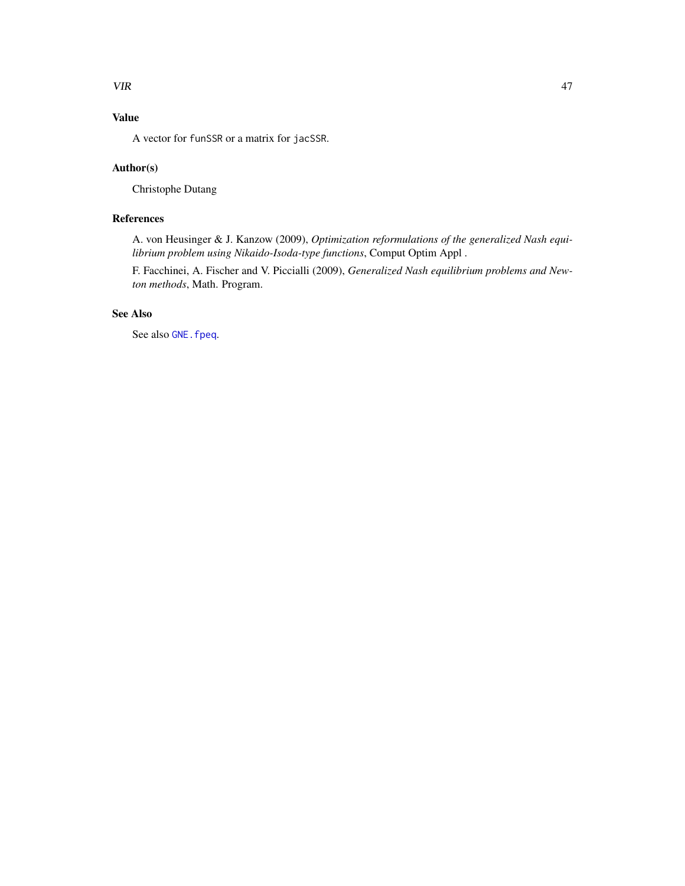## Value

A vector for `funSSR` or a matrix for `jacSSR`.

## Author(s)

Christophe Dutang

## References

A. von Heusinger & J. Kanzow (2009), *Optimization reformulations of the generalized Nash equilibrium problem using Nikaido-Isoda-type functions*, Comput Optim Appl .

F. Facchinei, A. Fischer and V. Piccialli (2009), *Generalized Nash equilibrium problems and Newton methods*, Math. Program.

## See Also

See also `GNE.fpeq`.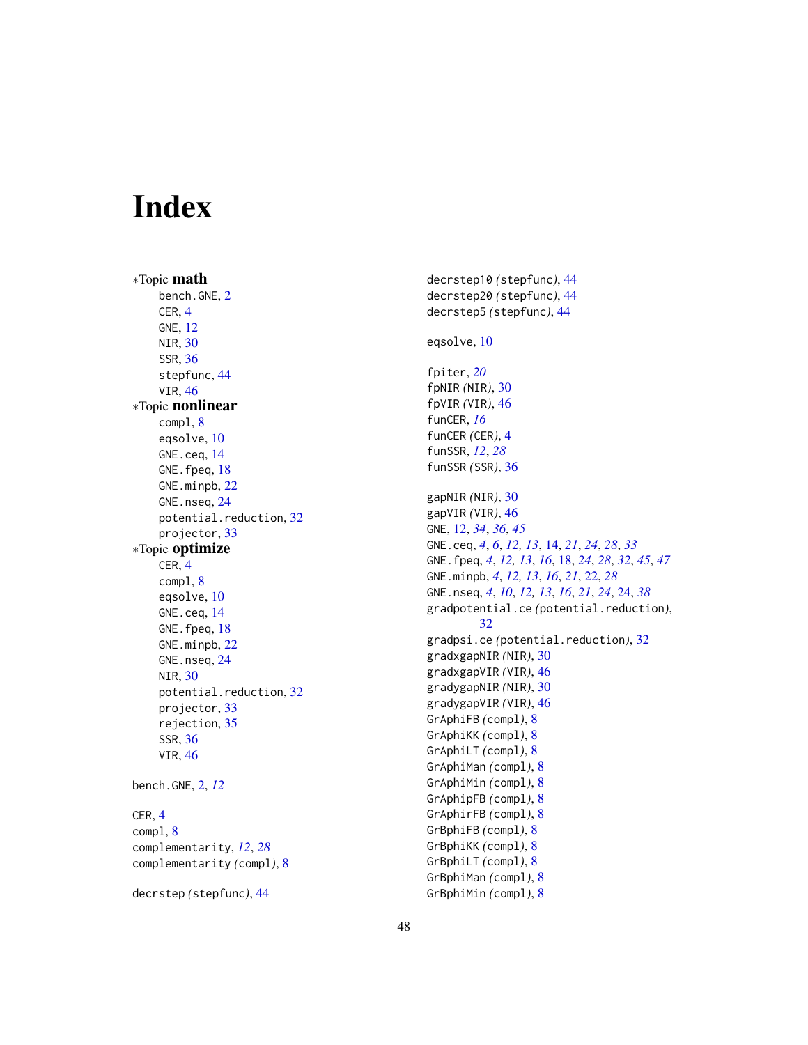# Index

*Topic **math**
- bench.GNE, 2
- CER, 4
- GNE, 12
- NIR, 30
- SSR, 36
- stepfunc, 44
- VIR, 46

*Topic **nonlinear**
- compl, 8
- eqsolve, 10
- GNE.ceq, 14
- GNE.fpeq, 18
- GNE.minpb, 22
- GNE.nseq, 24
- potential.reduction, 32
- projector, 33

*Topic **optimize**
- CER, 4
- compl, 8
- eqsolve, 10
- GNE.ceq, 14
- GNE.fpeq, 18
- GNE.minpb, 22
- GNE.nseq, 24
- NIR, 30
- potential.reduction, 32
- projector, 33
- rejection, 35
- SSR, 36
- VIR, 46

bench.GNE, 2, *12*

CER, 4
compl, 8
complementarity, *12*, *28*
complementarity *(*compl*)*, 8

decrstep *(*stepfunc*)*, 44
decrstep10 *(*stepfunc*)*, 44
decrstep20 *(*stepfunc*)*, 44
decrstep5 *(*stepfunc*)*, 44

eqsolve, 10

fpiter, *20*
fpNIR *(*NIR*)*, 30
fpVIR *(*VIR*)*, 46
funCER, *16*
funCER *(*CER*)*, 4
funSSR, *12*, *28*
funSSR *(*SSR*)*, 36

gapNIR *(*NIR*)*, 30
gapVIR *(*VIR*)*, 46
GNE, 12, *34*, *36*, *45*
GNE.ceq, *4*, *6*, *12, 13*, 14, *21*, *24*, *28*, *33*
GNE.fpeq, *4*, *12, 13*, *16*, 18, *24*, *28*, *32*, *45*, *47*
GNE.minpb, *4*, *12, 13*, *16*, *21*, 22, *28*
GNE.nseq, *4*, *10*, *12, 13*, *16*, *21*, *24*, 24, *38*
gradpotential.ce *(*potential.reduction*)*, 32
gradpsi.ce *(*potential.reduction*)*, 32
gradxgapNIR *(*NIR*)*, 30
gradxgapVIR *(*VIR*)*, 46
gradygapNIR *(*NIR*)*, 30
gradygapVIR *(*VIR*)*, 46
GrAphiFB *(*compl*)*, 8
GrAphiKK *(*compl*)*, 8
GrAphiLT *(*compl*)*, 8
GrAphiMan *(*compl*)*, 8
GrAphiMin *(*compl*)*, 8
GrAphipFB *(*compl*)*, 8
GrAphirFB *(*compl*)*, 8
GrBphiFB *(*compl*)*, 8
GrBphiKK *(*compl*)*, 8
GrBphiLT *(*compl*)*, 8
GrBphiMan *(*compl*)*, 8
GrBphiMin *(*compl*)*, 8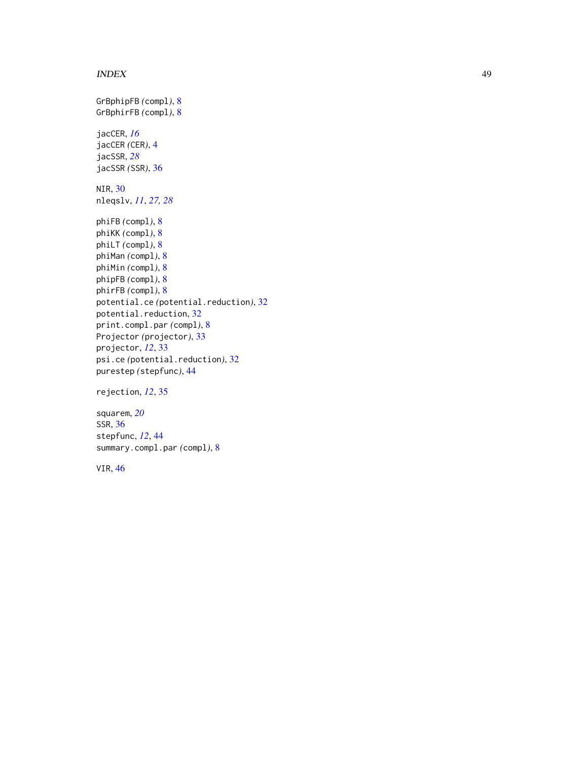GrBphipFB *(*compl*)*, 8
GrBphirFB *(*compl*)*, 8

jacCER, *16*
jacCER *(*CER*)*, 4
jacSSR, *28*
jacSSR *(*SSR*)*, 36

NIR, 30
nleqslv, *11*, *27, 28*

phiFB *(*compl*)*, 8
phiKK *(*compl*)*, 8
phiLT *(*compl*)*, 8
phiMan *(*compl*)*, 8
phiMin *(*compl*)*, 8
phipFB *(*compl*)*, 8
phirFB *(*compl*)*, 8
potential.ce *(*potential.reduction*)*, 32
potential.reduction, 32
print.compl.par *(*compl*)*, 8
Projector *(*projector*)*, 33
projector, *12*, 33
psi.ce *(*potential.reduction*)*, 32
purestep *(*stepfunc*)*, 44

rejection, *12*, 35

squarem, *20*
SSR, 36
stepfunc, *12*, 44
summary.compl.par *(*compl*)*, 8

VIR, 46